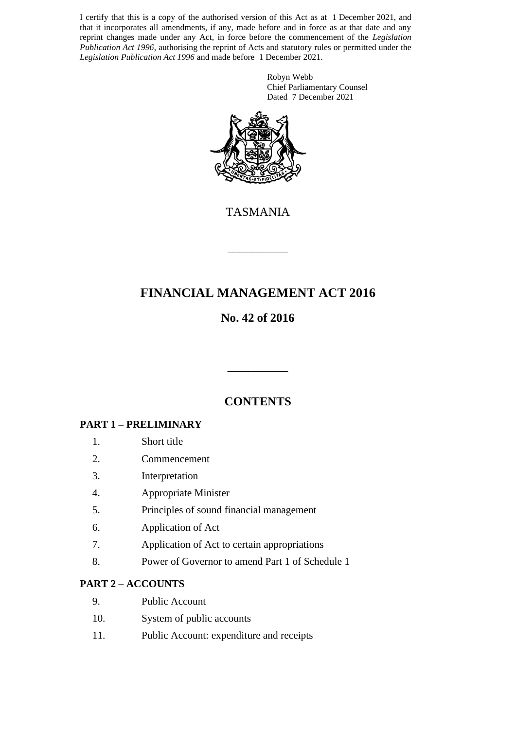I certify that this is a copy of the authorised version of this Act as at 1 December 2021, and that it incorporates all amendments, if any, made before and in force as at that date and any reprint changes made under any Act, in force before the commencement of the *Legislation Publication Act 1996*, authorising the reprint of Acts and statutory rules or permitted under the *Legislation Publication Act 1996* and made before 1 December 2021.

Robyn Webb
Chief Parliamentary Counsel
Dated 7 December 2021

TASMANIA

# FINANCIAL MANAGEMENT ACT 2016

## No. 42 of 2016

## CONTENTS

**PART 1 – PRELIMINARY**

1. Short title
2. Commencement
3. Interpretation
4. Appropriate Minister
5. Principles of sound financial management
6. Application of Act
7. Application of Act to certain appropriations
8. Power of Governor to amend Part 1 of Schedule 1

**PART 2 – ACCOUNTS**

9. Public Account
10. System of public accounts
11. Public Account: expenditure and receipts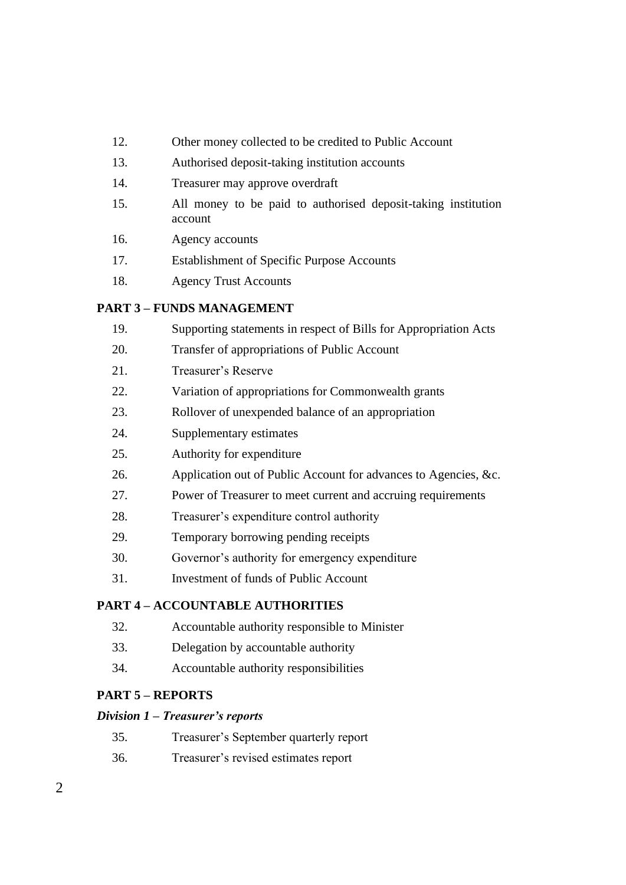12. Other money collected to be credited to Public Account
13. Authorised deposit-taking institution accounts
14. Treasurer may approve overdraft
15. All money to be paid to authorised deposit-taking institution account
16. Agency accounts
17. Establishment of Specific Purpose Accounts
18. Agency Trust Accounts

**PART 3 – FUNDS MANAGEMENT**

19. Supporting statements in respect of Bills for Appropriation Acts
20. Transfer of appropriations of Public Account
21. Treasurer's Reserve
22. Variation of appropriations for Commonwealth grants
23. Rollover of unexpended balance of an appropriation
24. Supplementary estimates
25. Authority for expenditure
26. Application out of Public Account for advances to Agencies, &c.
27. Power of Treasurer to meet current and accruing requirements
28. Treasurer's expenditure control authority
29. Temporary borrowing pending receipts
30. Governor's authority for emergency expenditure
31. Investment of funds of Public Account

**PART 4 – ACCOUNTABLE AUTHORITIES**

32. Accountable authority responsible to Minister
33. Delegation by accountable authority
34. Accountable authority responsibilities

**PART 5 – REPORTS**

***Division 1 – Treasurer's reports***

35. Treasurer's September quarterly report
36. Treasurer's revised estimates report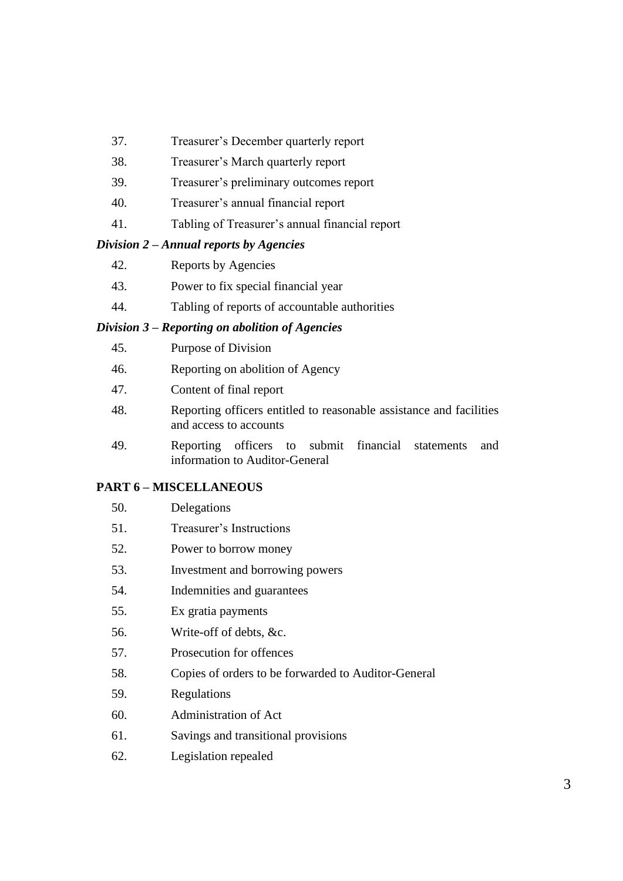37. Treasurer's December quarterly report
38. Treasurer's March quarterly report
39. Treasurer's preliminary outcomes report
40. Treasurer's annual financial report
41. Tabling of Treasurer's annual financial report

***Division 2 – Annual reports by Agencies***

42. Reports by Agencies
43. Power to fix special financial year
44. Tabling of reports of accountable authorities

***Division 3 – Reporting on abolition of Agencies***

45. Purpose of Division
46. Reporting on abolition of Agency
47. Content of final report
48. Reporting officers entitled to reasonable assistance and facilities and access to accounts
49. Reporting officers to submit financial statements and information to Auditor-General

**PART 6 – MISCELLANEOUS**

50. Delegations
51. Treasurer's Instructions
52. Power to borrow money
53. Investment and borrowing powers
54. Indemnities and guarantees
55. Ex gratia payments
56. Write-off of debts, &c.
57. Prosecution for offences
58. Copies of orders to be forwarded to Auditor-General
59. Regulations
60. Administration of Act
61. Savings and transitional provisions
62. Legislation repealed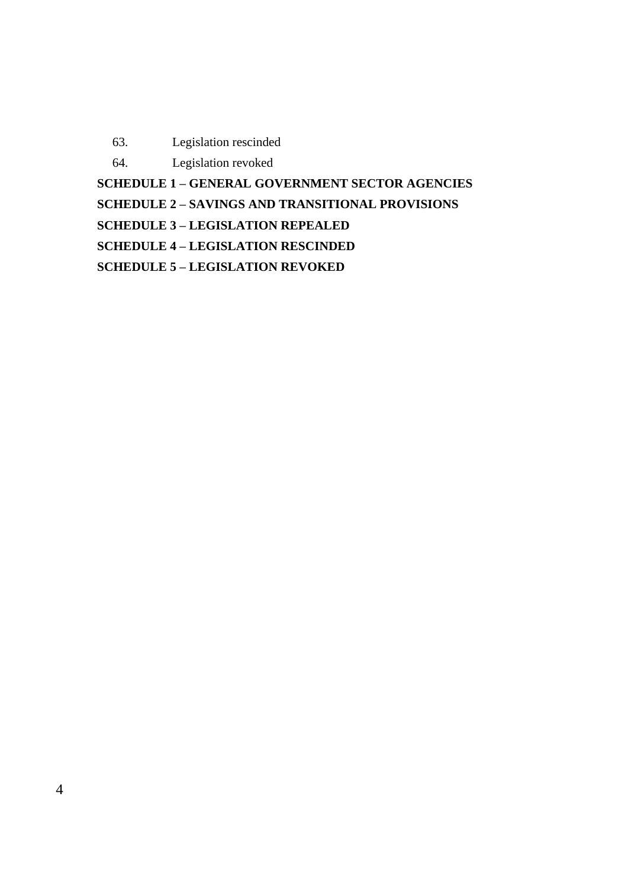63. Legislation rescinded

64. Legislation revoked

**SCHEDULE 1 – GENERAL GOVERNMENT SECTOR AGENCIES**

**SCHEDULE 2 – SAVINGS AND TRANSITIONAL PROVISIONS**

**SCHEDULE 3 – LEGISLATION REPEALED**

**SCHEDULE 4 – LEGISLATION RESCINDED**

**SCHEDULE 5 – LEGISLATION REVOKED**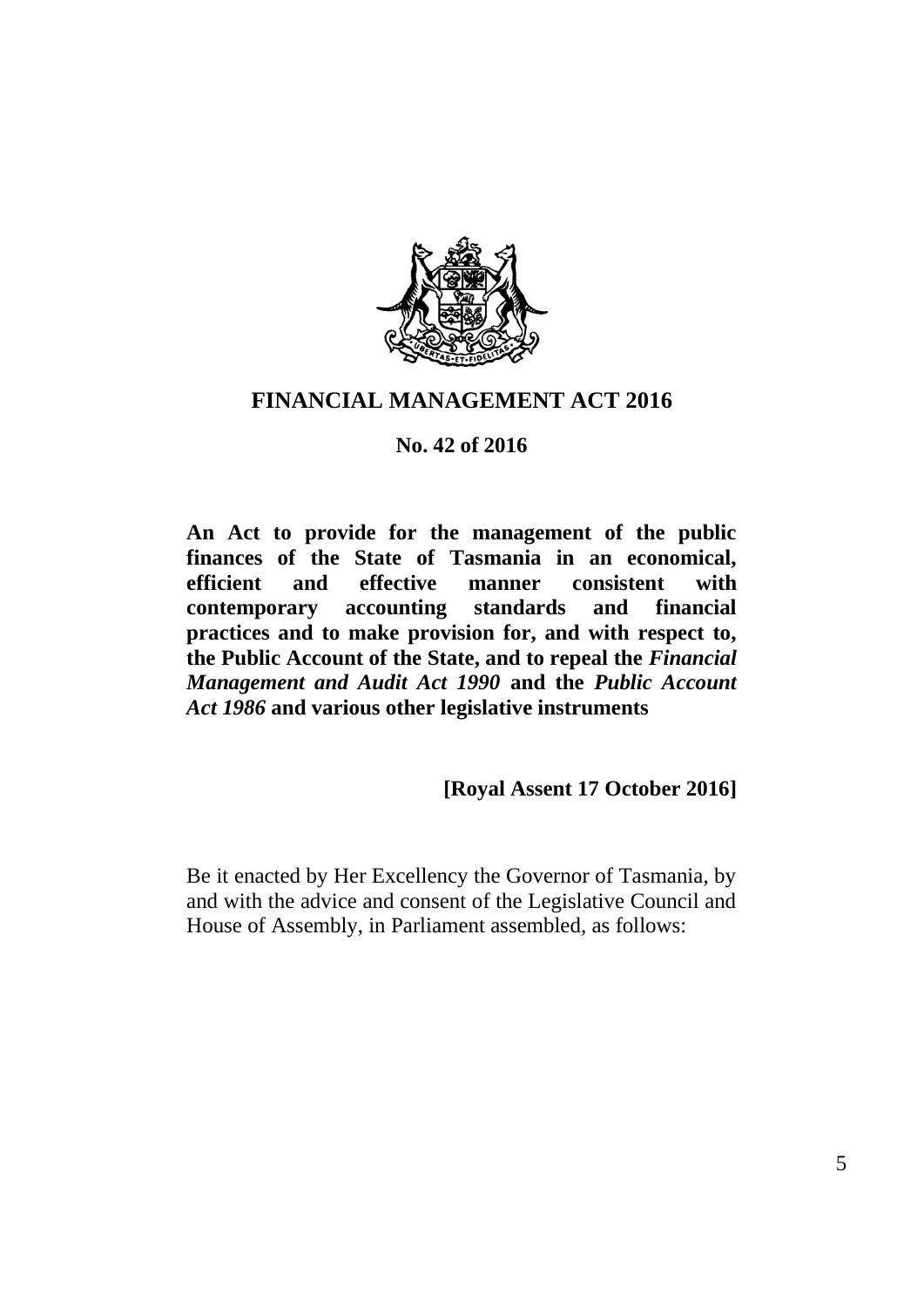# FINANCIAL MANAGEMENT ACT 2016

**No. 42 of 2016**

**An Act to provide for the management of the public finances of the State of Tasmania in an economical, efficient and effective manner consistent with contemporary accounting standards and financial practices and to make provision for, and with respect to, the Public Account of the State, and to repeal the *Financial Management and Audit Act 1990* and the *Public Account Act 1986* and various other legislative instruments**

**[Royal Assent 17 October 2016]**

Be it enacted by Her Excellency the Governor of Tasmania, by and with the advice and consent of the Legislative Council and House of Assembly, in Parliament assembled, as follows: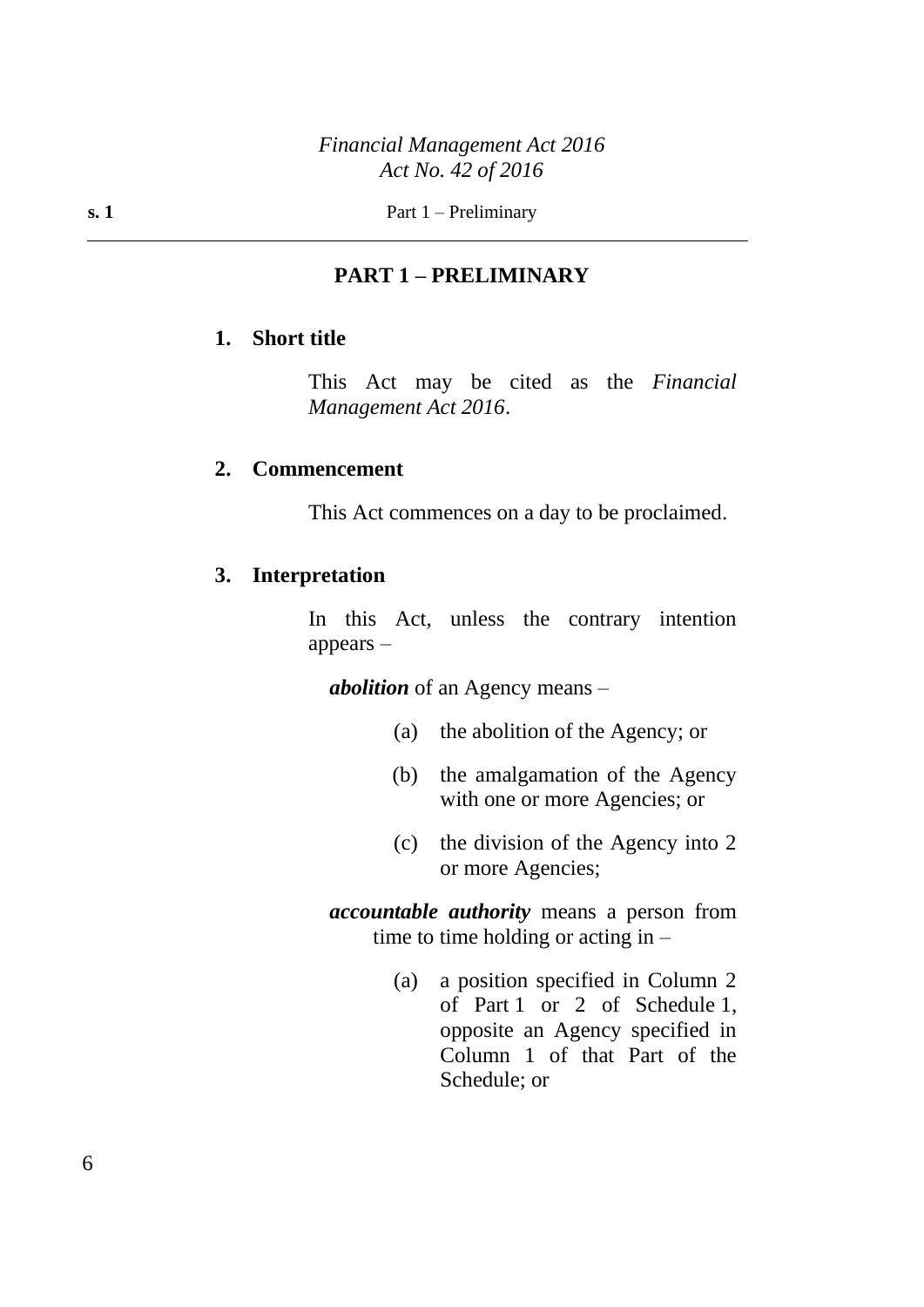## PART 1 – PRELIMINARY

### 1. Short title

This Act may be cited as the *Financial Management Act 2016*.

### 2. Commencement

This Act commences on a day to be proclaimed.

### 3. Interpretation

In this Act, unless the contrary intention appears –

***abolition*** of an Agency means –

(a) the abolition of the Agency; or

(b) the amalgamation of the Agency with one or more Agencies; or

(c) the division of the Agency into 2 or more Agencies;

***accountable authority*** means a person from time to time holding or acting in –

(a) a position specified in Column 2 of Part 1 or 2 of Schedule 1, opposite an Agency specified in Column 1 of that Part of the Schedule; or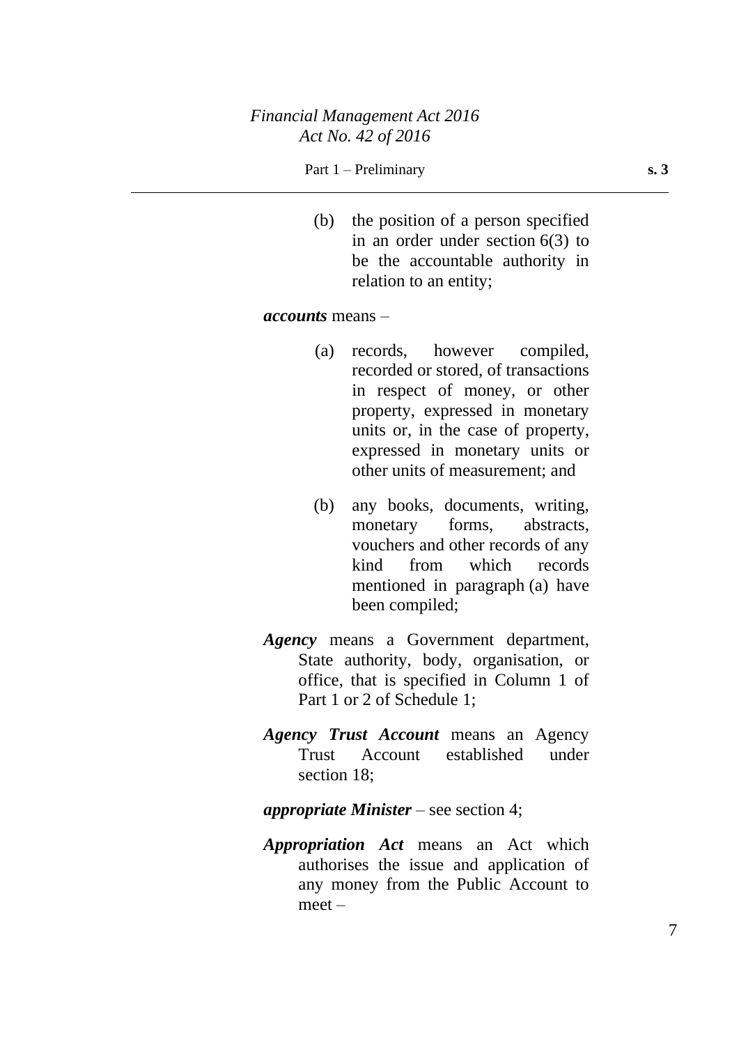(b) the position of a person specified in an order under section 6(3) to be the accountable authority in relation to an entity;

***accounts*** means –

(a) records, however compiled, recorded or stored, of transactions in respect of money, or other property, expressed in monetary units or, in the case of property, expressed in monetary units or other units of measurement; and

(b) any books, documents, writing, monetary forms, abstracts, vouchers and other records of any kind from which records mentioned in paragraph (a) have been compiled;

***Agency*** means a Government department, State authority, body, organisation, or office, that is specified in Column 1 of Part 1 or 2 of Schedule 1;

***Agency Trust Account*** means an Agency Trust Account established under section 18;

***appropriate Minister*** – see section 4;

***Appropriation Act*** means an Act which authorises the issue and application of any money from the Public Account to meet –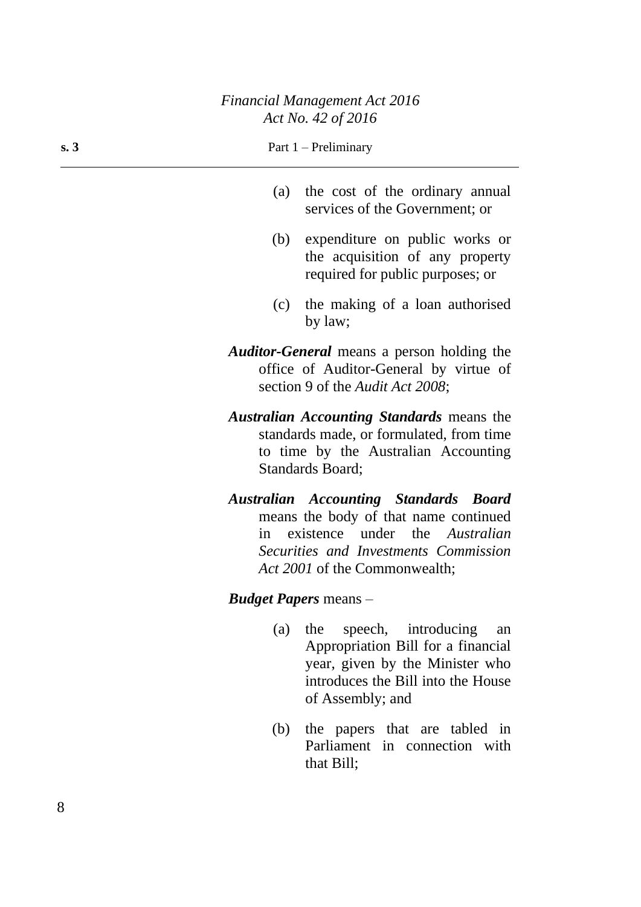(a) the cost of the ordinary annual services of the Government; or

(b) expenditure on public works or the acquisition of any property required for public purposes; or

(c) the making of a loan authorised by law;

***Auditor-General*** means a person holding the office of Auditor-General by virtue of section 9 of the *Audit Act 2008*;

***Australian Accounting Standards*** means the standards made, or formulated, from time to time by the Australian Accounting Standards Board;

***Australian Accounting Standards Board*** means the body of that name continued in existence under the *Australian Securities and Investments Commission Act 2001* of the Commonwealth;

***Budget Papers*** means –

(a) the speech, introducing an Appropriation Bill for a financial year, given by the Minister who introduces the Bill into the House of Assembly; and

(b) the papers that are tabled in Parliament in connection with that Bill;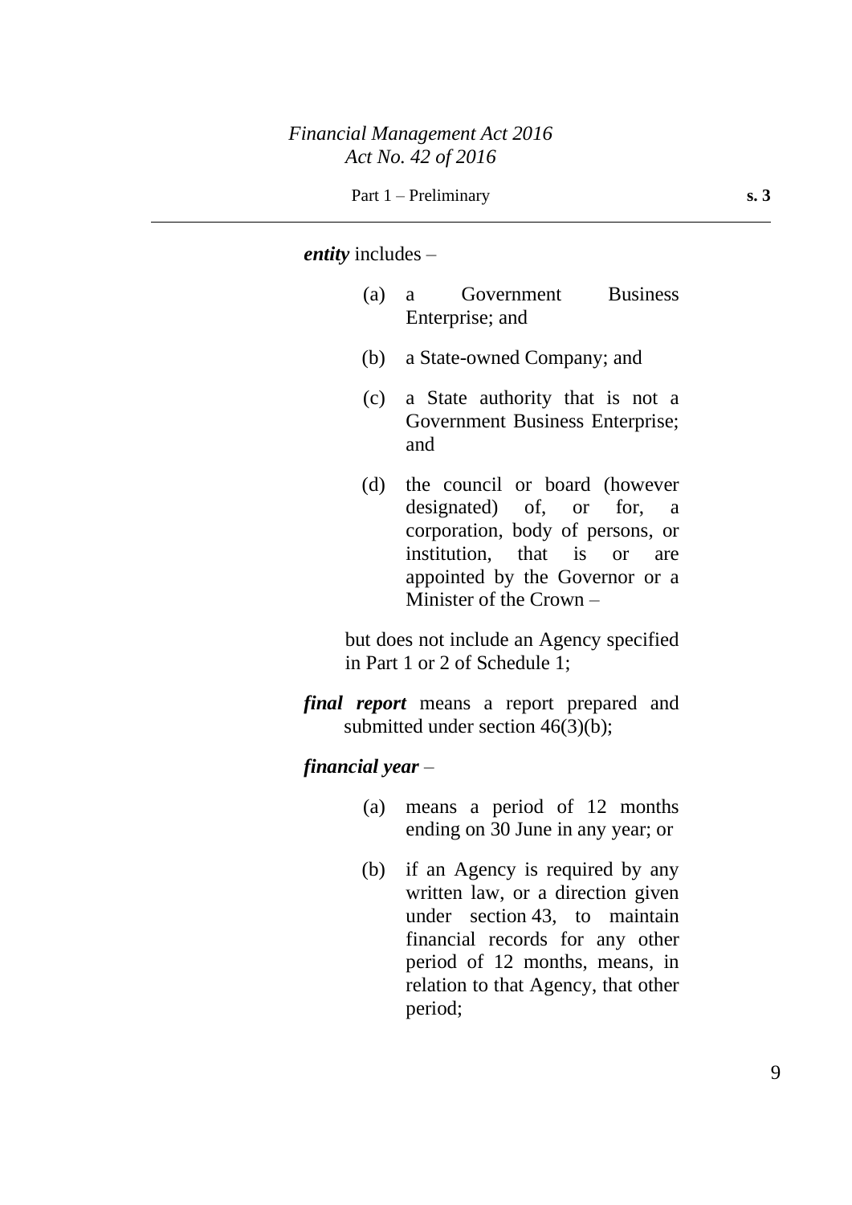***entity*** includes –

(a) a Government Business Enterprise; and

(b) a State-owned Company; and

(c) a State authority that is not a Government Business Enterprise; and

(d) the council or board (however designated) of, or for, a corporation, body of persons, or institution, that is or are appointed by the Governor or a Minister of the Crown –

but does not include an Agency specified in Part 1 or 2 of Schedule 1;

***final report*** means a report prepared and submitted under section 46(3)(b);

***financial year*** –

(a) means a period of 12 months ending on 30 June in any year; or

(b) if an Agency is required by any written law, or a direction given under section 43, to maintain financial records for any other period of 12 months, means, in relation to that Agency, that other period;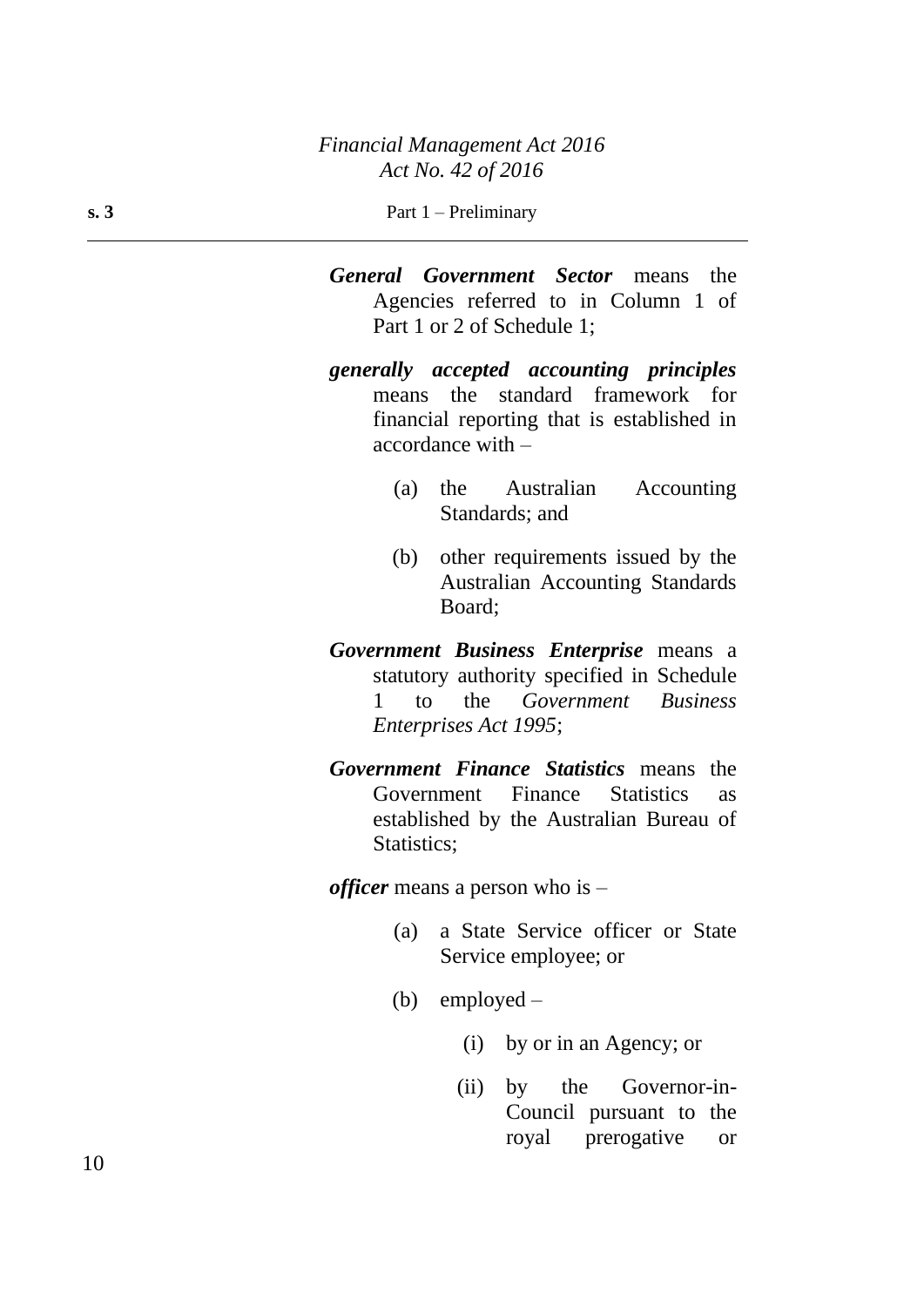***General Government Sector*** means the Agencies referred to in Column 1 of Part 1 or 2 of Schedule 1;

***generally accepted accounting principles*** means the standard framework for financial reporting that is established in accordance with –

(a) the Australian Accounting Standards; and

(b) other requirements issued by the Australian Accounting Standards Board;

***Government Business Enterprise*** means a statutory authority specified in Schedule 1 to the *Government Business Enterprises Act 1995*;

***Government Finance Statistics*** means the Government Finance Statistics as established by the Australian Bureau of Statistics;

***officer*** means a person who is –

(a) a State Service officer or State Service employee; or

(b) employed –

(i) by or in an Agency; or

(ii) by the Governor-in-Council pursuant to the royal prerogative or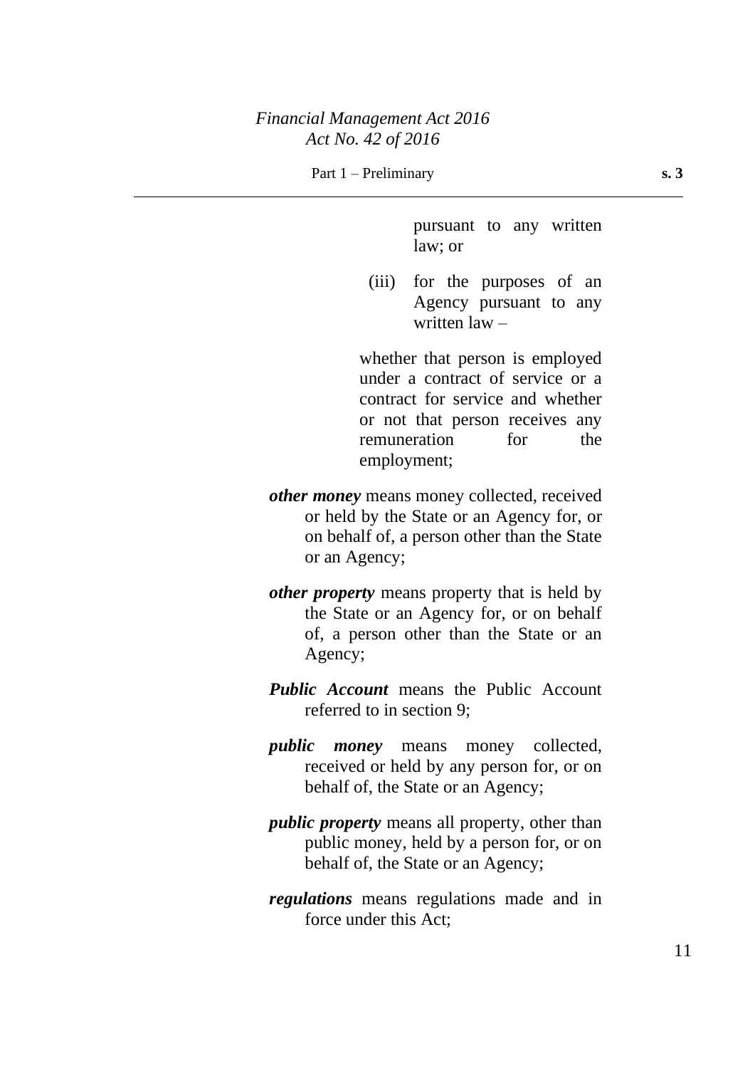pursuant to any written law; or

(iii) for the purposes of an Agency pursuant to any written law –

whether that person is employed under a contract of service or a contract for service and whether or not that person receives any remuneration for the employment;

***other money*** means money collected, received or held by the State or an Agency for, or on behalf of, a person other than the State or an Agency;

***other property*** means property that is held by the State or an Agency for, or on behalf of, a person other than the State or an Agency;

***Public Account*** means the Public Account referred to in section 9;

***public money*** means money collected, received or held by any person for, or on behalf of, the State or an Agency;

***public property*** means all property, other than public money, held by a person for, or on behalf of, the State or an Agency;

***regulations*** means regulations made and in force under this Act;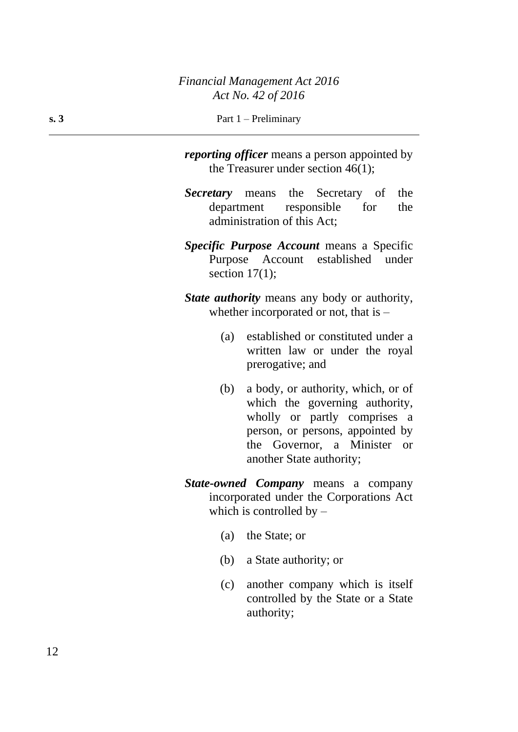***reporting officer*** means a person appointed by the Treasurer under section 46(1);

***Secretary*** means the Secretary of the department responsible for the administration of this Act;

***Specific Purpose Account*** means a Specific Purpose Account established under section 17(1);

***State authority*** means any body or authority, whether incorporated or not, that is –

(a) established or constituted under a written law or under the royal prerogative; and

(b) a body, or authority, which, or of which the governing authority, wholly or partly comprises a person, or persons, appointed by the Governor, a Minister or another State authority;

***State-owned Company*** means a company incorporated under the Corporations Act which is controlled by –

(a) the State; or

(b) a State authority; or

(c) another company which is itself controlled by the State or a State authority;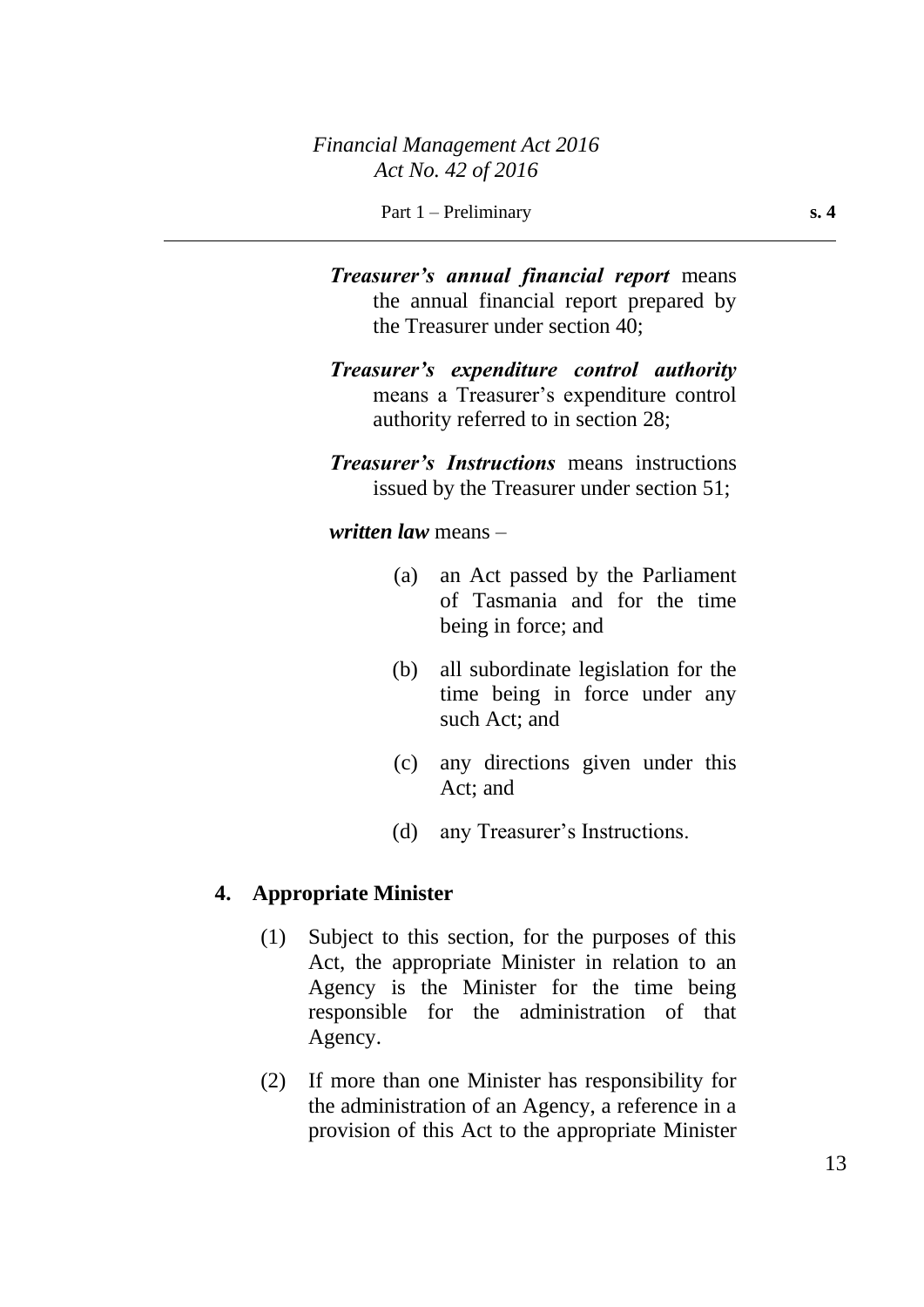***Treasurer's annual financial report*** means the annual financial report prepared by the Treasurer under section 40;

***Treasurer's expenditure control authority*** means a Treasurer's expenditure control authority referred to in section 28;

***Treasurer's Instructions*** means instructions issued by the Treasurer under section 51;

***written law*** means –

(a) an Act passed by the Parliament of Tasmania and for the time being in force; and

(b) all subordinate legislation for the time being in force under any such Act; and

(c) any directions given under this Act; and

(d) any Treasurer's Instructions.

### 4. Appropriate Minister

(1) Subject to this section, for the purposes of this Act, the appropriate Minister in relation to an Agency is the Minister for the time being responsible for the administration of that Agency.

(2) If more than one Minister has responsibility for the administration of an Agency, a reference in a provision of this Act to the appropriate Minister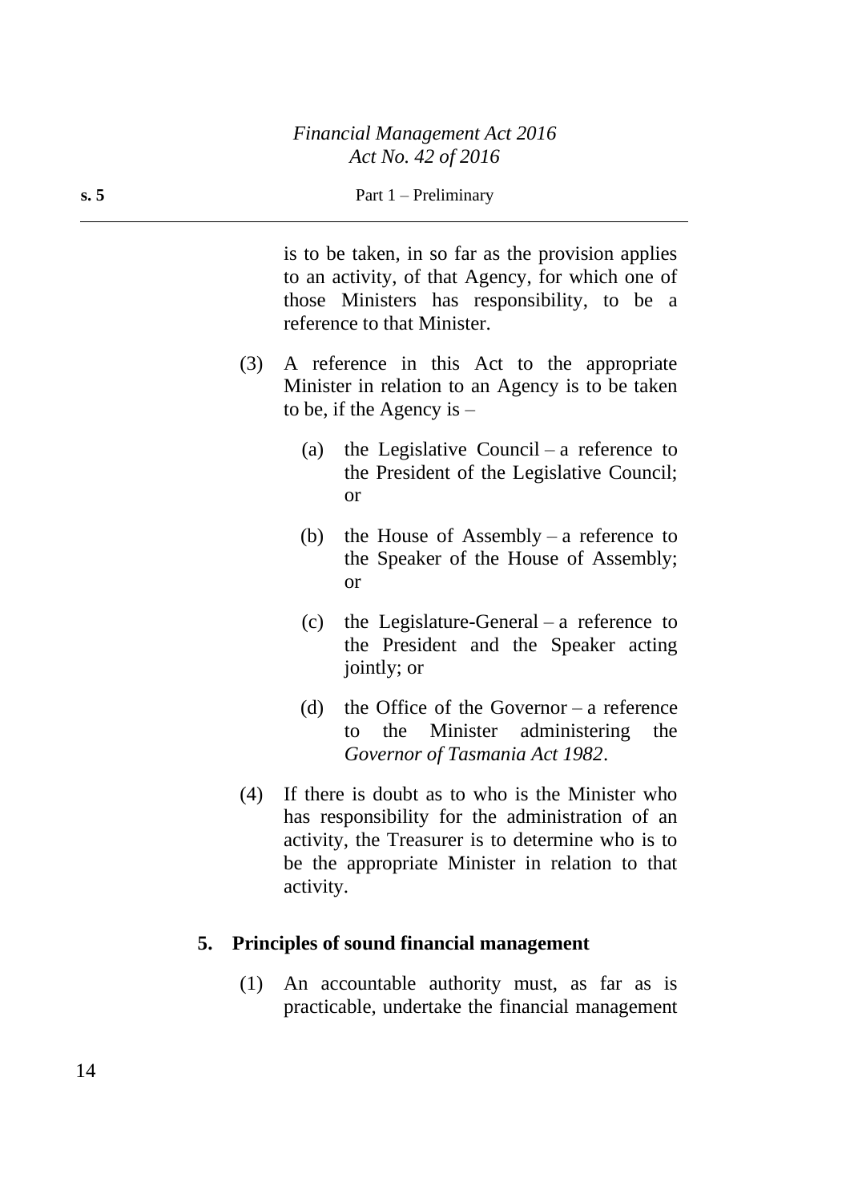is to be taken, in so far as the provision applies to an activity, of that Agency, for which one of those Ministers has responsibility, to be a reference to that Minister.

(3) A reference in this Act to the appropriate Minister in relation to an Agency is to be taken to be, if the Agency is –

(a) the Legislative Council – a reference to the President of the Legislative Council; or

(b) the House of Assembly – a reference to the Speaker of the House of Assembly; or

(c) the Legislature-General – a reference to the President and the Speaker acting jointly; or

(d) the Office of the Governor – a reference to the Minister administering the *Governor of Tasmania Act 1982*.

(4) If there is doubt as to who is the Minister who has responsibility for the administration of an activity, the Treasurer is to determine who is to be the appropriate Minister in relation to that activity.

## 5. Principles of sound financial management

(1) An accountable authority must, as far as is practicable, undertake the financial management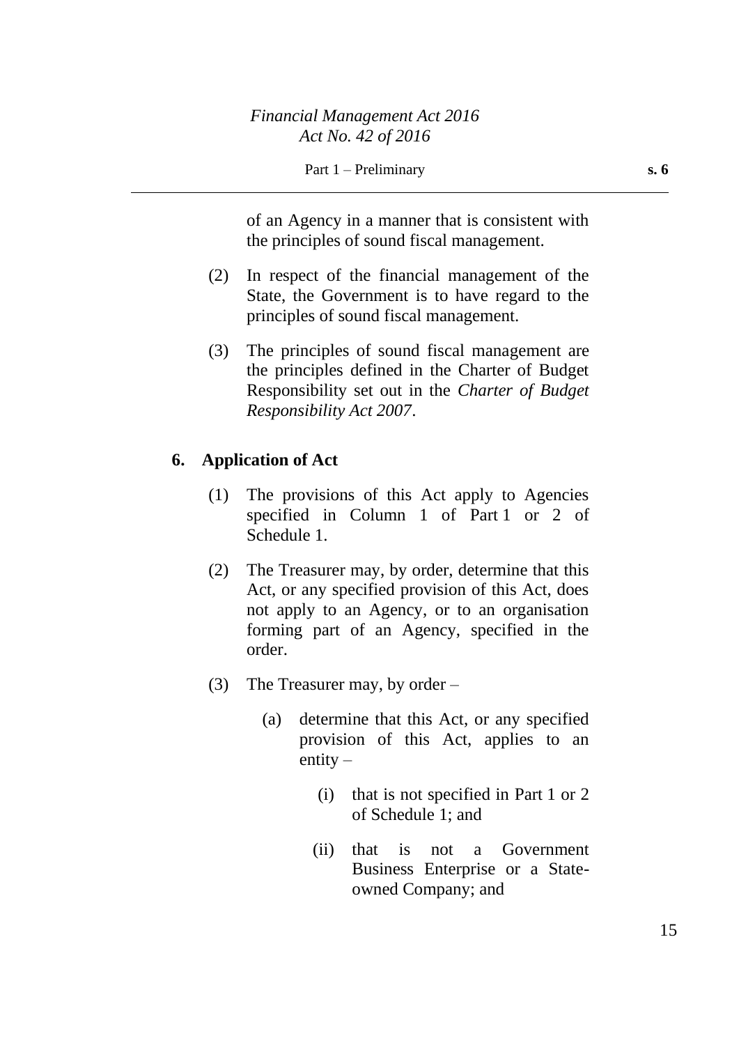of an Agency in a manner that is consistent with the principles of sound fiscal management.

(2) In respect of the financial management of the State, the Government is to have regard to the principles of sound fiscal management.

(3) The principles of sound fiscal management are the principles defined in the Charter of Budget Responsibility set out in the *Charter of Budget Responsibility Act 2007*.

**6. Application of Act**

(1) The provisions of this Act apply to Agencies specified in Column 1 of Part 1 or 2 of Schedule 1.

(2) The Treasurer may, by order, determine that this Act, or any specified provision of this Act, does not apply to an Agency, or to an organisation forming part of an Agency, specified in the order.

(3) The Treasurer may, by order –

(a) determine that this Act, or any specified provision of this Act, applies to an entity –

(i) that is not specified in Part 1 or 2 of Schedule 1; and

(ii) that is not a Government Business Enterprise or a State-owned Company; and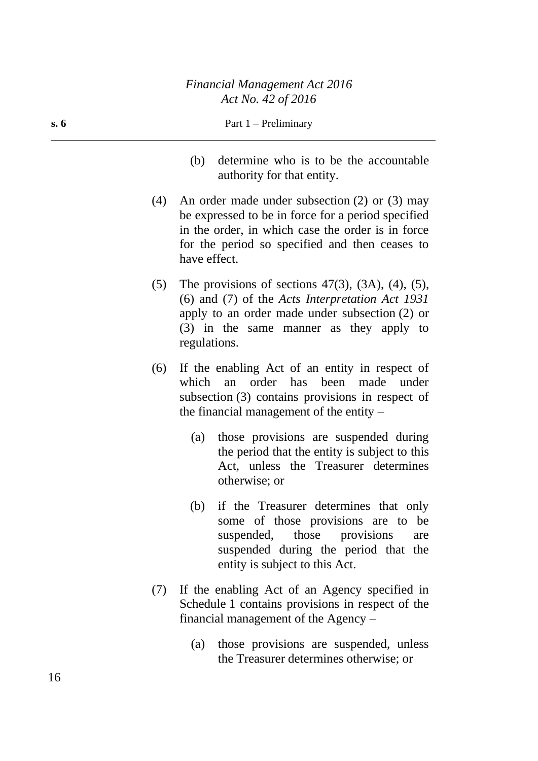(b) determine who is to be the accountable authority for that entity.

(4) An order made under subsection (2) or (3) may be expressed to be in force for a period specified in the order, in which case the order is in force for the period so specified and then ceases to have effect.

(5) The provisions of sections 47(3), (3A), (4), (5), (6) and (7) of the *Acts Interpretation Act 1931* apply to an order made under subsection (2) or (3) in the same manner as they apply to regulations.

(6) If the enabling Act of an entity in respect of which an order has been made under subsection (3) contains provisions in respect of the financial management of the entity –

(a) those provisions are suspended during the period that the entity is subject to this Act, unless the Treasurer determines otherwise; or

(b) if the Treasurer determines that only some of those provisions are to be suspended, those provisions are suspended during the period that the entity is subject to this Act.

(7) If the enabling Act of an Agency specified in Schedule 1 contains provisions in respect of the financial management of the Agency –

(a) those provisions are suspended, unless the Treasurer determines otherwise; or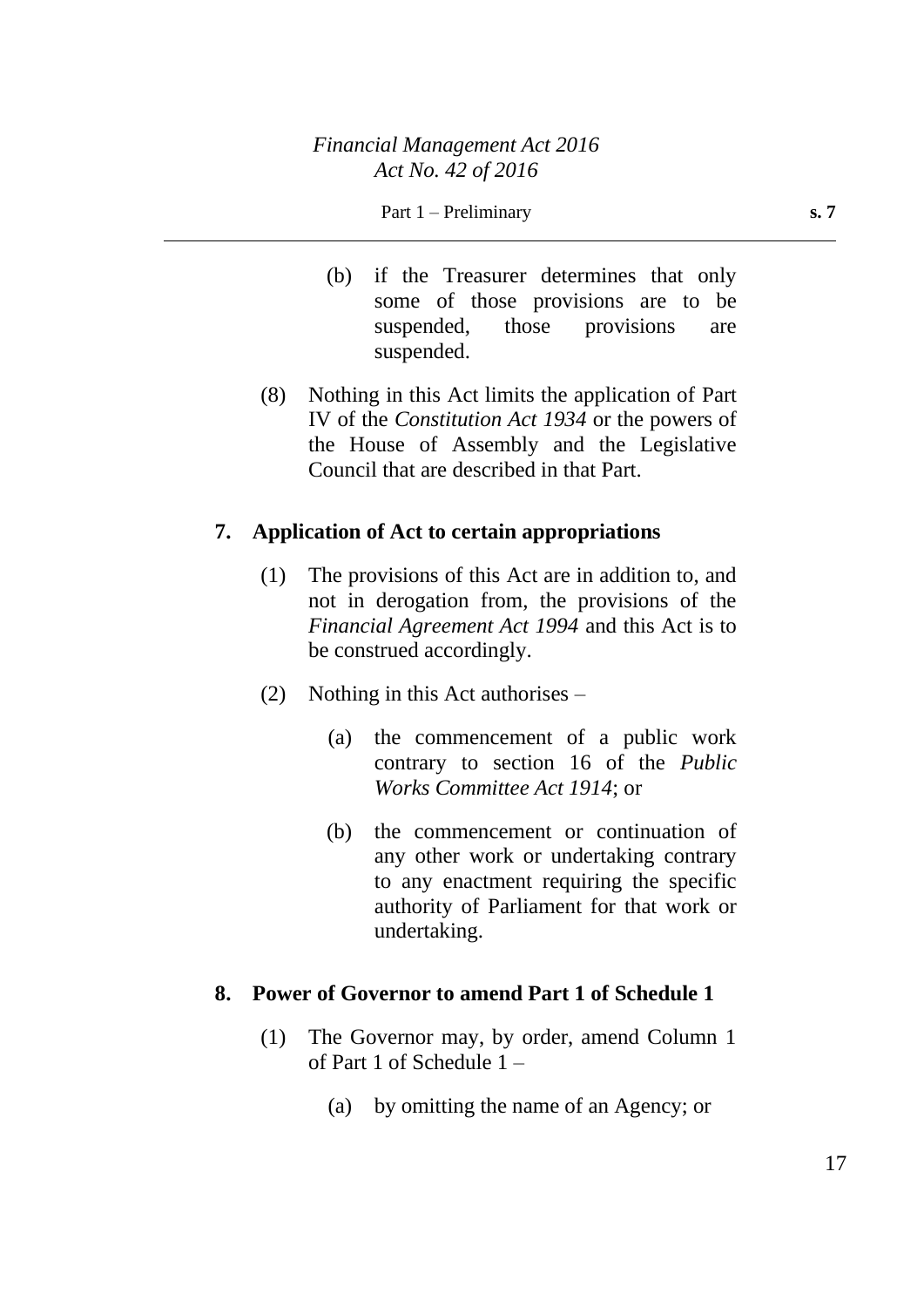(b) if the Treasurer determines that only some of those provisions are to be suspended, those provisions are suspended.

(8) Nothing in this Act limits the application of Part IV of the *Constitution Act 1934* or the powers of the House of Assembly and the Legislative Council that are described in that Part.

## 7. Application of Act to certain appropriations

(1) The provisions of this Act are in addition to, and not in derogation from, the provisions of the *Financial Agreement Act 1994* and this Act is to be construed accordingly.

(2) Nothing in this Act authorises –

(a) the commencement of a public work contrary to section 16 of the *Public Works Committee Act 1914*; or

(b) the commencement or continuation of any other work or undertaking contrary to any enactment requiring the specific authority of Parliament for that work or undertaking.

## 8. Power of Governor to amend Part 1 of Schedule 1

(1) The Governor may, by order, amend Column 1 of Part 1 of Schedule 1 –

(a) by omitting the name of an Agency; or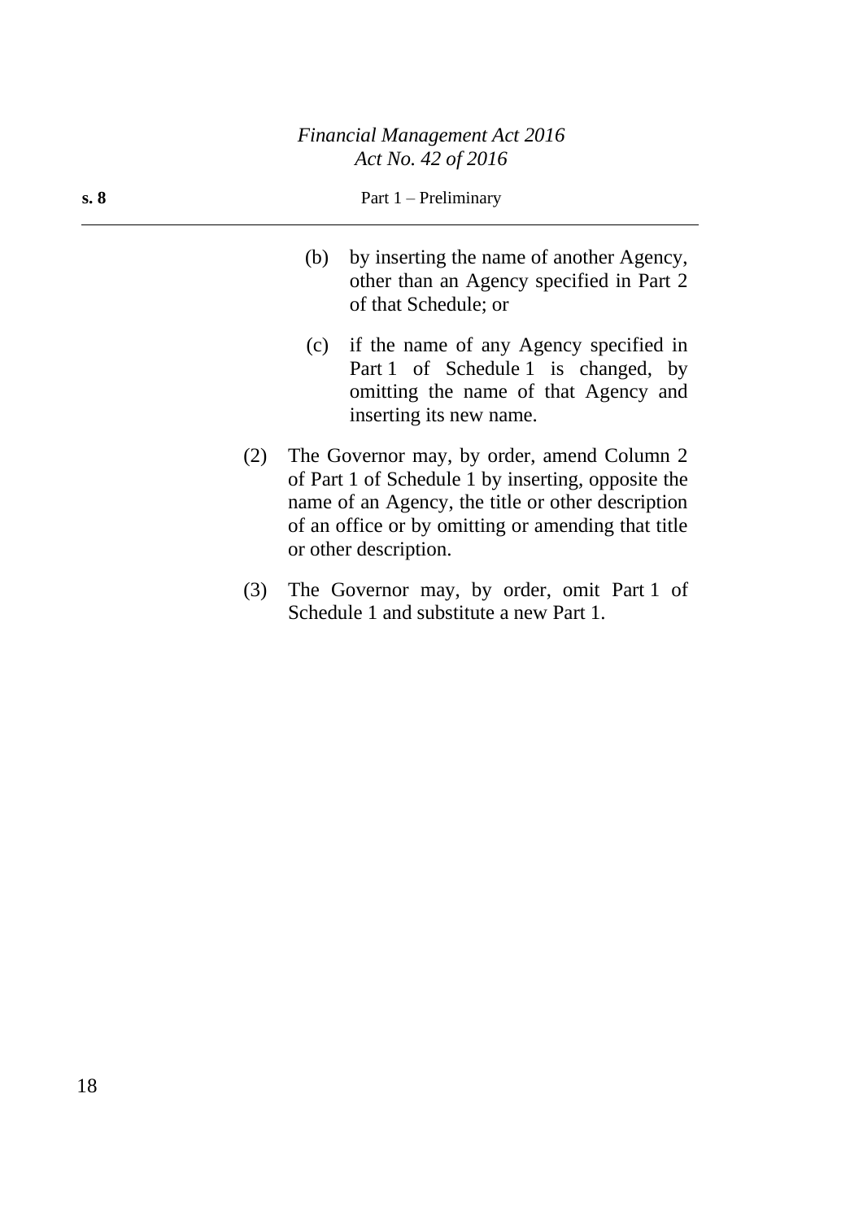(b) by inserting the name of another Agency, other than an Agency specified in Part 2 of that Schedule; or

(c) if the name of any Agency specified in Part 1 of Schedule 1 is changed, by omitting the name of that Agency and inserting its new name.

(2) The Governor may, by order, amend Column 2 of Part 1 of Schedule 1 by inserting, opposite the name of an Agency, the title or other description of an office or by omitting or amending that title or other description.

(3) The Governor may, by order, omit Part 1 of Schedule 1 and substitute a new Part 1.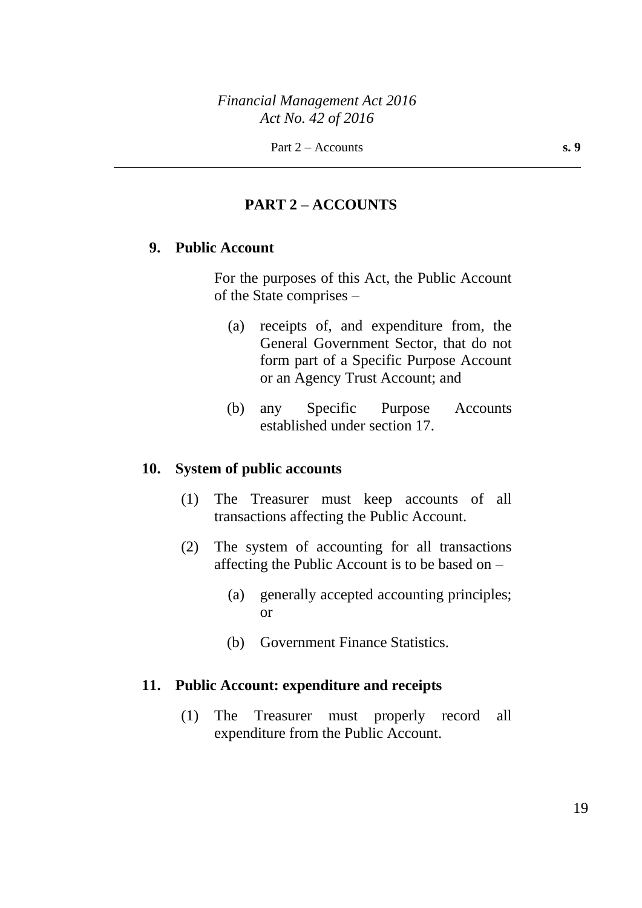## PART 2 – ACCOUNTS

### 9. Public Account

For the purposes of this Act, the Public Account of the State comprises –

(a) receipts of, and expenditure from, the General Government Sector, that do not form part of a Specific Purpose Account or an Agency Trust Account; and

(b) any Specific Purpose Accounts established under section 17.

### 10. System of public accounts

(1) The Treasurer must keep accounts of all transactions affecting the Public Account.

(2) The system of accounting for all transactions affecting the Public Account is to be based on –

(a) generally accepted accounting principles; or

(b) Government Finance Statistics.

### 11. Public Account: expenditure and receipts

(1) The Treasurer must properly record all expenditure from the Public Account.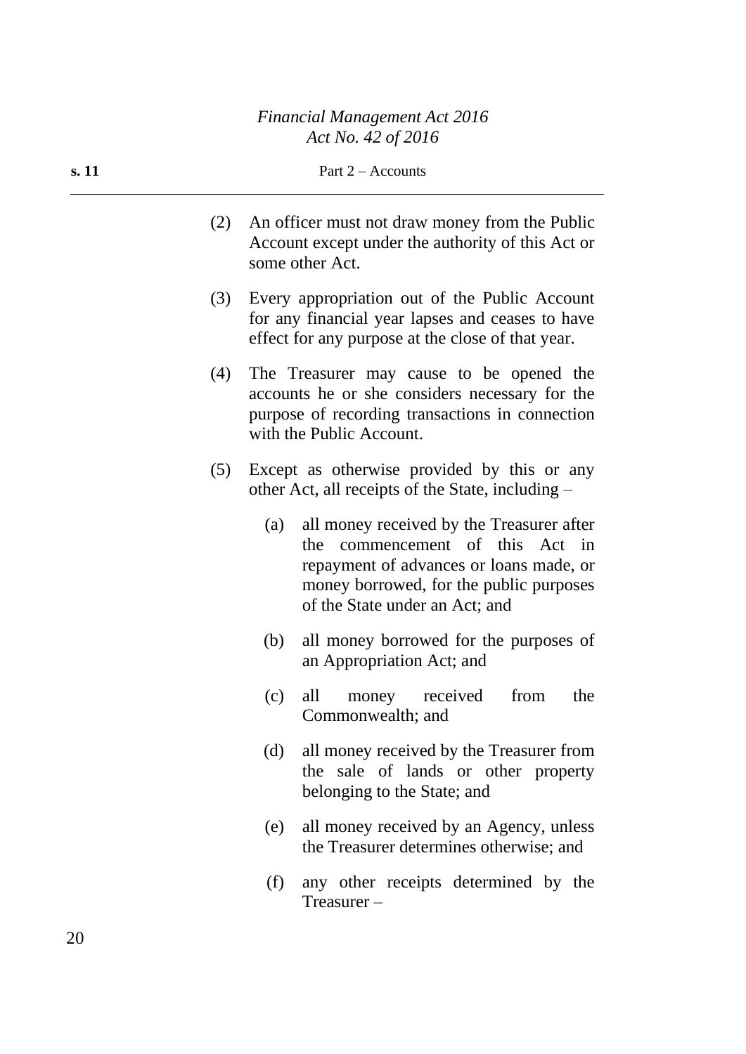(2) An officer must not draw money from the Public Account except under the authority of this Act or some other Act.

(3) Every appropriation out of the Public Account for any financial year lapses and ceases to have effect for any purpose at the close of that year.

(4) The Treasurer may cause to be opened the accounts he or she considers necessary for the purpose of recording transactions in connection with the Public Account.

(5) Except as otherwise provided by this or any other Act, all receipts of the State, including –

  (a) all money received by the Treasurer after the commencement of this Act in repayment of advances or loans made, or money borrowed, for the public purposes of the State under an Act; and

  (b) all money borrowed for the purposes of an Appropriation Act; and

  (c) all money received from the Commonwealth; and

  (d) all money received by the Treasurer from the sale of lands or other property belonging to the State; and

  (e) all money received by an Agency, unless the Treasurer determines otherwise; and

  (f) any other receipts determined by the Treasurer –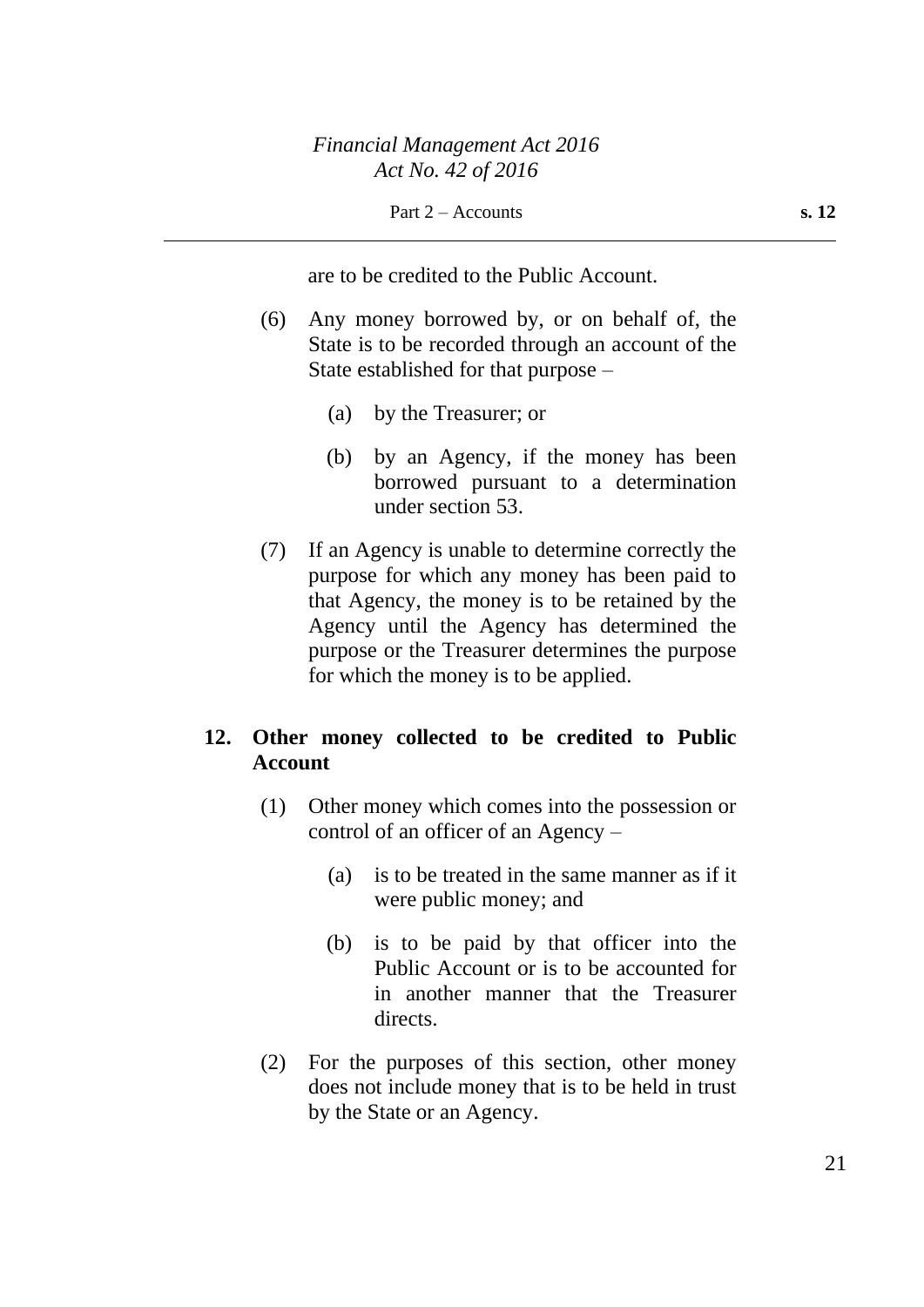are to be credited to the Public Account.

(6) Any money borrowed by, or on behalf of, the State is to be recorded through an account of the State established for that purpose –

(a) by the Treasurer; or

(b) by an Agency, if the money has been borrowed pursuant to a determination under section 53.

(7) If an Agency is unable to determine correctly the purpose for which any money has been paid to that Agency, the money is to be retained by the Agency until the Agency has determined the purpose or the Treasurer determines the purpose for which the money is to be applied.

**12. Other money collected to be credited to Public Account**

(1) Other money which comes into the possession or control of an officer of an Agency –

(a) is to be treated in the same manner as if it were public money; and

(b) is to be paid by that officer into the Public Account or is to be accounted for in another manner that the Treasurer directs.

(2) For the purposes of this section, other money does not include money that is to be held in trust by the State or an Agency.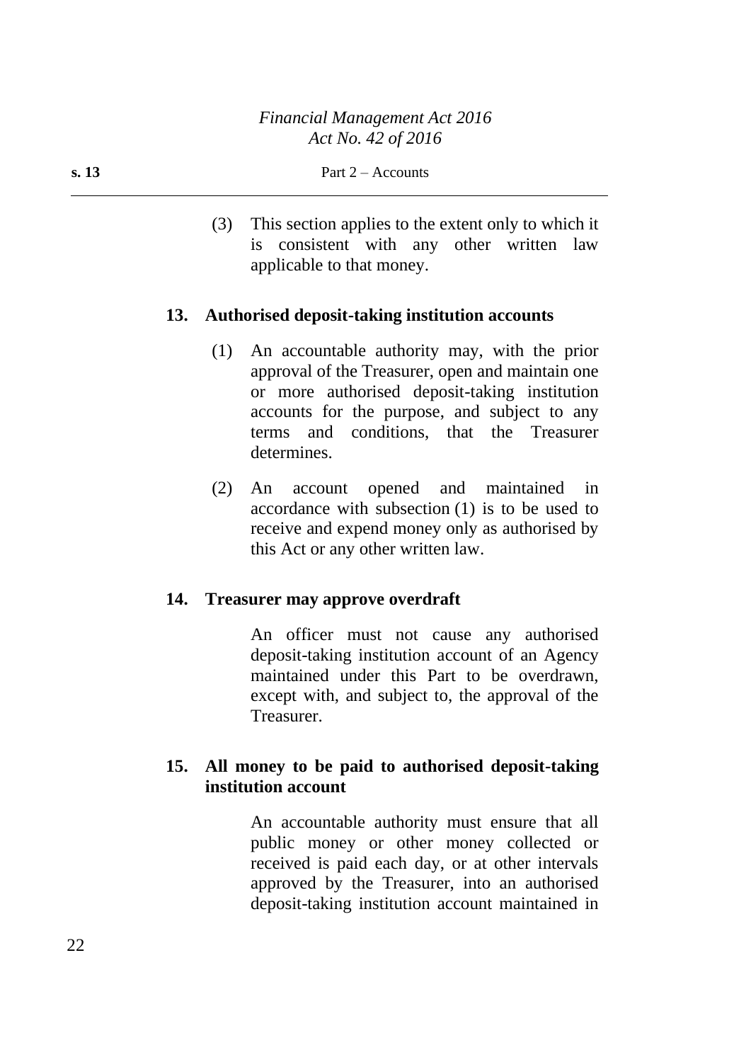(3) This section applies to the extent only to which it is consistent with any other written law applicable to that money.

**13. Authorised deposit-taking institution accounts**

(1) An accountable authority may, with the prior approval of the Treasurer, open and maintain one or more authorised deposit-taking institution accounts for the purpose, and subject to any terms and conditions, that the Treasurer determines.

(2) An account opened and maintained in accordance with subsection (1) is to be used to receive and expend money only as authorised by this Act or any other written law.

**14. Treasurer may approve overdraft**

An officer must not cause any authorised deposit-taking institution account of an Agency maintained under this Part to be overdrawn, except with, and subject to, the approval of the Treasurer.

**15. All money to be paid to authorised deposit-taking institution account**

An accountable authority must ensure that all public money or other money collected or received is paid each day, or at other intervals approved by the Treasurer, into an authorised deposit-taking institution account maintained in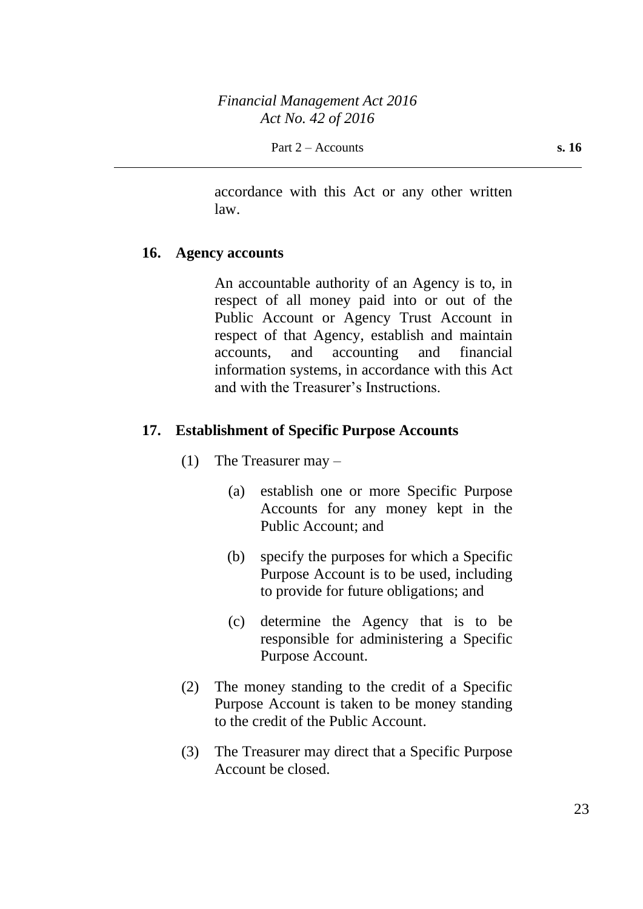accordance with this Act or any other written law.

### 16. Agency accounts

An accountable authority of an Agency is to, in respect of all money paid into or out of the Public Account or Agency Trust Account in respect of that Agency, establish and maintain accounts, and accounting and financial information systems, in accordance with this Act and with the Treasurer's Instructions.

### 17. Establishment of Specific Purpose Accounts

(1) The Treasurer may –

(a) establish one or more Specific Purpose Accounts for any money kept in the Public Account; and

(b) specify the purposes for which a Specific Purpose Account is to be used, including to provide for future obligations; and

(c) determine the Agency that is to be responsible for administering a Specific Purpose Account.

(2) The money standing to the credit of a Specific Purpose Account is taken to be money standing to the credit of the Public Account.

(3) The Treasurer may direct that a Specific Purpose Account be closed.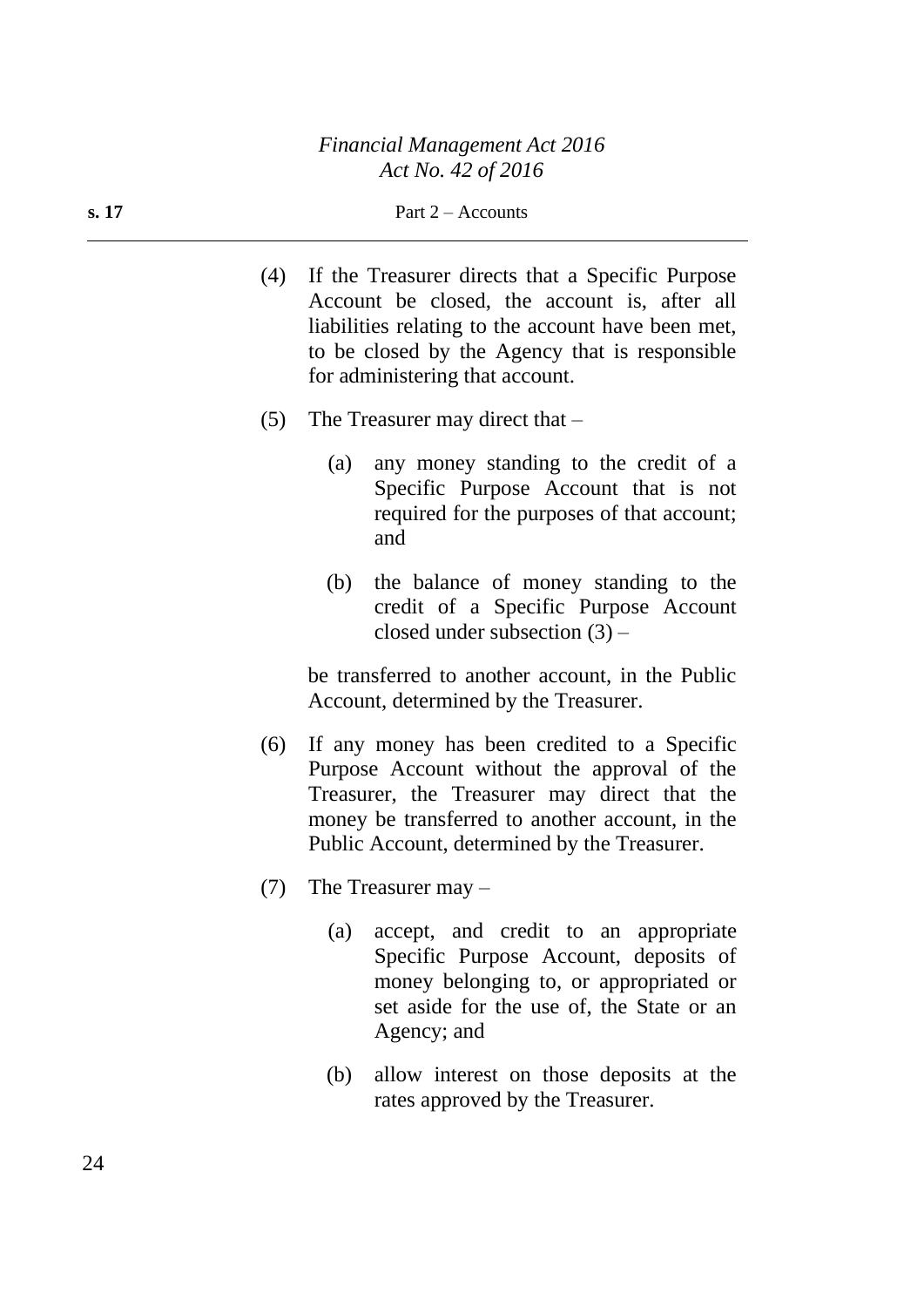(4) If the Treasurer directs that a Specific Purpose Account be closed, the account is, after all liabilities relating to the account have been met, to be closed by the Agency that is responsible for administering that account.

(5) The Treasurer may direct that –

  (a) any money standing to the credit of a Specific Purpose Account that is not required for the purposes of that account; and

  (b) the balance of money standing to the credit of a Specific Purpose Account closed under subsection (3) –

be transferred to another account, in the Public Account, determined by the Treasurer.

(6) If any money has been credited to a Specific Purpose Account without the approval of the Treasurer, the Treasurer may direct that the money be transferred to another account, in the Public Account, determined by the Treasurer.

(7) The Treasurer may –

  (a) accept, and credit to an appropriate Specific Purpose Account, deposits of money belonging to, or appropriated or set aside for the use of, the State or an Agency; and

  (b) allow interest on those deposits at the rates approved by the Treasurer.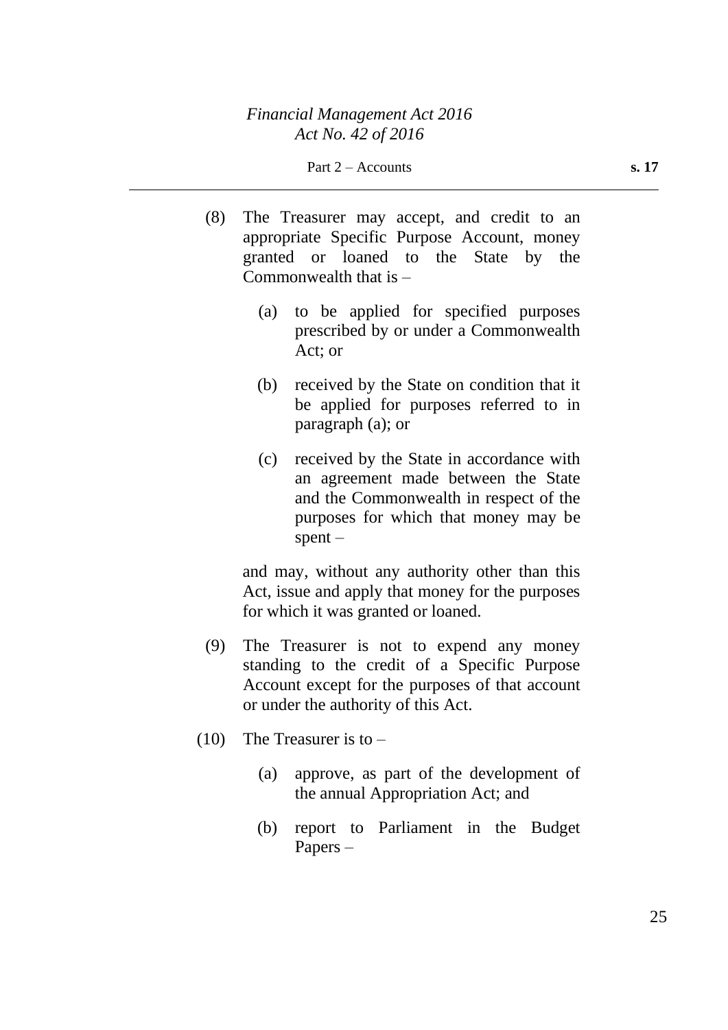(8) The Treasurer may accept, and credit to an appropriate Specific Purpose Account, money granted or loaned to the State by the Commonwealth that is –

- (a) to be applied for specified purposes prescribed by or under a Commonwealth Act; or
- (b) received by the State on condition that it be applied for purposes referred to in paragraph (a); or
- (c) received by the State in accordance with an agreement made between the State and the Commonwealth in respect of the purposes for which that money may be spent –

and may, without any authority other than this Act, issue and apply that money for the purposes for which it was granted or loaned.

(9) The Treasurer is not to expend any money standing to the credit of a Specific Purpose Account except for the purposes of that account or under the authority of this Act.

(10) The Treasurer is to –

- (a) approve, as part of the development of the annual Appropriation Act; and
- (b) report to Parliament in the Budget Papers –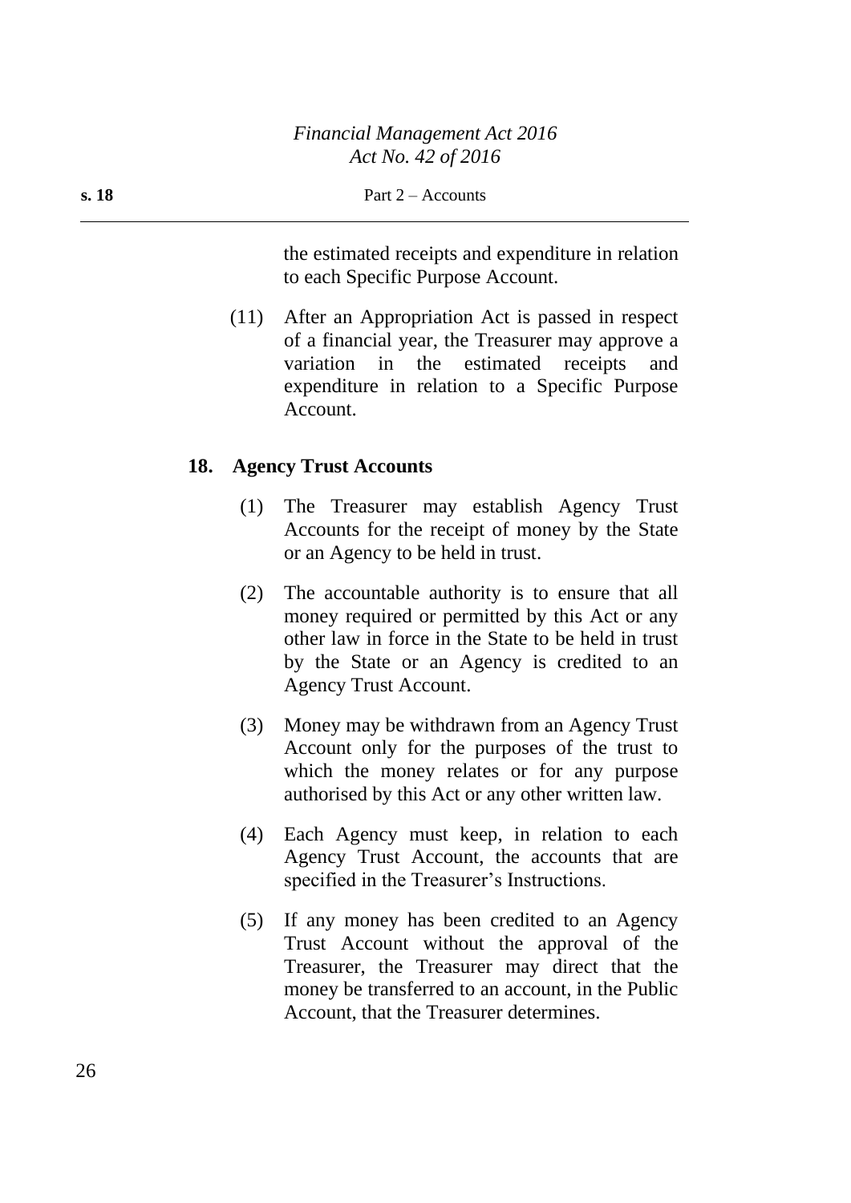the estimated receipts and expenditure in relation to each Specific Purpose Account.

(11) After an Appropriation Act is passed in respect of a financial year, the Treasurer may approve a variation in the estimated receipts and expenditure in relation to a Specific Purpose Account.

## 18. Agency Trust Accounts

(1) The Treasurer may establish Agency Trust Accounts for the receipt of money by the State or an Agency to be held in trust.

(2) The accountable authority is to ensure that all money required or permitted by this Act or any other law in force in the State to be held in trust by the State or an Agency is credited to an Agency Trust Account.

(3) Money may be withdrawn from an Agency Trust Account only for the purposes of the trust to which the money relates or for any purpose authorised by this Act or any other written law.

(4) Each Agency must keep, in relation to each Agency Trust Account, the accounts that are specified in the Treasurer's Instructions.

(5) If any money has been credited to an Agency Trust Account without the approval of the Treasurer, the Treasurer may direct that the money be transferred to an account, in the Public Account, that the Treasurer determines.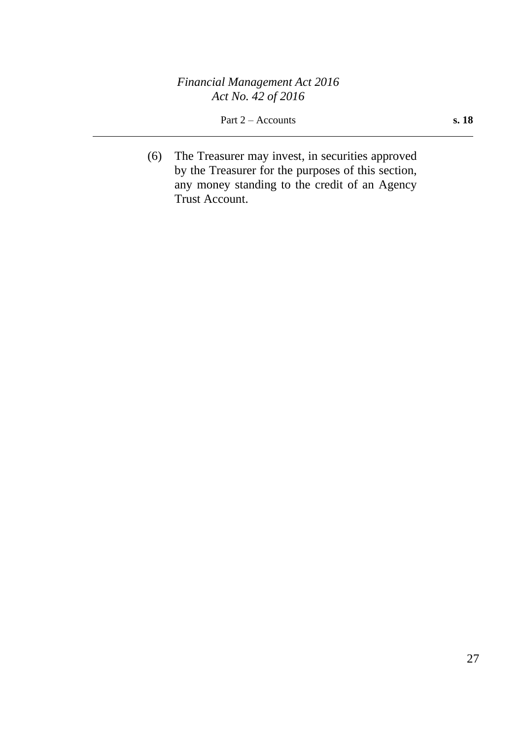(6) The Treasurer may invest, in securities approved by the Treasurer for the purposes of this section, any money standing to the credit of an Agency Trust Account.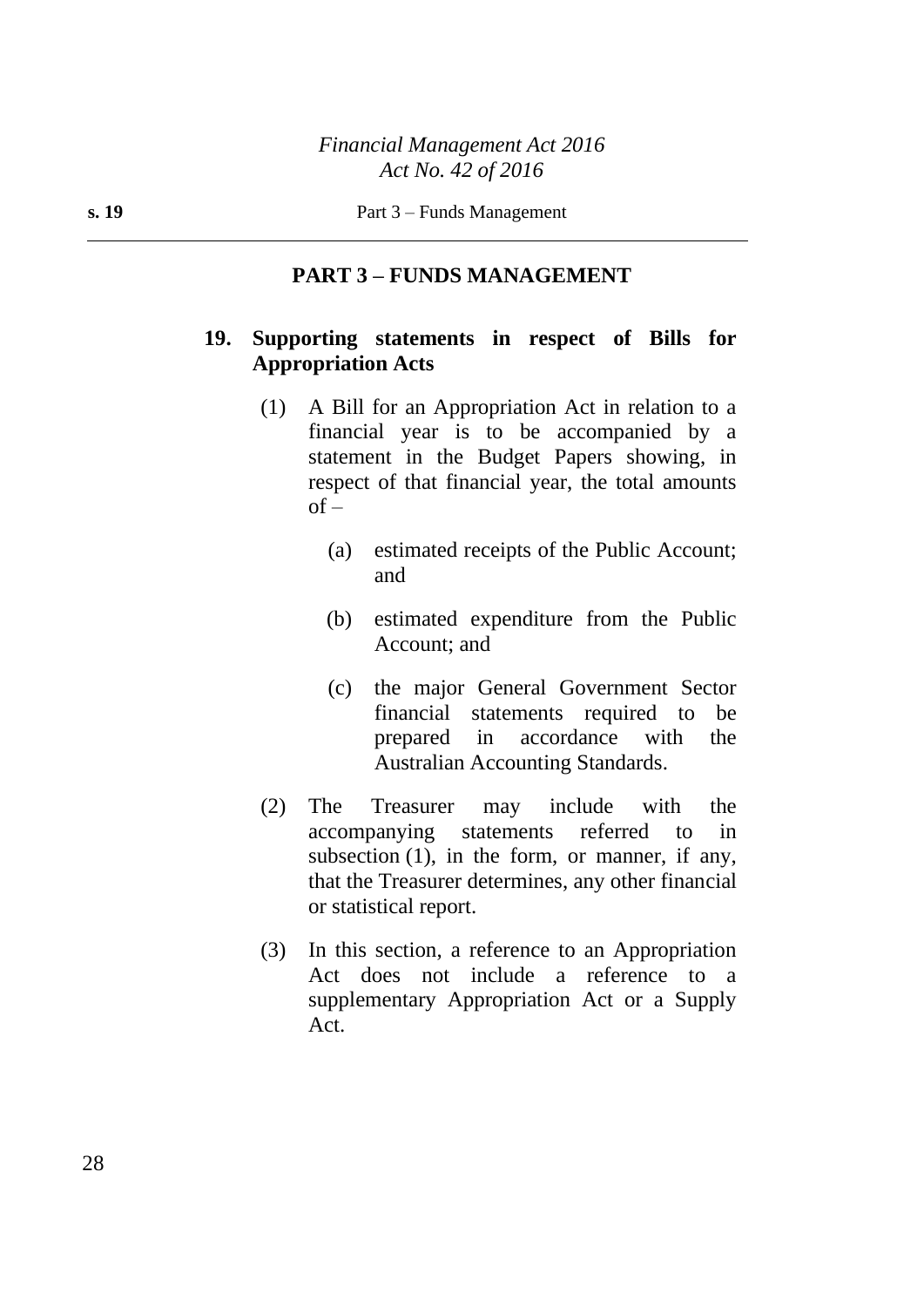## PART 3 – FUNDS MANAGEMENT

### 19. Supporting statements in respect of Bills for Appropriation Acts

(1) A Bill for an Appropriation Act in relation to a financial year is to be accompanied by a statement in the Budget Papers showing, in respect of that financial year, the total amounts of –

(a) estimated receipts of the Public Account; and

(b) estimated expenditure from the Public Account; and

(c) the major General Government Sector financial statements required to be prepared in accordance with the Australian Accounting Standards.

(2) The Treasurer may include with the accompanying statements referred to in subsection (1), in the form, or manner, if any, that the Treasurer determines, any other financial or statistical report.

(3) In this section, a reference to an Appropriation Act does not include a reference to a supplementary Appropriation Act or a Supply Act.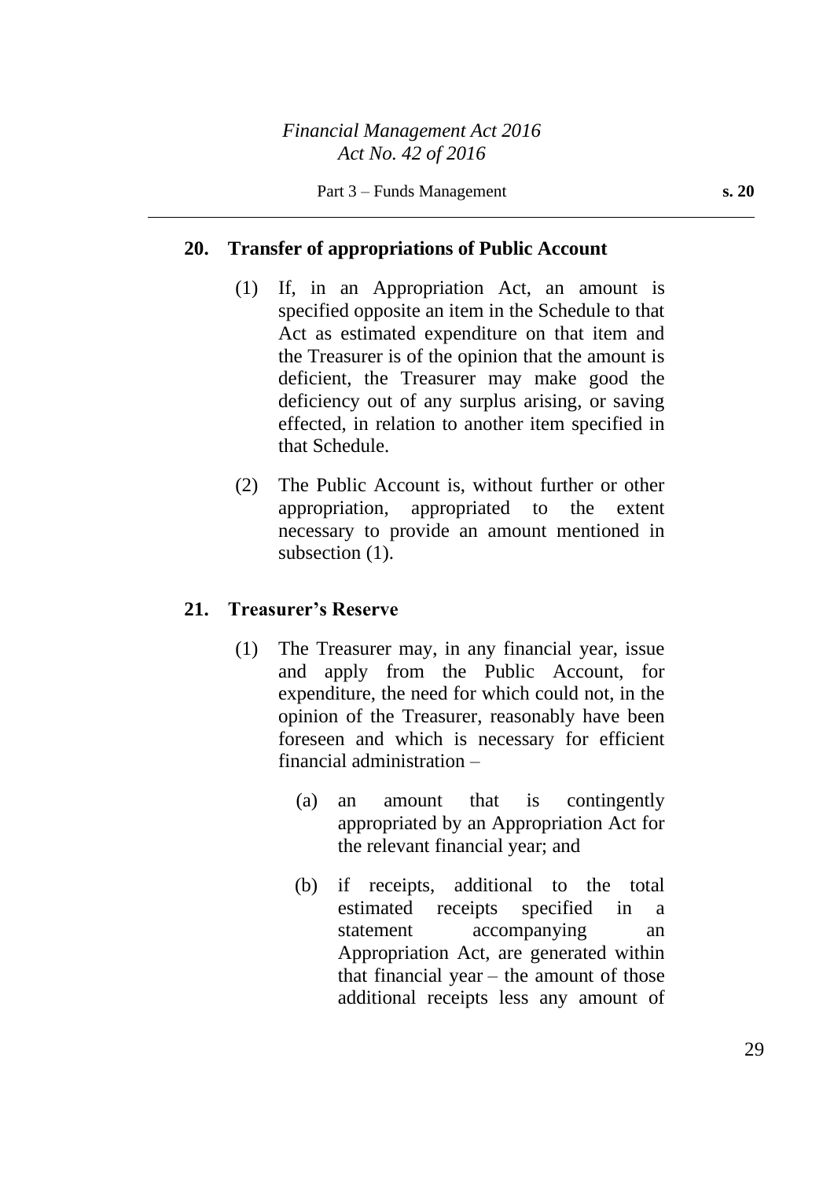## 20. Transfer of appropriations of Public Account

(1) If, in an Appropriation Act, an amount is specified opposite an item in the Schedule to that Act as estimated expenditure on that item and the Treasurer is of the opinion that the amount is deficient, the Treasurer may make good the deficiency out of any surplus arising, or saving effected, in relation to another item specified in that Schedule.

(2) The Public Account is, without further or other appropriation, appropriated to the extent necessary to provide an amount mentioned in subsection (1).

## 21. Treasurer's Reserve

(1) The Treasurer may, in any financial year, issue and apply from the Public Account, for expenditure, the need for which could not, in the opinion of the Treasurer, reasonably have been foreseen and which is necessary for efficient financial administration –

(a) an amount that is contingently appropriated by an Appropriation Act for the relevant financial year; and

(b) if receipts, additional to the total estimated receipts specified in a statement accompanying an Appropriation Act, are generated within that financial year – the amount of those additional receipts less any amount of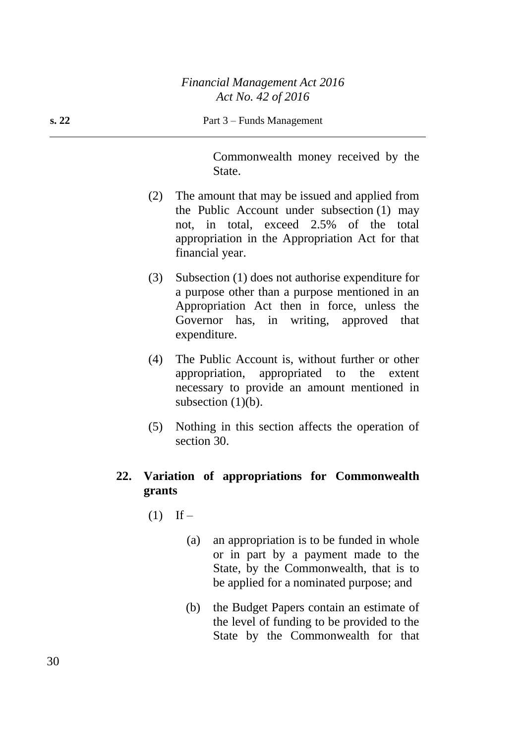Commonwealth money received by the State.

(2) The amount that may be issued and applied from the Public Account under subsection (1) may not, in total, exceed 2.5% of the total appropriation in the Appropriation Act for that financial year.

(3) Subsection (1) does not authorise expenditure for a purpose other than a purpose mentioned in an Appropriation Act then in force, unless the Governor has, in writing, approved that expenditure.

(4) The Public Account is, without further or other appropriation, appropriated to the extent necessary to provide an amount mentioned in subsection (1)(b).

(5) Nothing in this section affects the operation of section 30.

### 22. Variation of appropriations for Commonwealth grants

(1) If –

(a) an appropriation is to be funded in whole or in part by a payment made to the State, by the Commonwealth, that is to be applied for a nominated purpose; and

(b) the Budget Papers contain an estimate of the level of funding to be provided to the State by the Commonwealth for that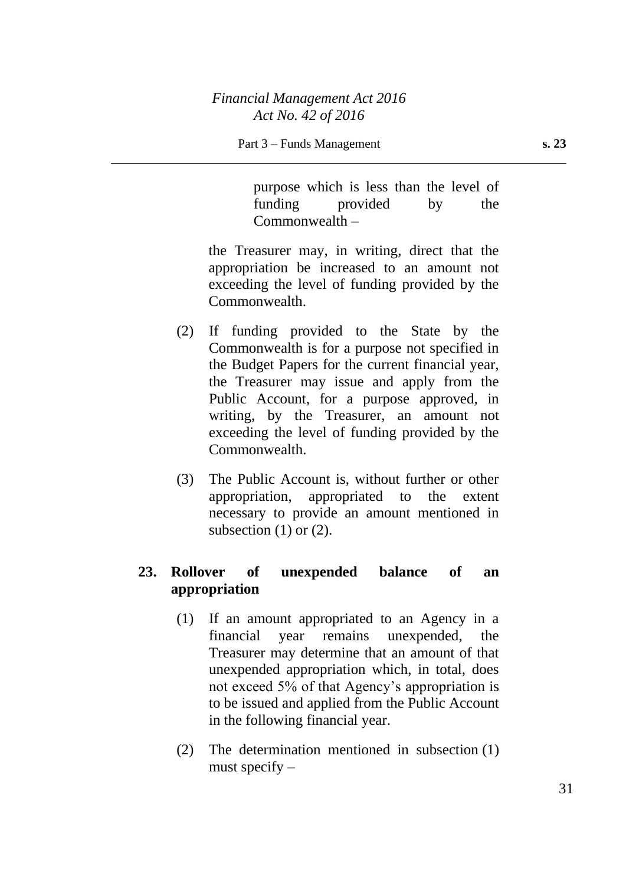purpose which is less than the level of funding provided by the Commonwealth –

the Treasurer may, in writing, direct that the appropriation be increased to an amount not exceeding the level of funding provided by the Commonwealth.

(2) If funding provided to the State by the Commonwealth is for a purpose not specified in the Budget Papers for the current financial year, the Treasurer may issue and apply from the Public Account, for a purpose approved, in writing, by the Treasurer, an amount not exceeding the level of funding provided by the Commonwealth.

(3) The Public Account is, without further or other appropriation, appropriated to the extent necessary to provide an amount mentioned in subsection (1) or (2).

## 23. Rollover of unexpended balance of an appropriation

(1) If an amount appropriated to an Agency in a financial year remains unexpended, the Treasurer may determine that an amount of that unexpended appropriation which, in total, does not exceed 5% of that Agency's appropriation is to be issued and applied from the Public Account in the following financial year.

(2) The determination mentioned in subsection (1) must specify –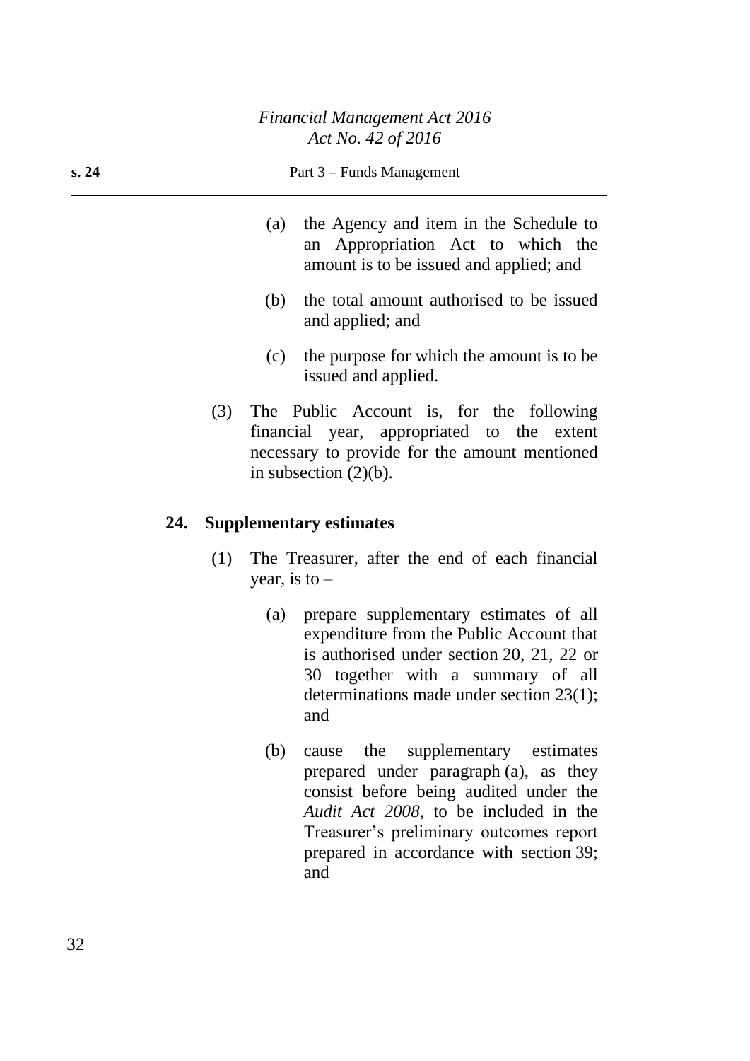(a) the Agency and item in the Schedule to an Appropriation Act to which the amount is to be issued and applied; and

(b) the total amount authorised to be issued and applied; and

(c) the purpose for which the amount is to be issued and applied.

(3) The Public Account is, for the following financial year, appropriated to the extent necessary to provide for the amount mentioned in subsection (2)(b).

### 24. Supplementary estimates

(1) The Treasurer, after the end of each financial year, is to –

(a) prepare supplementary estimates of all expenditure from the Public Account that is authorised under section 20, 21, 22 or 30 together with a summary of all determinations made under section 23(1); and

(b) cause the supplementary estimates prepared under paragraph (a), as they consist before being audited under the *Audit Act 2008*, to be included in the Treasurer's preliminary outcomes report prepared in accordance with section 39; and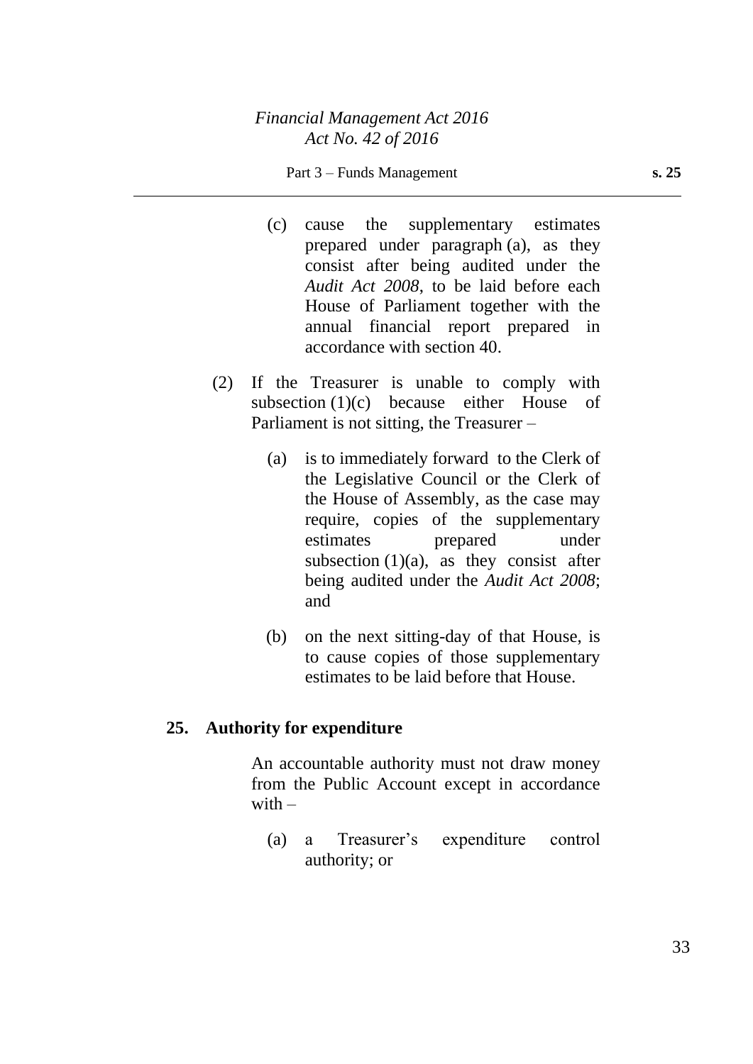(c) cause the supplementary estimates prepared under paragraph (a), as they consist after being audited under the *Audit Act 2008*, to be laid before each House of Parliament together with the annual financial report prepared in accordance with section 40.

(2) If the Treasurer is unable to comply with subsection (1)(c) because either House of Parliament is not sitting, the Treasurer –

(a) is to immediately forward to the Clerk of the Legislative Council or the Clerk of the House of Assembly, as the case may require, copies of the supplementary estimates prepared under subsection (1)(a), as they consist after being audited under the *Audit Act 2008*; and

(b) on the next sitting-day of that House, is to cause copies of those supplementary estimates to be laid before that House.

**25. Authority for expenditure**

An accountable authority must not draw money from the Public Account except in accordance with –

(a) a Treasurer's expenditure control authority; or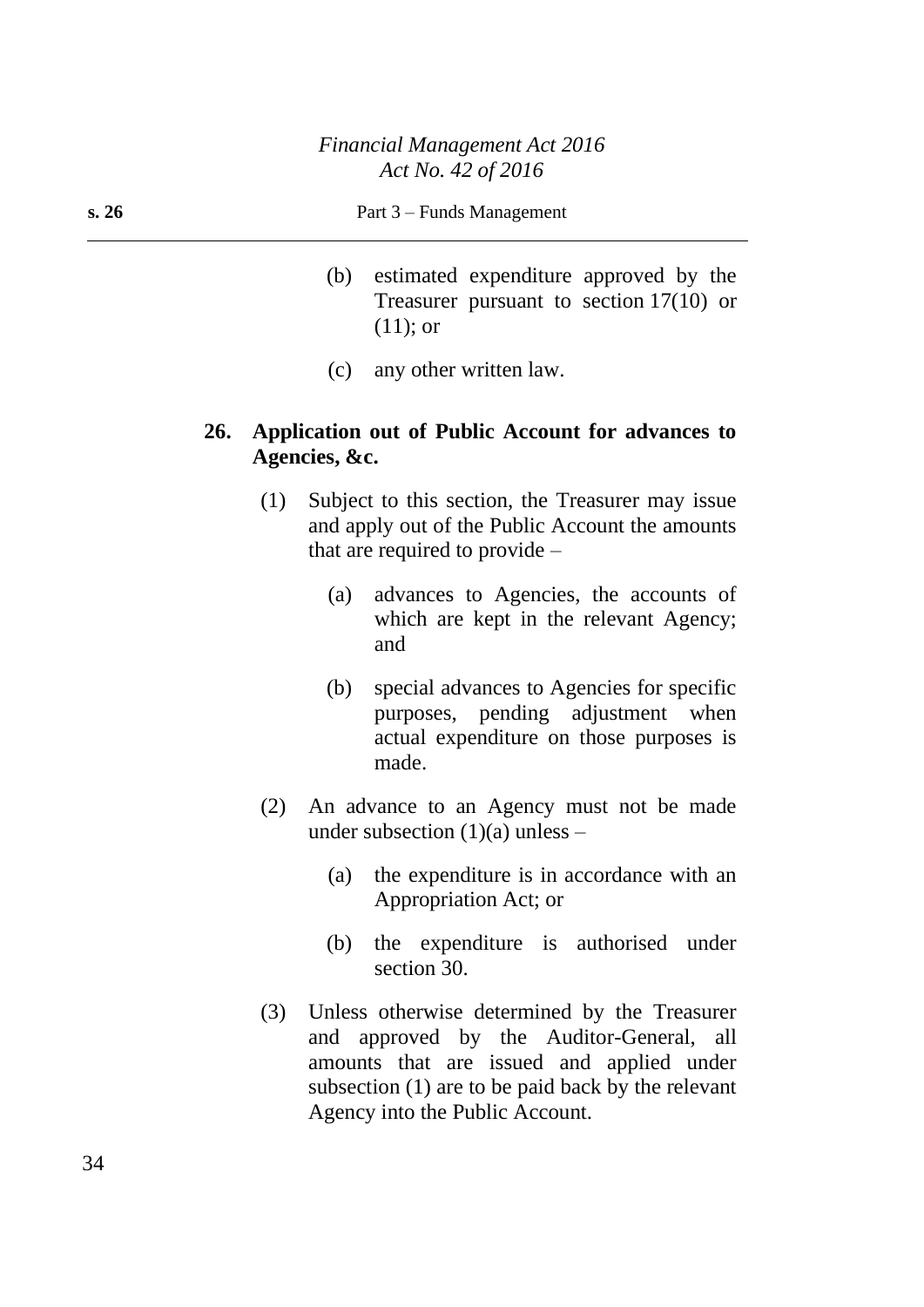(b) estimated expenditure approved by the Treasurer pursuant to section 17(10) or (11); or

(c) any other written law.

**26. Application out of Public Account for advances to Agencies, &c.**

(1) Subject to this section, the Treasurer may issue and apply out of the Public Account the amounts that are required to provide –

(a) advances to Agencies, the accounts of which are kept in the relevant Agency; and

(b) special advances to Agencies for specific purposes, pending adjustment when actual expenditure on those purposes is made.

(2) An advance to an Agency must not be made under subsection (1)(a) unless –

(a) the expenditure is in accordance with an Appropriation Act; or

(b) the expenditure is authorised under section 30.

(3) Unless otherwise determined by the Treasurer and approved by the Auditor-General, all amounts that are issued and applied under subsection (1) are to be paid back by the relevant Agency into the Public Account.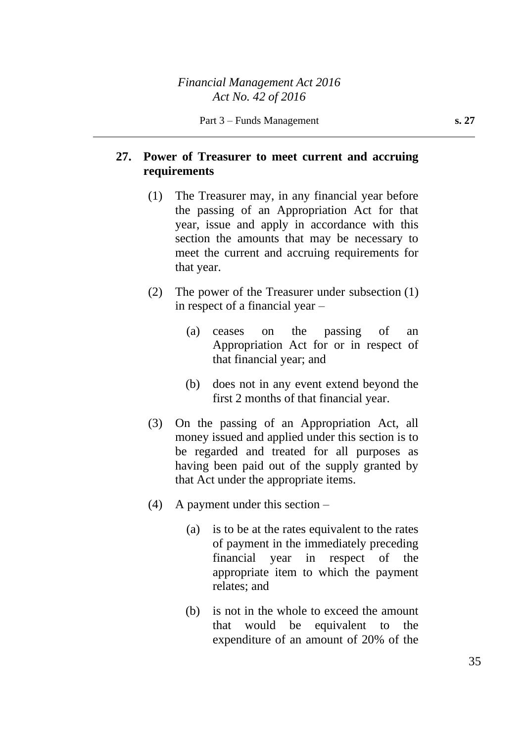## 27. Power of Treasurer to meet current and accruing requirements

(1) The Treasurer may, in any financial year before the passing of an Appropriation Act for that year, issue and apply in accordance with this section the amounts that may be necessary to meet the current and accruing requirements for that year.

(2) The power of the Treasurer under subsection (1) in respect of a financial year –

(a) ceases on the passing of an Appropriation Act for or in respect of that financial year; and

(b) does not in any event extend beyond the first 2 months of that financial year.

(3) On the passing of an Appropriation Act, all money issued and applied under this section is to be regarded and treated for all purposes as having been paid out of the supply granted by that Act under the appropriate items.

(4) A payment under this section –

(a) is to be at the rates equivalent to the rates of payment in the immediately preceding financial year in respect of the appropriate item to which the payment relates; and

(b) is not in the whole to exceed the amount that would be equivalent to the expenditure of an amount of 20% of the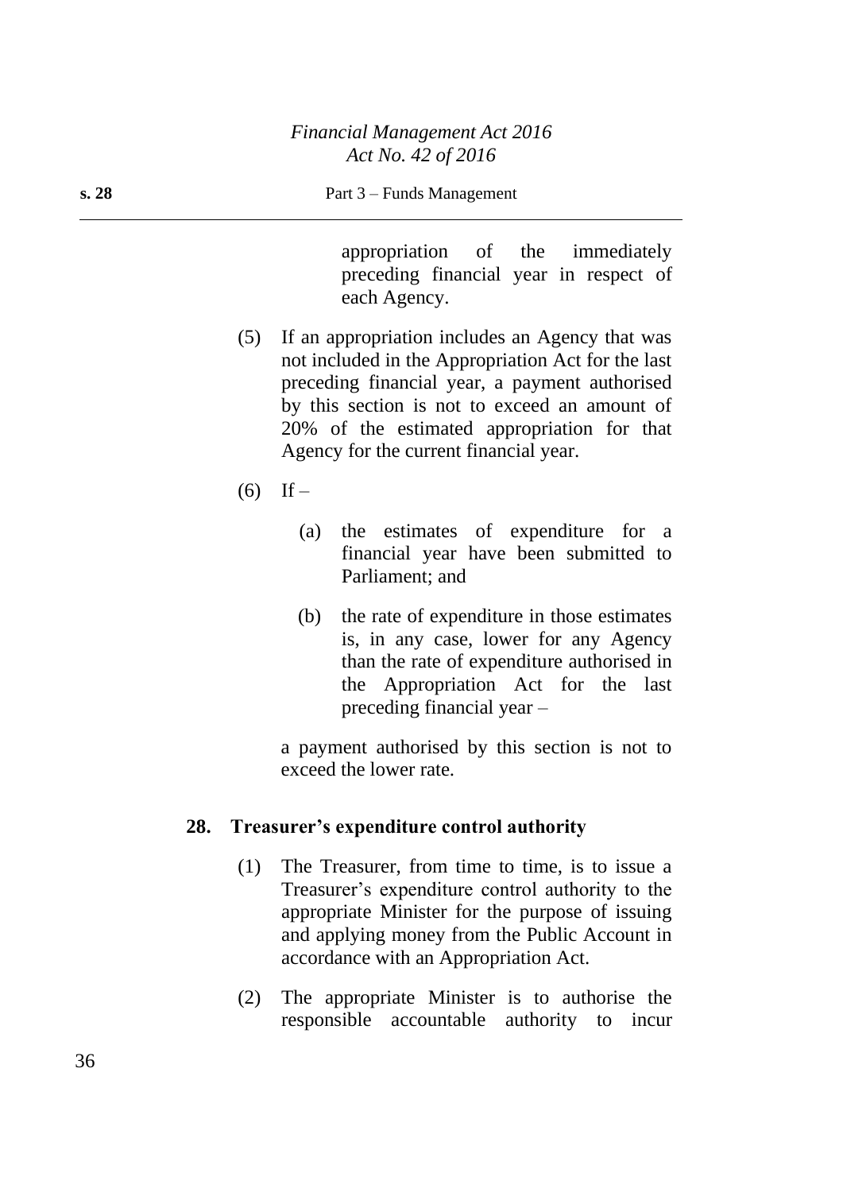appropriation of the immediately preceding financial year in respect of each Agency.

(5) If an appropriation includes an Agency that was not included in the Appropriation Act for the last preceding financial year, a payment authorised by this section is not to exceed an amount of 20% of the estimated appropriation for that Agency for the current financial year.

(6) If –

(a) the estimates of expenditure for a financial year have been submitted to Parliament; and

(b) the rate of expenditure in those estimates is, in any case, lower for any Agency than the rate of expenditure authorised in the Appropriation Act for the last preceding financial year –

a payment authorised by this section is not to exceed the lower rate.

## 28. Treasurer's expenditure control authority

(1) The Treasurer, from time to time, is to issue a Treasurer's expenditure control authority to the appropriate Minister for the purpose of issuing and applying money from the Public Account in accordance with an Appropriation Act.

(2) The appropriate Minister is to authorise the responsible accountable authority to incur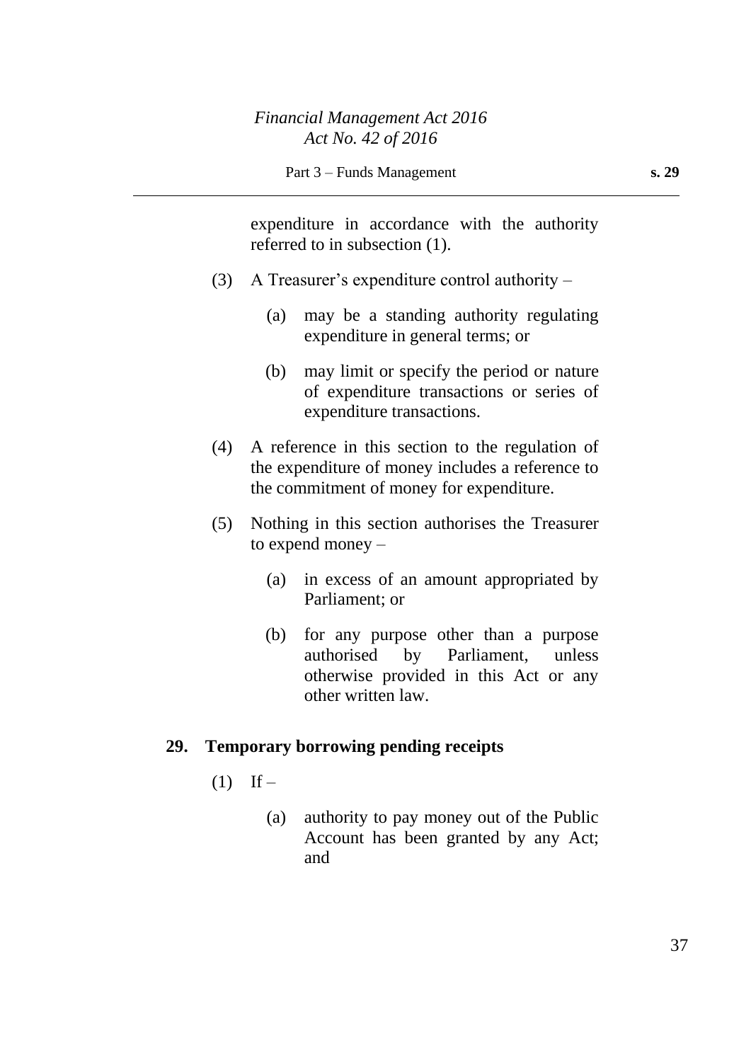expenditure in accordance with the authority referred to in subsection (1).

(3) A Treasurer's expenditure control authority –

(a) may be a standing authority regulating expenditure in general terms; or

(b) may limit or specify the period or nature of expenditure transactions or series of expenditure transactions.

(4) A reference in this section to the regulation of the expenditure of money includes a reference to the commitment of money for expenditure.

(5) Nothing in this section authorises the Treasurer to expend money –

(a) in excess of an amount appropriated by Parliament; or

(b) for any purpose other than a purpose authorised by Parliament, unless otherwise provided in this Act or any other written law.

## 29. Temporary borrowing pending receipts

(1) If –

(a) authority to pay money out of the Public Account has been granted by any Act; and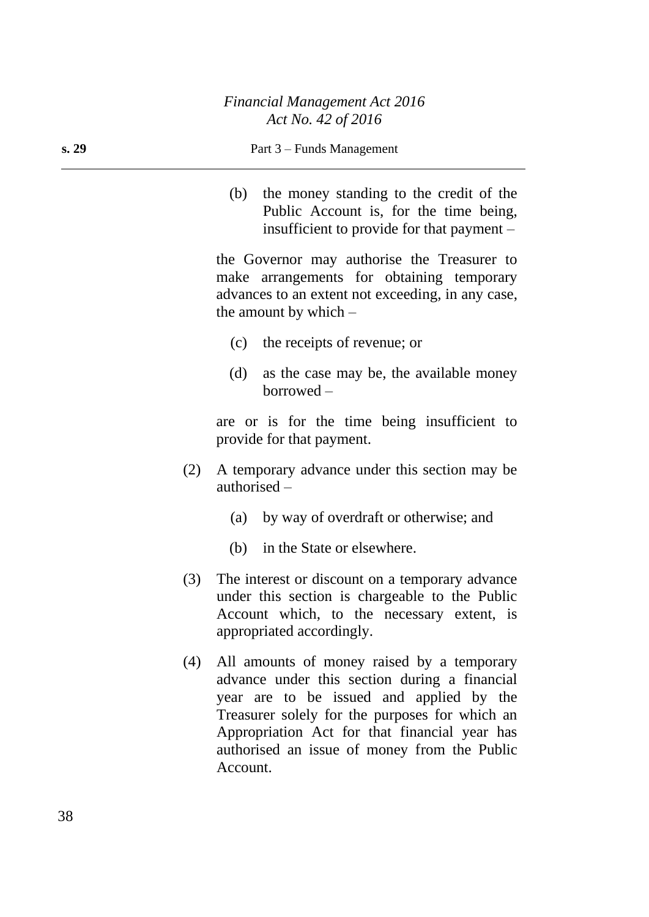(b) the money standing to the credit of the Public Account is, for the time being, insufficient to provide for that payment –

the Governor may authorise the Treasurer to make arrangements for obtaining temporary advances to an extent not exceeding, in any case, the amount by which –

(c) the receipts of revenue; or

(d) as the case may be, the available money borrowed –

are or is for the time being insufficient to provide for that payment.

(2) A temporary advance under this section may be authorised –

(a) by way of overdraft or otherwise; and

(b) in the State or elsewhere.

(3) The interest or discount on a temporary advance under this section is chargeable to the Public Account which, to the necessary extent, is appropriated accordingly.

(4) All amounts of money raised by a temporary advance under this section during a financial year are to be issued and applied by the Treasurer solely for the purposes for which an Appropriation Act for that financial year has authorised an issue of money from the Public Account.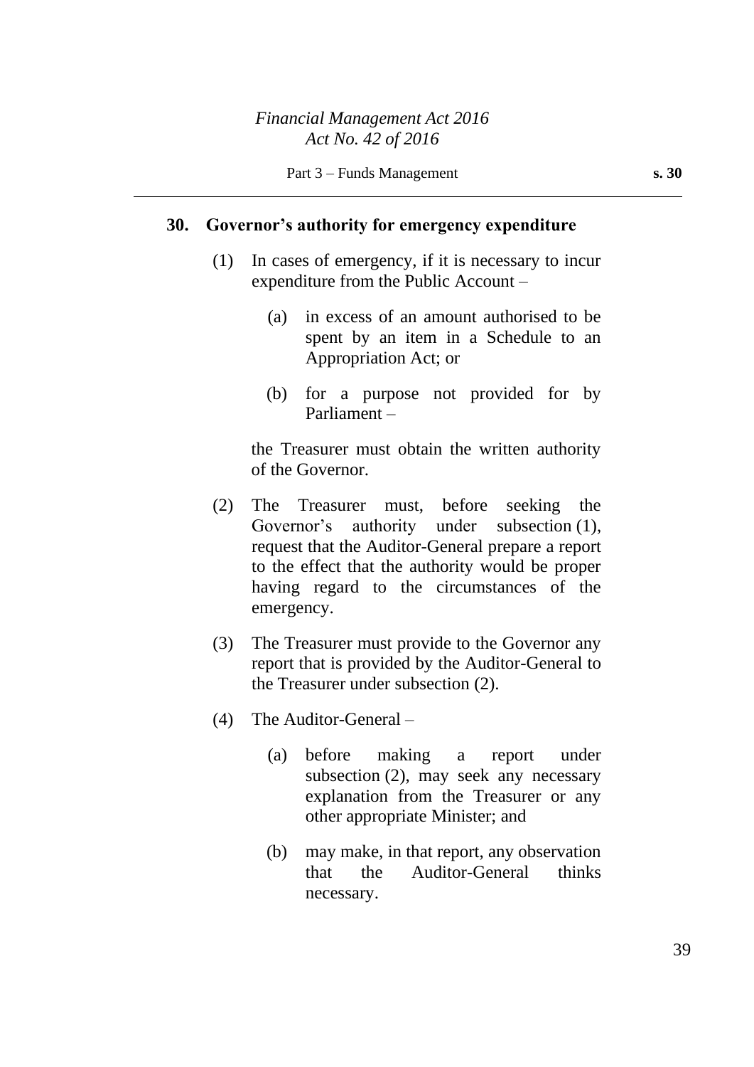## 30. Governor's authority for emergency expenditure

(1) In cases of emergency, if it is necessary to incur expenditure from the Public Account –

(a) in excess of an amount authorised to be spent by an item in a Schedule to an Appropriation Act; or

(b) for a purpose not provided for by Parliament –

the Treasurer must obtain the written authority of the Governor.

(2) The Treasurer must, before seeking the Governor's authority under subsection (1), request that the Auditor-General prepare a report to the effect that the authority would be proper having regard to the circumstances of the emergency.

(3) The Treasurer must provide to the Governor any report that is provided by the Auditor-General to the Treasurer under subsection (2).

(4) The Auditor-General –

(a) before making a report under subsection (2), may seek any necessary explanation from the Treasurer or any other appropriate Minister; and

(b) may make, in that report, any observation that the Auditor-General thinks necessary.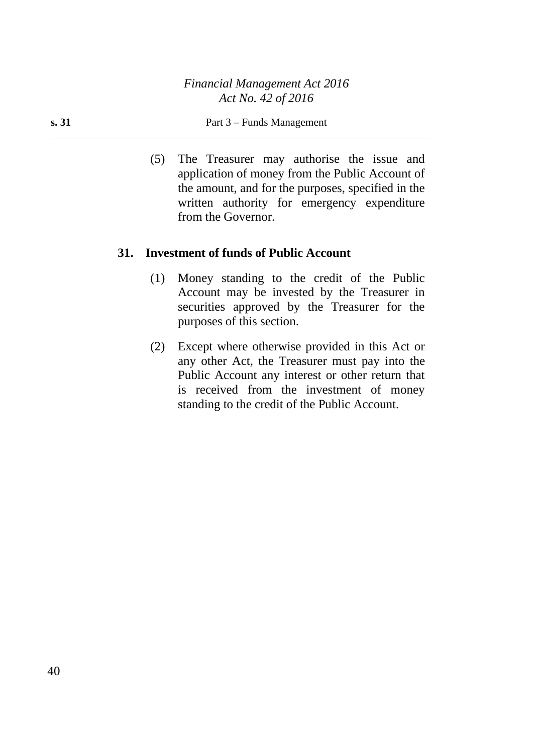(5) The Treasurer may authorise the issue and application of money from the Public Account of the amount, and for the purposes, specified in the written authority for emergency expenditure from the Governor.

## 31. Investment of funds of Public Account

(1) Money standing to the credit of the Public Account may be invested by the Treasurer in securities approved by the Treasurer for the purposes of this section.

(2) Except where otherwise provided in this Act or any other Act, the Treasurer must pay into the Public Account any interest or other return that is received from the investment of money standing to the credit of the Public Account.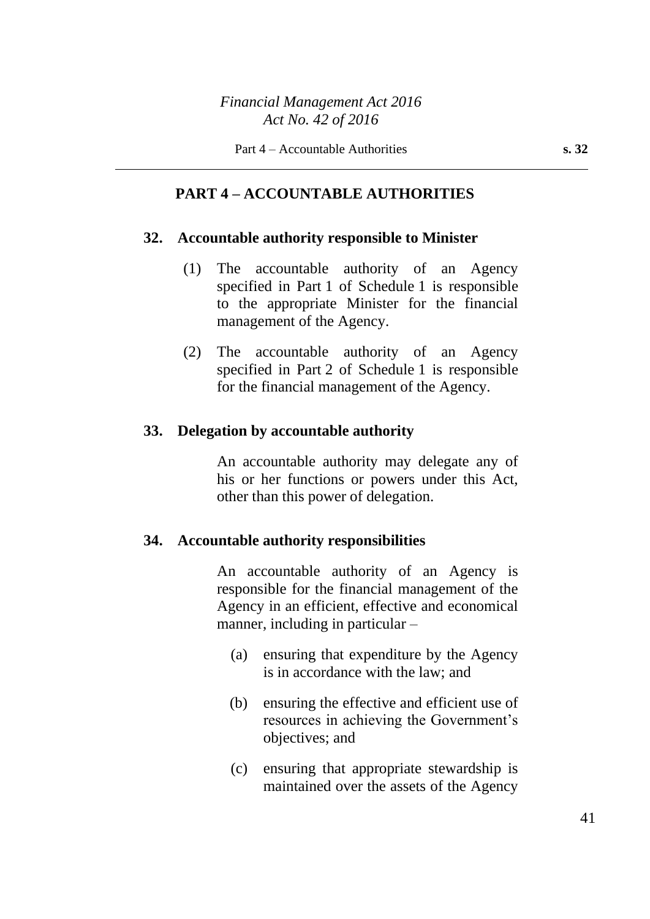## PART 4 – ACCOUNTABLE AUTHORITIES

### 32. Accountable authority responsible to Minister

(1) The accountable authority of an Agency specified in Part 1 of Schedule 1 is responsible to the appropriate Minister for the financial management of the Agency.

(2) The accountable authority of an Agency specified in Part 2 of Schedule 1 is responsible for the financial management of the Agency.

### 33. Delegation by accountable authority

An accountable authority may delegate any of his or her functions or powers under this Act, other than this power of delegation.

### 34. Accountable authority responsibilities

An accountable authority of an Agency is responsible for the financial management of the Agency in an efficient, effective and economical manner, including in particular –

(a) ensuring that expenditure by the Agency is in accordance with the law; and

(b) ensuring the effective and efficient use of resources in achieving the Government's objectives; and

(c) ensuring that appropriate stewardship is maintained over the assets of the Agency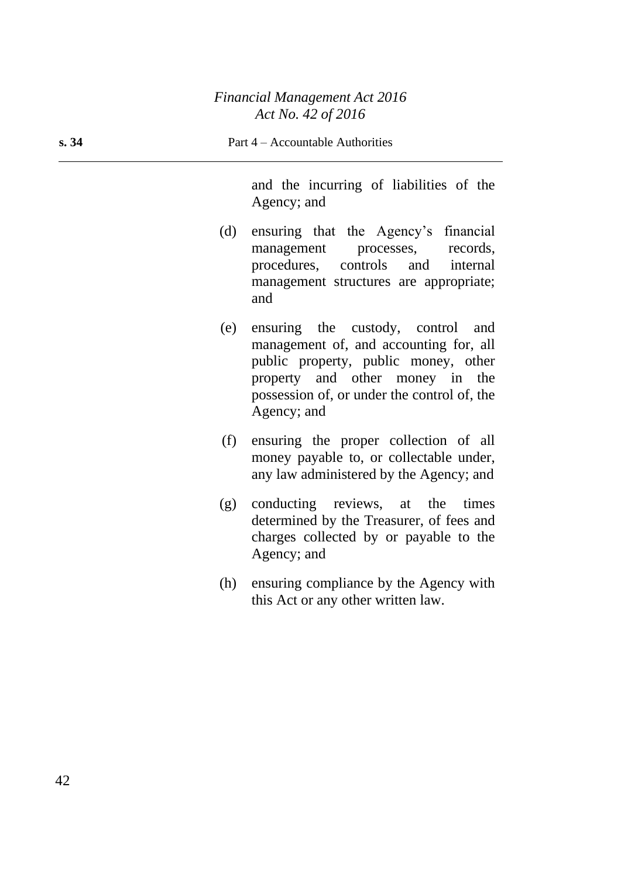and the incurring of liabilities of the Agency; and

(d) ensuring that the Agency's financial management processes, records, procedures, controls and internal management structures are appropriate; and

(e) ensuring the custody, control and management of, and accounting for, all public property, public money, other property and other money in the possession of, or under the control of, the Agency; and

(f) ensuring the proper collection of all money payable to, or collectable under, any law administered by the Agency; and

(g) conducting reviews, at the times determined by the Treasurer, of fees and charges collected by or payable to the Agency; and

(h) ensuring compliance by the Agency with this Act or any other written law.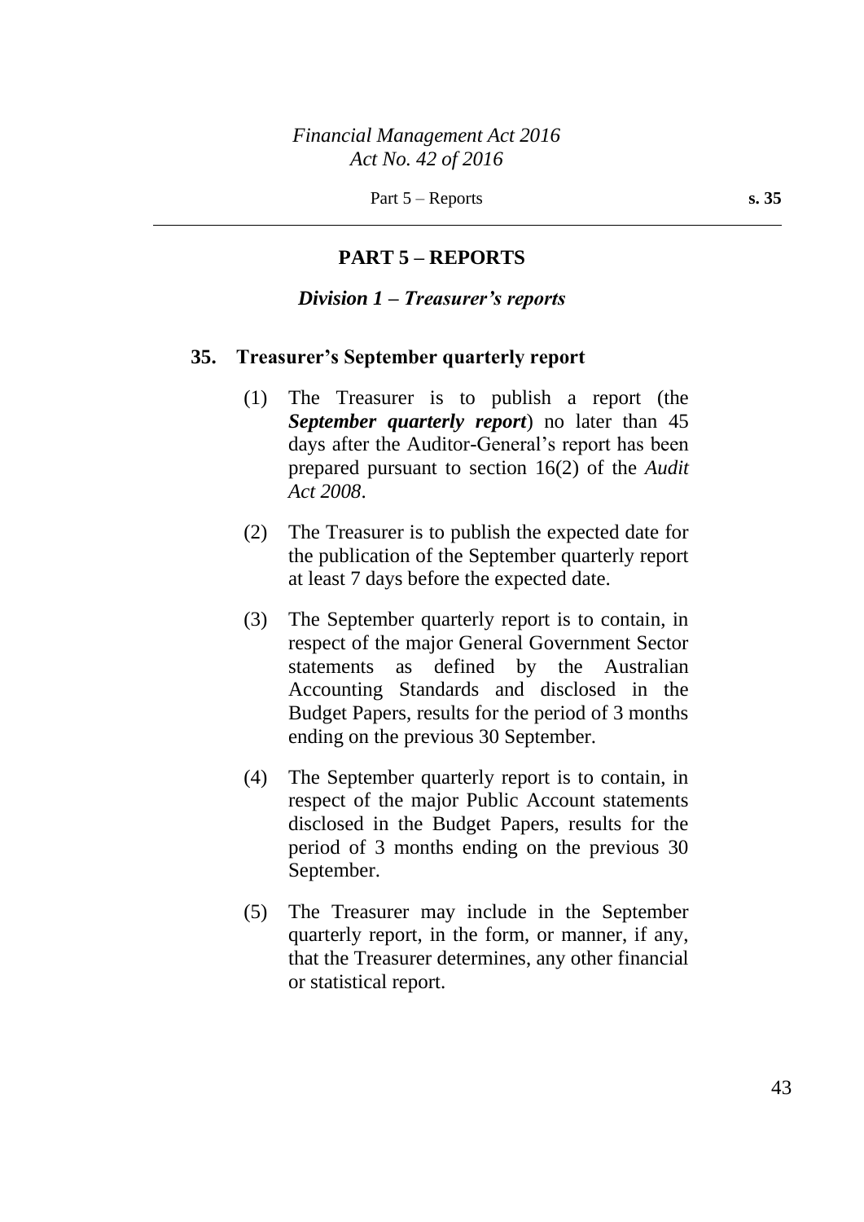## PART 5 – REPORTS

### *Division 1 – Treasurer's reports*

**35. Treasurer's September quarterly report**

(1) The Treasurer is to publish a report (the ***September quarterly report***) no later than 45 days after the Auditor-General's report has been prepared pursuant to section 16(2) of the *Audit Act 2008*.

(2) The Treasurer is to publish the expected date for the publication of the September quarterly report at least 7 days before the expected date.

(3) The September quarterly report is to contain, in respect of the major General Government Sector statements as defined by the Australian Accounting Standards and disclosed in the Budget Papers, results for the period of 3 months ending on the previous 30 September.

(4) The September quarterly report is to contain, in respect of the major Public Account statements disclosed in the Budget Papers, results for the period of 3 months ending on the previous 30 September.

(5) The Treasurer may include in the September quarterly report, in the form, or manner, if any, that the Treasurer determines, any other financial or statistical report.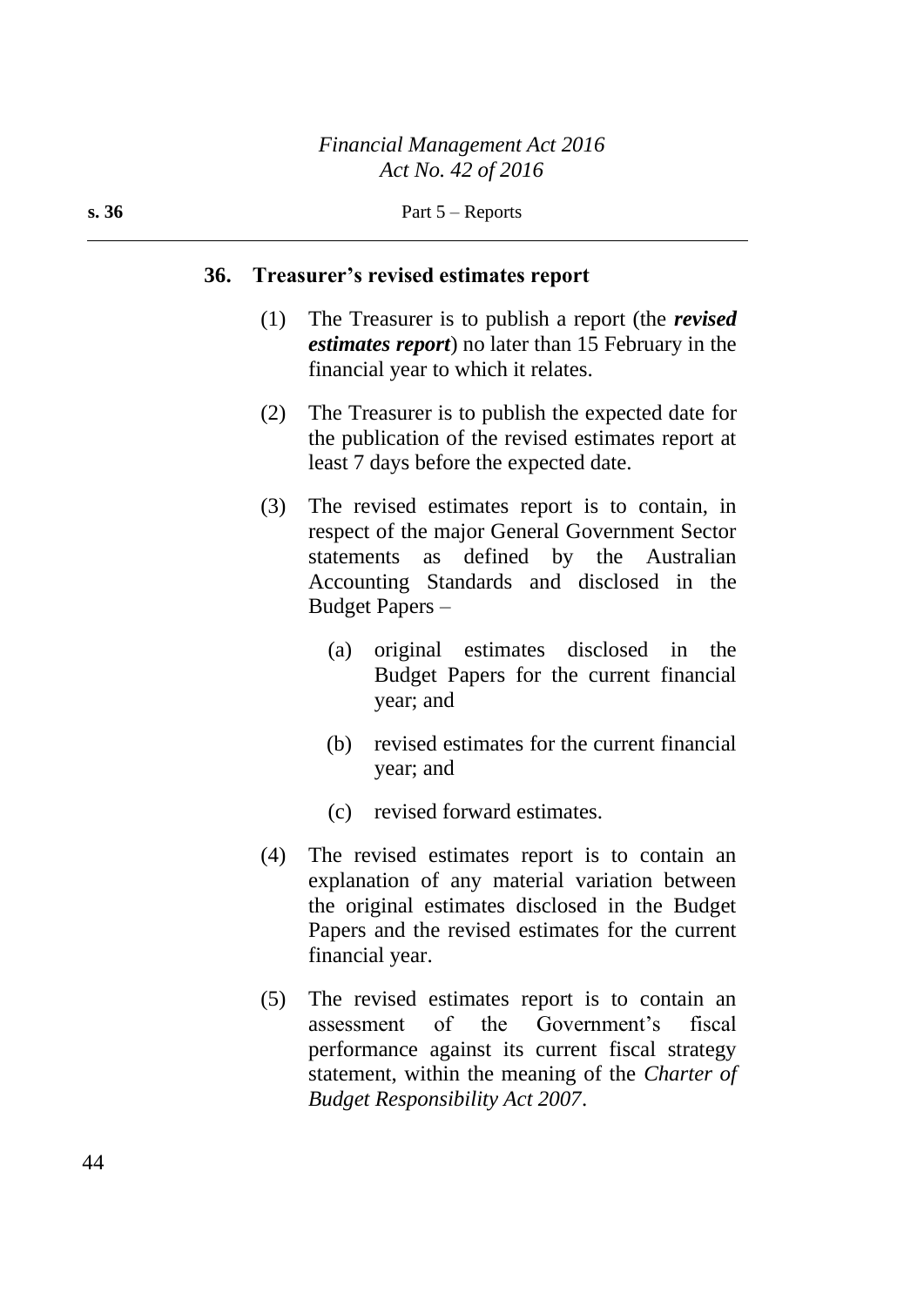## 36. Treasurer's revised estimates report

(1) The Treasurer is to publish a report (the ***revised estimates report***) no later than 15 February in the financial year to which it relates.

(2) The Treasurer is to publish the expected date for the publication of the revised estimates report at least 7 days before the expected date.

(3) The revised estimates report is to contain, in respect of the major General Government Sector statements as defined by the Australian Accounting Standards and disclosed in the Budget Papers –

(a) original estimates disclosed in the Budget Papers for the current financial year; and

(b) revised estimates for the current financial year; and

(c) revised forward estimates.

(4) The revised estimates report is to contain an explanation of any material variation between the original estimates disclosed in the Budget Papers and the revised estimates for the current financial year.

(5) The revised estimates report is to contain an assessment of the Government's fiscal performance against its current fiscal strategy statement, within the meaning of the *Charter of Budget Responsibility Act 2007*.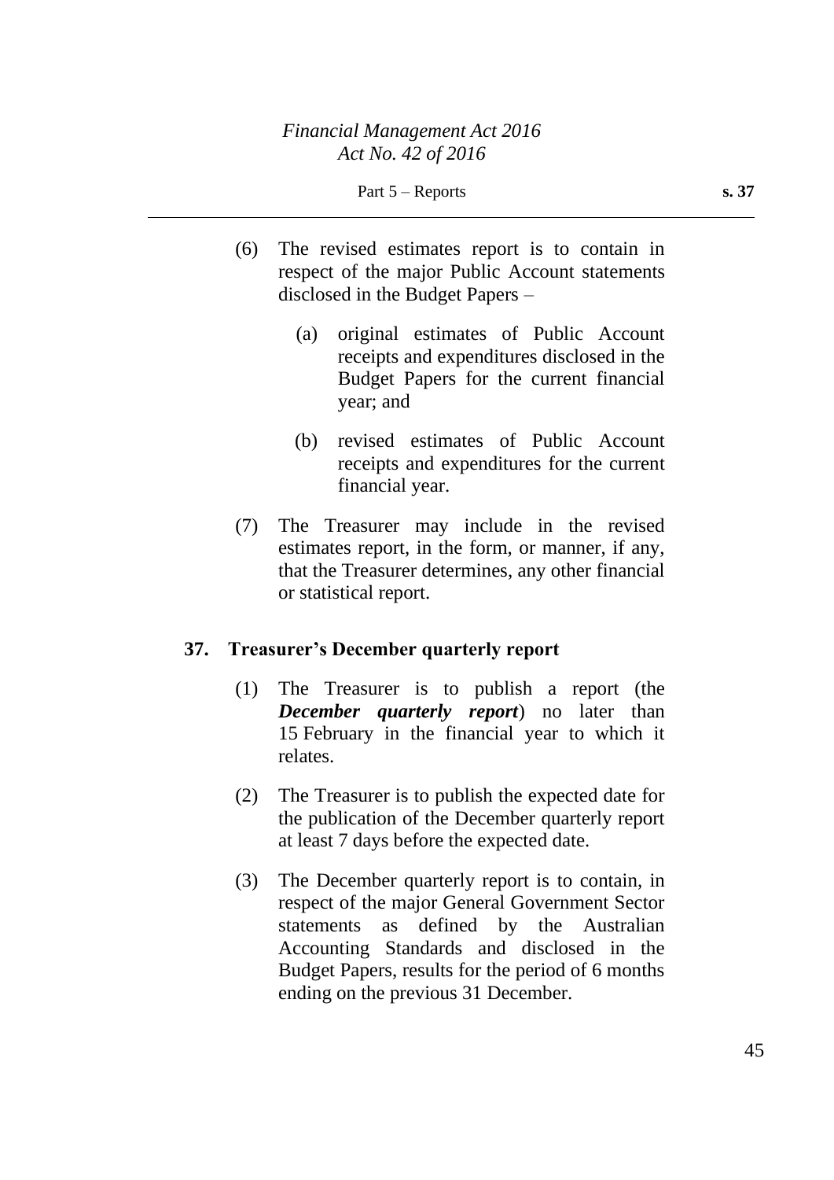(6) The revised estimates report is to contain in respect of the major Public Account statements disclosed in the Budget Papers –

(a) original estimates of Public Account receipts and expenditures disclosed in the Budget Papers for the current financial year; and

(b) revised estimates of Public Account receipts and expenditures for the current financial year.

(7) The Treasurer may include in the revised estimates report, in the form, or manner, if any, that the Treasurer determines, any other financial or statistical report.

## 37. Treasurer's December quarterly report

(1) The Treasurer is to publish a report (the ***December quarterly report***) no later than 15 February in the financial year to which it relates.

(2) The Treasurer is to publish the expected date for the publication of the December quarterly report at least 7 days before the expected date.

(3) The December quarterly report is to contain, in respect of the major General Government Sector statements as defined by the Australian Accounting Standards and disclosed in the Budget Papers, results for the period of 6 months ending on the previous 31 December.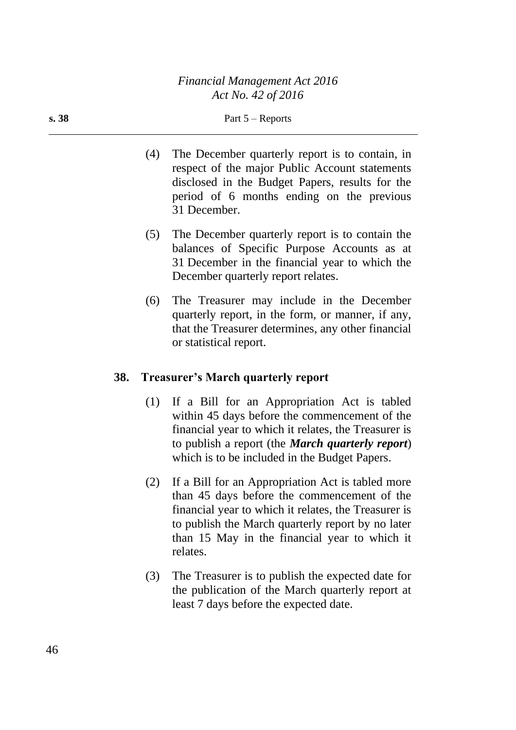(4) The December quarterly report is to contain, in respect of the major Public Account statements disclosed in the Budget Papers, results for the period of 6 months ending on the previous 31 December.

(5) The December quarterly report is to contain the balances of Specific Purpose Accounts as at 31 December in the financial year to which the December quarterly report relates.

(6) The Treasurer may include in the December quarterly report, in the form, or manner, if any, that the Treasurer determines, any other financial or statistical report.

### 38. Treasurer's March quarterly report

(1) If a Bill for an Appropriation Act is tabled within 45 days before the commencement of the financial year to which it relates, the Treasurer is to publish a report (the ***March quarterly report***) which is to be included in the Budget Papers.

(2) If a Bill for an Appropriation Act is tabled more than 45 days before the commencement of the financial year to which it relates, the Treasurer is to publish the March quarterly report by no later than 15 May in the financial year to which it relates.

(3) The Treasurer is to publish the expected date for the publication of the March quarterly report at least 7 days before the expected date.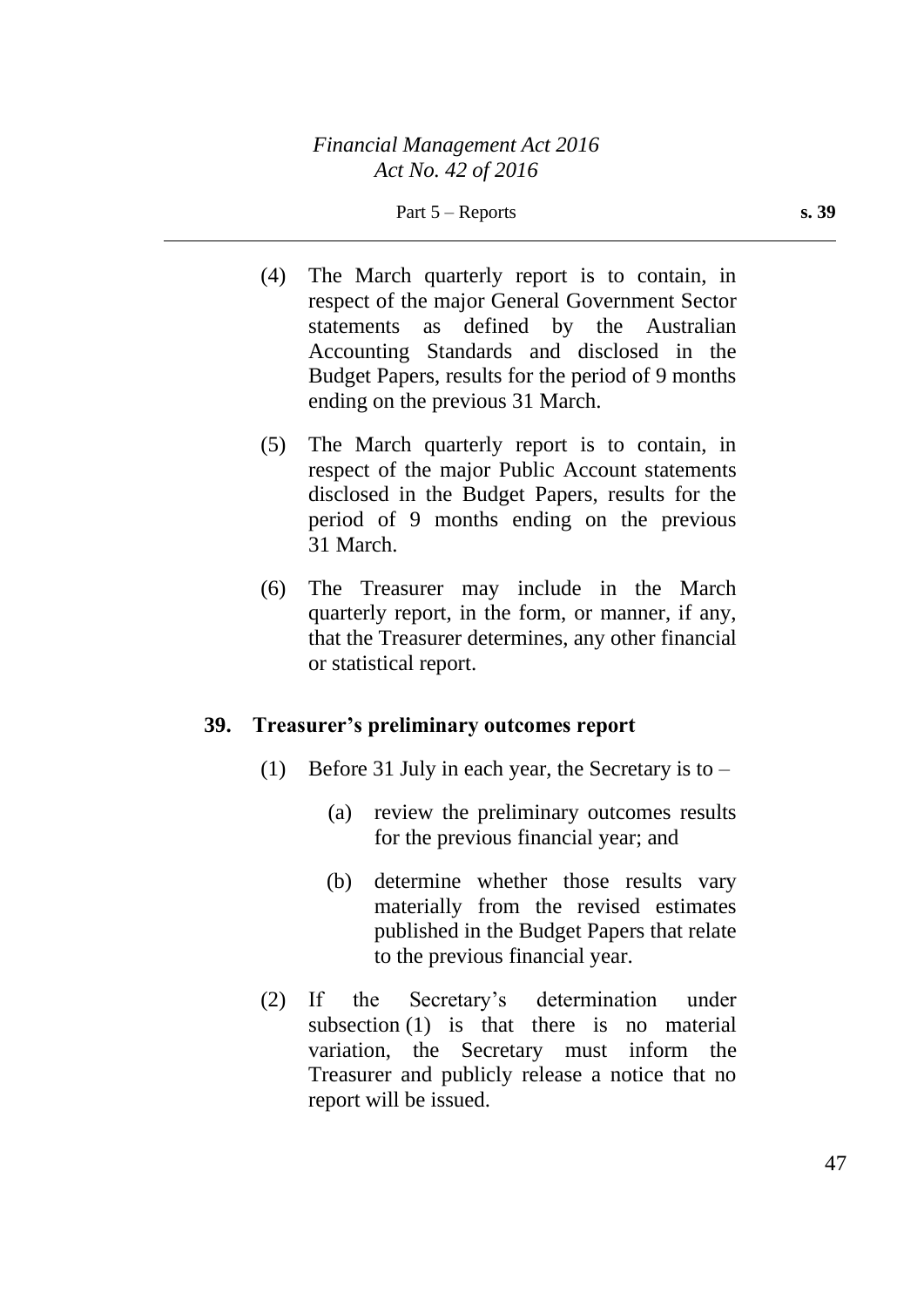(4) The March quarterly report is to contain, in respect of the major General Government Sector statements as defined by the Australian Accounting Standards and disclosed in the Budget Papers, results for the period of 9 months ending on the previous 31 March.

(5) The March quarterly report is to contain, in respect of the major Public Account statements disclosed in the Budget Papers, results for the period of 9 months ending on the previous 31 March.

(6) The Treasurer may include in the March quarterly report, in the form, or manner, if any, that the Treasurer determines, any other financial or statistical report.

## 39. Treasurer's preliminary outcomes report

(1) Before 31 July in each year, the Secretary is to –

(a) review the preliminary outcomes results for the previous financial year; and

(b) determine whether those results vary materially from the revised estimates published in the Budget Papers that relate to the previous financial year.

(2) If the Secretary's determination under subsection (1) is that there is no material variation, the Secretary must inform the Treasurer and publicly release a notice that no report will be issued.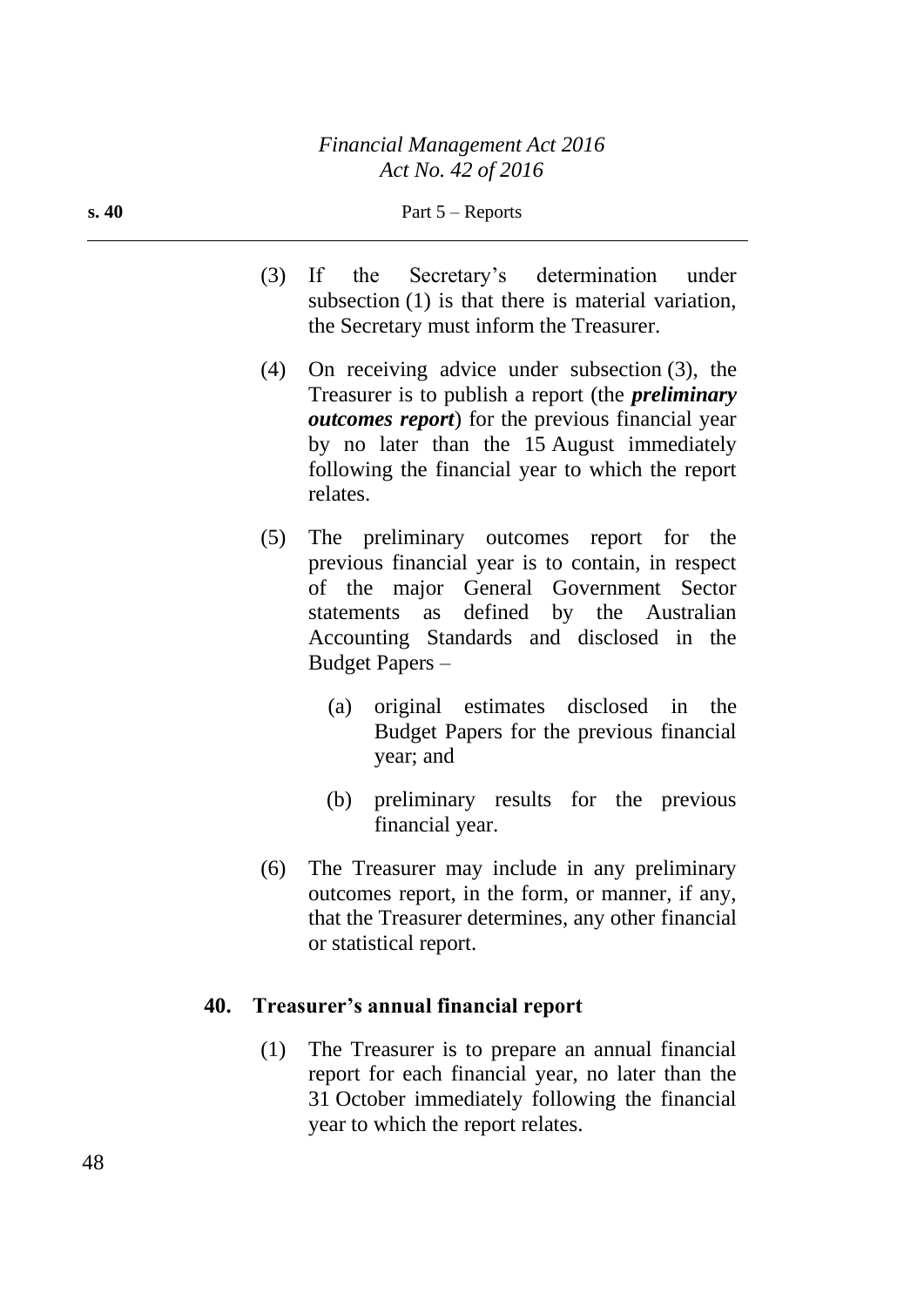(3) If the Secretary's determination under subsection (1) is that there is material variation, the Secretary must inform the Treasurer.

(4) On receiving advice under subsection (3), the Treasurer is to publish a report (the ***preliminary outcomes report***) for the previous financial year by no later than the 15 August immediately following the financial year to which the report relates.

(5) The preliminary outcomes report for the previous financial year is to contain, in respect of the major General Government Sector statements as defined by the Australian Accounting Standards and disclosed in the Budget Papers –

(a) original estimates disclosed in the Budget Papers for the previous financial year; and

(b) preliminary results for the previous financial year.

(6) The Treasurer may include in any preliminary outcomes report, in the form, or manner, if any, that the Treasurer determines, any other financial or statistical report.

### 40. Treasurer's annual financial report

(1) The Treasurer is to prepare an annual financial report for each financial year, no later than the 31 October immediately following the financial year to which the report relates.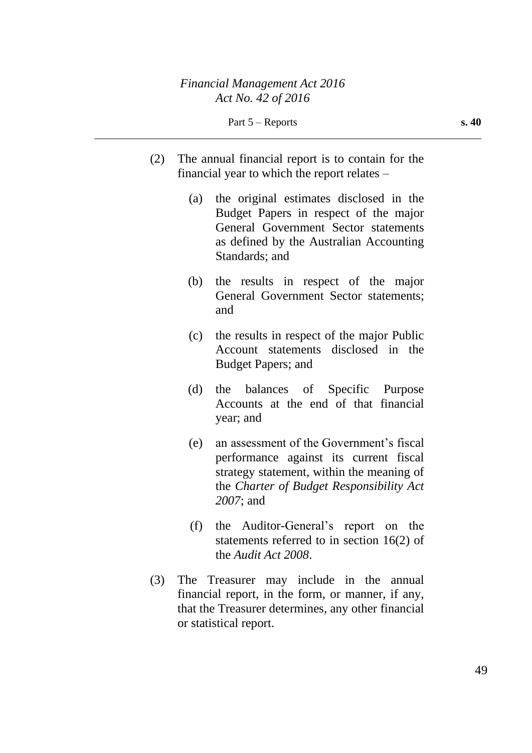(2) The annual financial report is to contain for the financial year to which the report relates –

(a) the original estimates disclosed in the Budget Papers in respect of the major General Government Sector statements as defined by the Australian Accounting Standards; and

(b) the results in respect of the major General Government Sector statements; and

(c) the results in respect of the major Public Account statements disclosed in the Budget Papers; and

(d) the balances of Specific Purpose Accounts at the end of that financial year; and

(e) an assessment of the Government's fiscal performance against its current fiscal strategy statement, within the meaning of the *Charter of Budget Responsibility Act 2007*; and

(f) the Auditor-General's report on the statements referred to in section 16(2) of the *Audit Act 2008*.

(3) The Treasurer may include in the annual financial report, in the form, or manner, if any, that the Treasurer determines, any other financial or statistical report.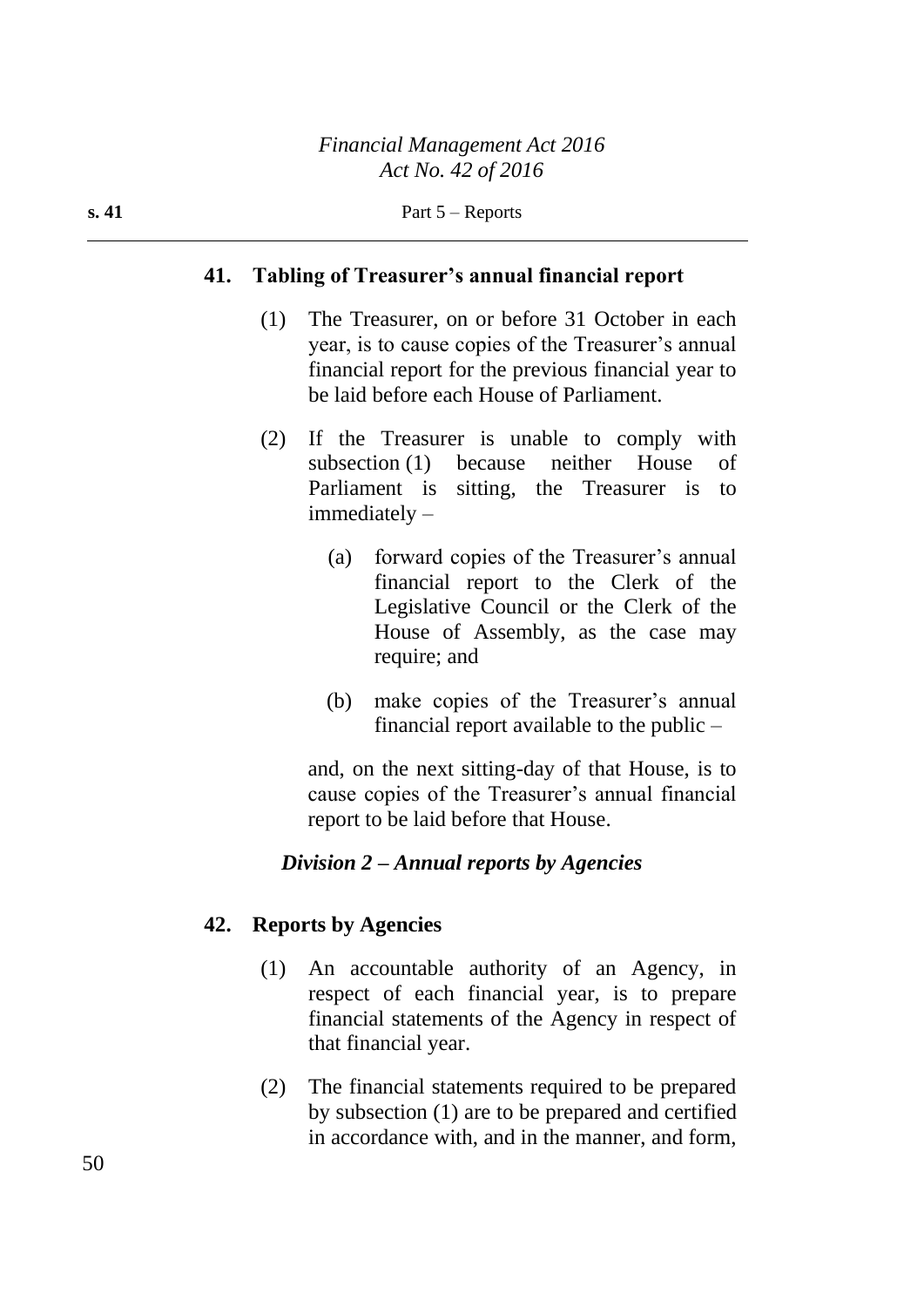## 41. Tabling of Treasurer's annual financial report

(1) The Treasurer, on or before 31 October in each year, is to cause copies of the Treasurer's annual financial report for the previous financial year to be laid before each House of Parliament.

(2) If the Treasurer is unable to comply with subsection (1) because neither House of Parliament is sitting, the Treasurer is to immediately –

(a) forward copies of the Treasurer's annual financial report to the Clerk of the Legislative Council or the Clerk of the House of Assembly, as the case may require; and

(b) make copies of the Treasurer's annual financial report available to the public –

and, on the next sitting-day of that House, is to cause copies of the Treasurer's annual financial report to be laid before that House.

### *Division 2 – Annual reports by Agencies*

## 42. Reports by Agencies

(1) An accountable authority of an Agency, in respect of each financial year, is to prepare financial statements of the Agency in respect of that financial year.

(2) The financial statements required to be prepared by subsection (1) are to be prepared and certified in accordance with, and in the manner, and form,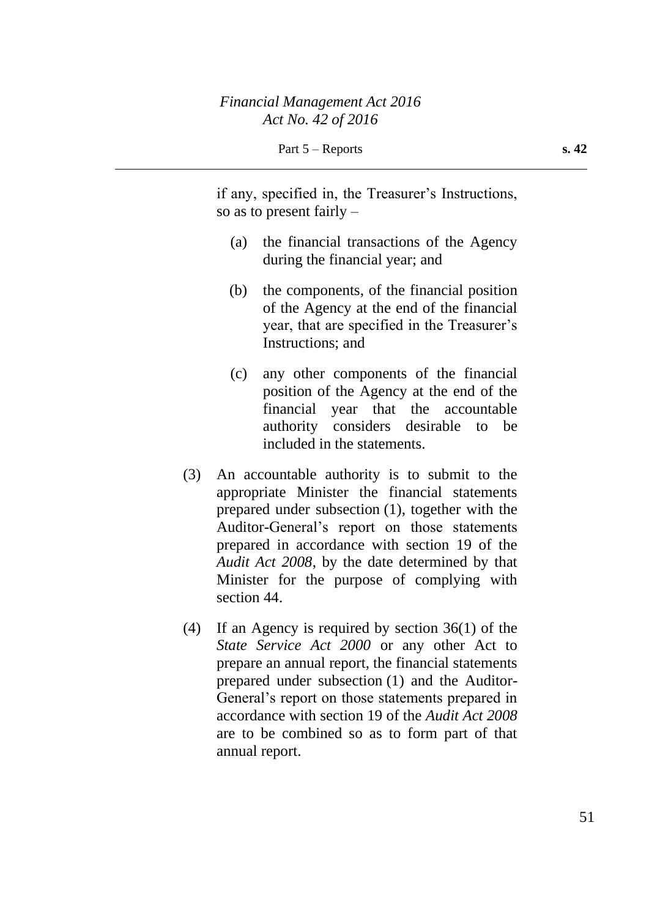if any, specified in, the Treasurer's Instructions, so as to present fairly –

(a) the financial transactions of the Agency during the financial year; and

(b) the components, of the financial position of the Agency at the end of the financial year, that are specified in the Treasurer's Instructions; and

(c) any other components of the financial position of the Agency at the end of the financial year that the accountable authority considers desirable to be included in the statements.

(3) An accountable authority is to submit to the appropriate Minister the financial statements prepared under subsection (1), together with the Auditor-General's report on those statements prepared in accordance with section 19 of the *Audit Act 2008*, by the date determined by that Minister for the purpose of complying with section 44.

(4) If an Agency is required by section 36(1) of the *State Service Act 2000* or any other Act to prepare an annual report, the financial statements prepared under subsection (1) and the Auditor-General's report on those statements prepared in accordance with section 19 of the *Audit Act 2008* are to be combined so as to form part of that annual report.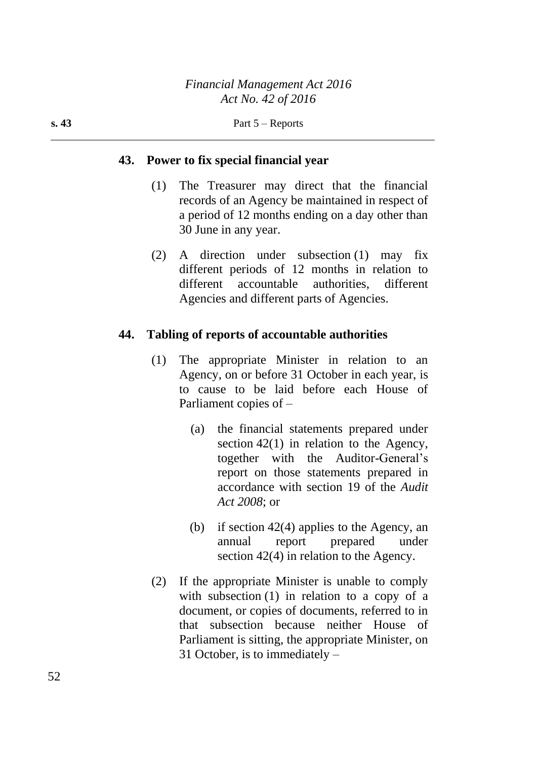### 43. Power to fix special financial year

(1) The Treasurer may direct that the financial records of an Agency be maintained in respect of a period of 12 months ending on a day other than 30 June in any year.

(2) A direction under subsection (1) may fix different periods of 12 months in relation to different accountable authorities, different Agencies and different parts of Agencies.

### 44. Tabling of reports of accountable authorities

(1) The appropriate Minister in relation to an Agency, on or before 31 October in each year, is to cause to be laid before each House of Parliament copies of –

(a) the financial statements prepared under section 42(1) in relation to the Agency, together with the Auditor-General's report on those statements prepared in accordance with section 19 of the *Audit Act 2008*; or

(b) if section 42(4) applies to the Agency, an annual report prepared under section 42(4) in relation to the Agency.

(2) If the appropriate Minister is unable to comply with subsection (1) in relation to a copy of a document, or copies of documents, referred to in that subsection because neither House of Parliament is sitting, the appropriate Minister, on 31 October, is to immediately –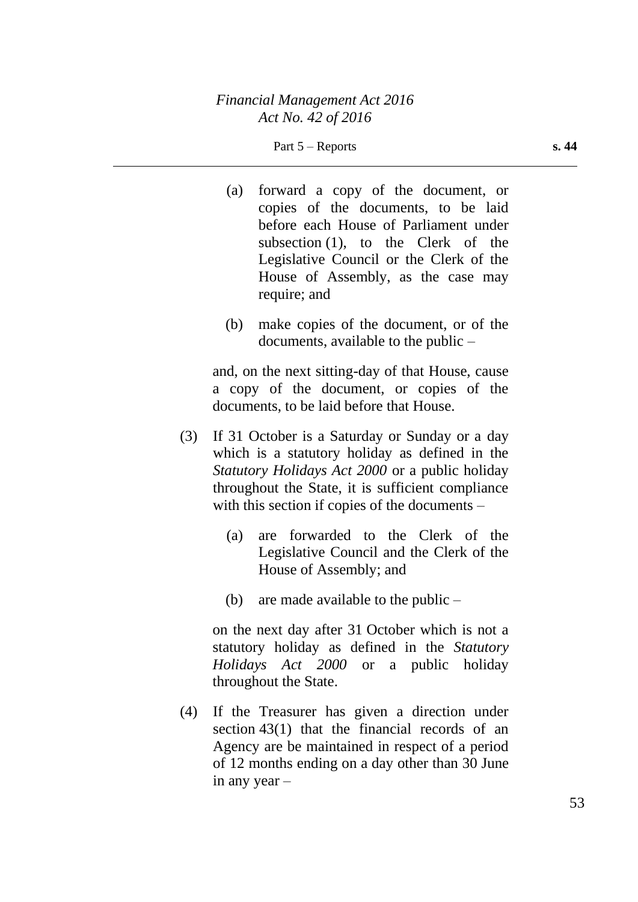(a) forward a copy of the document, or copies of the documents, to be laid before each House of Parliament under subsection (1), to the Clerk of the Legislative Council or the Clerk of the House of Assembly, as the case may require; and

(b) make copies of the document, or of the documents, available to the public –

and, on the next sitting-day of that House, cause a copy of the document, or copies of the documents, to be laid before that House.

(3) If 31 October is a Saturday or Sunday or a day which is a statutory holiday as defined in the *Statutory Holidays Act 2000* or a public holiday throughout the State, it is sufficient compliance with this section if copies of the documents –

(a) are forwarded to the Clerk of the Legislative Council and the Clerk of the House of Assembly; and

(b) are made available to the public –

on the next day after 31 October which is not a statutory holiday as defined in the *Statutory Holidays Act 2000* or a public holiday throughout the State.

(4) If the Treasurer has given a direction under section 43(1) that the financial records of an Agency are be maintained in respect of a period of 12 months ending on a day other than 30 June in any year –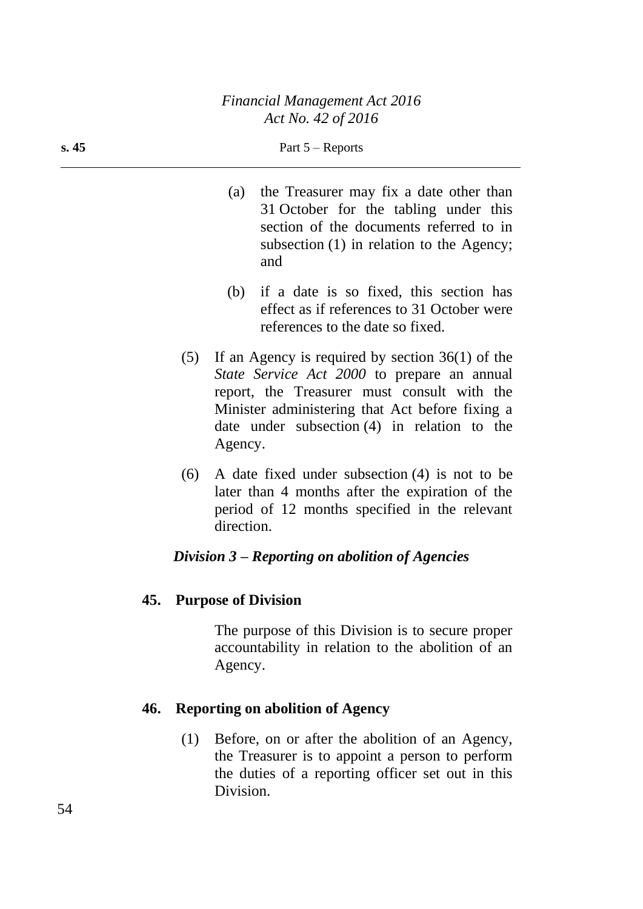(a) the Treasurer may fix a date other than 31 October for the tabling under this section of the documents referred to in subsection (1) in relation to the Agency; and

(b) if a date is so fixed, this section has effect as if references to 31 October were references to the date so fixed.

(5) If an Agency is required by section 36(1) of the *State Service Act 2000* to prepare an annual report, the Treasurer must consult with the Minister administering that Act before fixing a date under subsection (4) in relation to the Agency.

(6) A date fixed under subsection (4) is not to be later than 4 months after the expiration of the period of 12 months specified in the relevant direction.

### *Division 3 – Reporting on abolition of Agencies*

#### 45. Purpose of Division

The purpose of this Division is to secure proper accountability in relation to the abolition of an Agency.

#### 46. Reporting on abolition of Agency

(1) Before, on or after the abolition of an Agency, the Treasurer is to appoint a person to perform the duties of a reporting officer set out in this Division.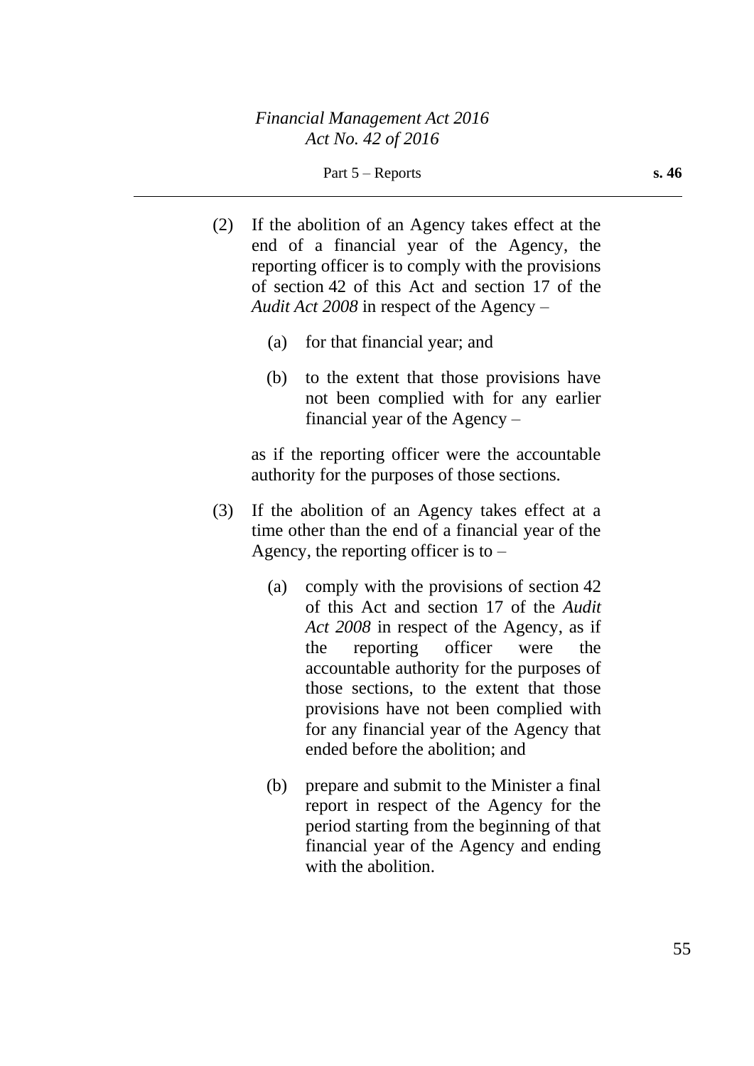(2) If the abolition of an Agency takes effect at the end of a financial year of the Agency, the reporting officer is to comply with the provisions of section 42 of this Act and section 17 of the *Audit Act 2008* in respect of the Agency –

(a) for that financial year; and

(b) to the extent that those provisions have not been complied with for any earlier financial year of the Agency –

as if the reporting officer were the accountable authority for the purposes of those sections.

(3) If the abolition of an Agency takes effect at a time other than the end of a financial year of the Agency, the reporting officer is to –

(a) comply with the provisions of section 42 of this Act and section 17 of the *Audit Act 2008* in respect of the Agency, as if the reporting officer were the accountable authority for the purposes of those sections, to the extent that those provisions have not been complied with for any financial year of the Agency that ended before the abolition; and

(b) prepare and submit to the Minister a final report in respect of the Agency for the period starting from the beginning of that financial year of the Agency and ending with the abolition.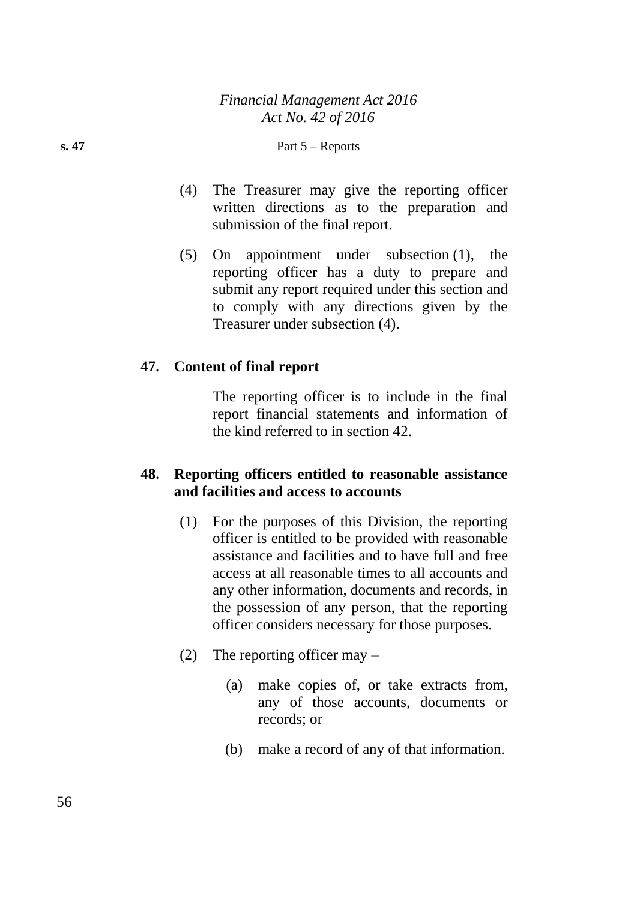(4) The Treasurer may give the reporting officer written directions as to the preparation and submission of the final report.

(5) On appointment under subsection (1), the reporting officer has a duty to prepare and submit any report required under this section and to comply with any directions given by the Treasurer under subsection (4).

**47. Content of final report**

The reporting officer is to include in the final report financial statements and information of the kind referred to in section 42.

**48. Reporting officers entitled to reasonable assistance and facilities and access to accounts**

(1) For the purposes of this Division, the reporting officer is entitled to be provided with reasonable assistance and facilities and to have full and free access at all reasonable times to all accounts and any other information, documents and records, in the possession of any person, that the reporting officer considers necessary for those purposes.

(2) The reporting officer may –

(a) make copies of, or take extracts from, any of those accounts, documents or records; or

(b) make a record of any of that information.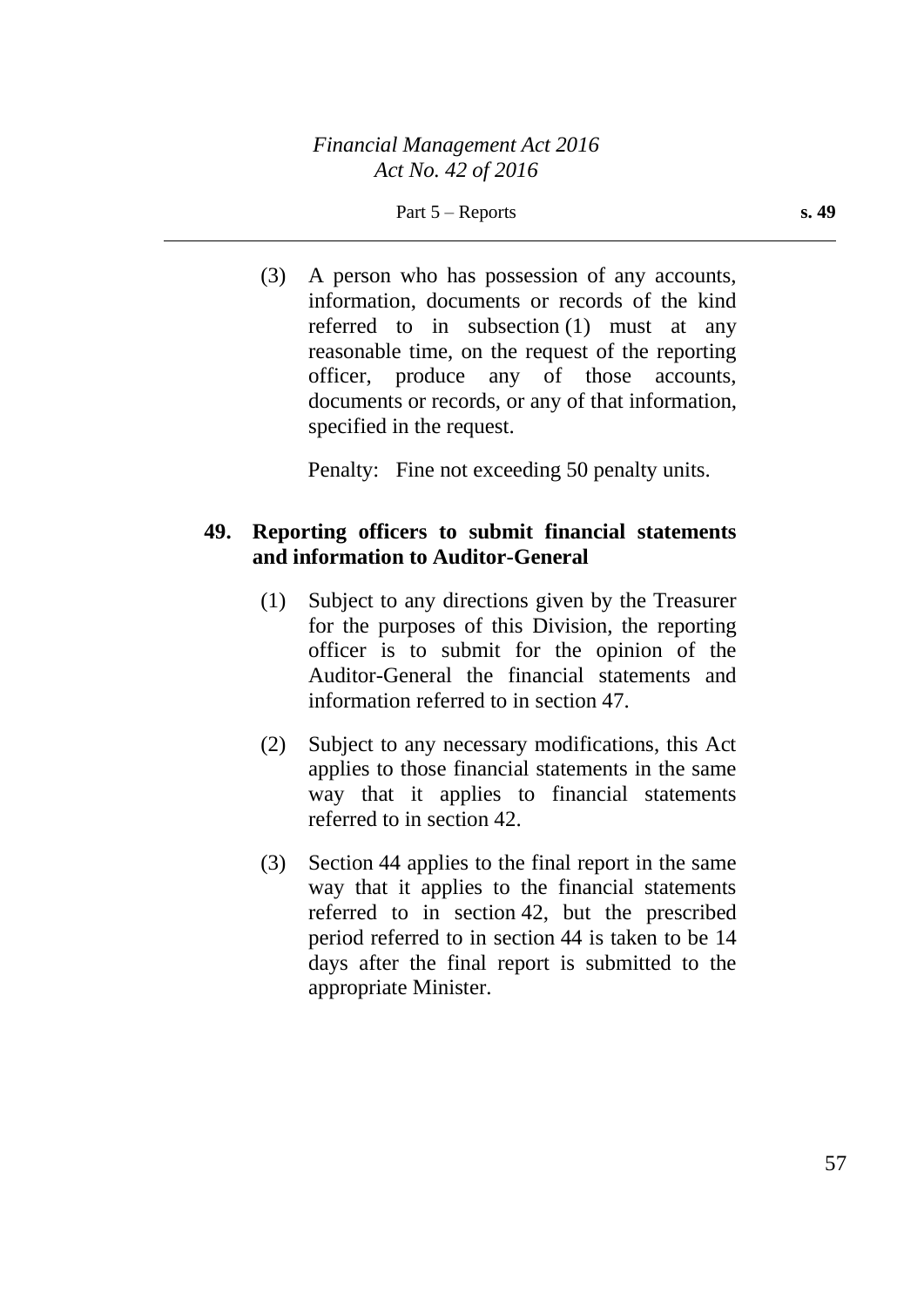(3) A person who has possession of any accounts, information, documents or records of the kind referred to in subsection (1) must at any reasonable time, on the request of the reporting officer, produce any of those accounts, documents or records, or any of that information, specified in the request.

Penalty: Fine not exceeding 50 penalty units.

**49. Reporting officers to submit financial statements and information to Auditor-General**

(1) Subject to any directions given by the Treasurer for the purposes of this Division, the reporting officer is to submit for the opinion of the Auditor-General the financial statements and information referred to in section 47.

(2) Subject to any necessary modifications, this Act applies to those financial statements in the same way that it applies to financial statements referred to in section 42.

(3) Section 44 applies to the final report in the same way that it applies to the financial statements referred to in section 42, but the prescribed period referred to in section 44 is taken to be 14 days after the final report is submitted to the appropriate Minister.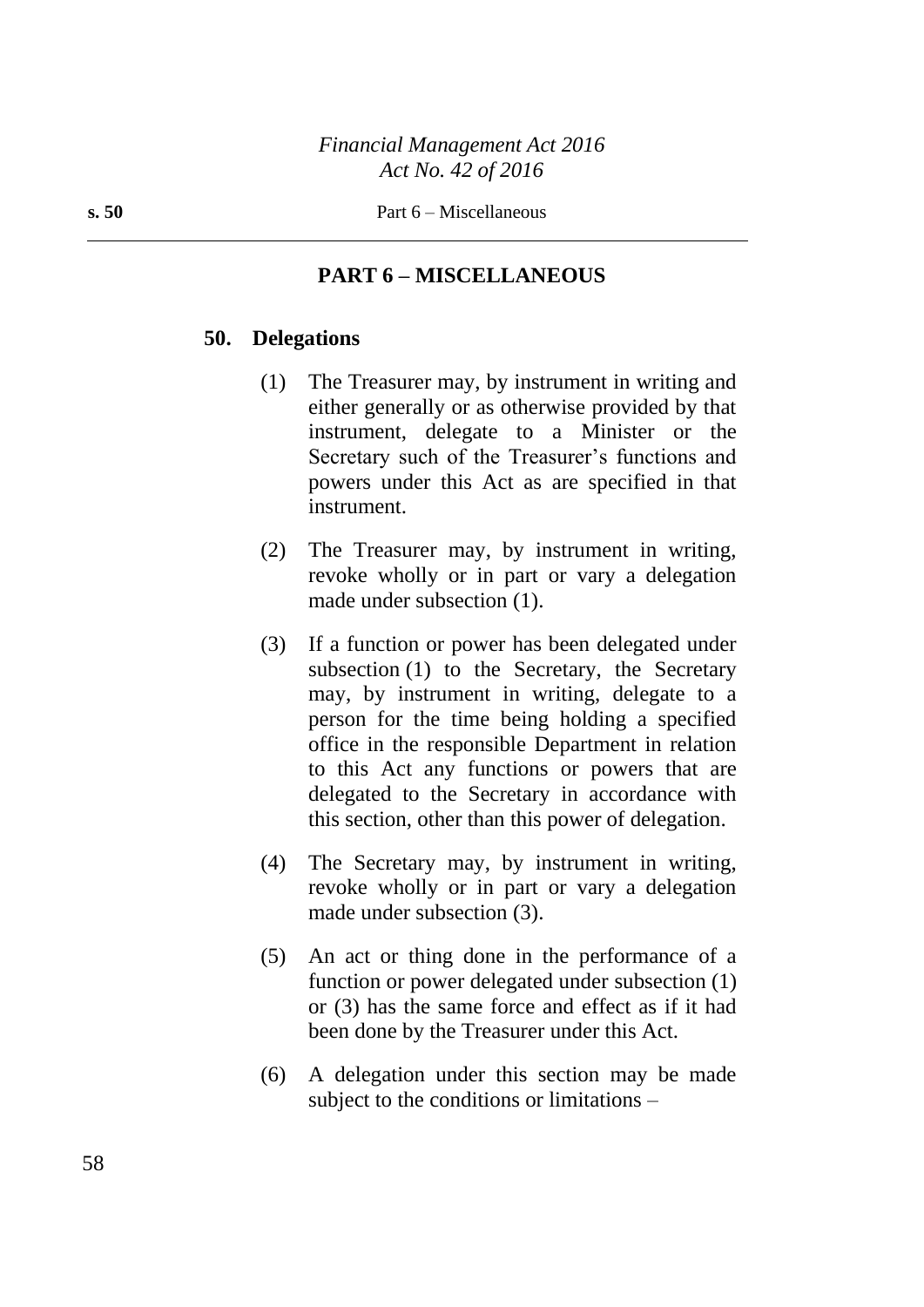## PART 6 – MISCELLANEOUS

### 50. Delegations

(1) The Treasurer may, by instrument in writing and either generally or as otherwise provided by that instrument, delegate to a Minister or the Secretary such of the Treasurer's functions and powers under this Act as are specified in that instrument.

(2) The Treasurer may, by instrument in writing, revoke wholly or in part or vary a delegation made under subsection (1).

(3) If a function or power has been delegated under subsection (1) to the Secretary, the Secretary may, by instrument in writing, delegate to a person for the time being holding a specified office in the responsible Department in relation to this Act any functions or powers that are delegated to the Secretary in accordance with this section, other than this power of delegation.

(4) The Secretary may, by instrument in writing, revoke wholly or in part or vary a delegation made under subsection (3).

(5) An act or thing done in the performance of a function or power delegated under subsection (1) or (3) has the same force and effect as if it had been done by the Treasurer under this Act.

(6) A delegation under this section may be made subject to the conditions or limitations –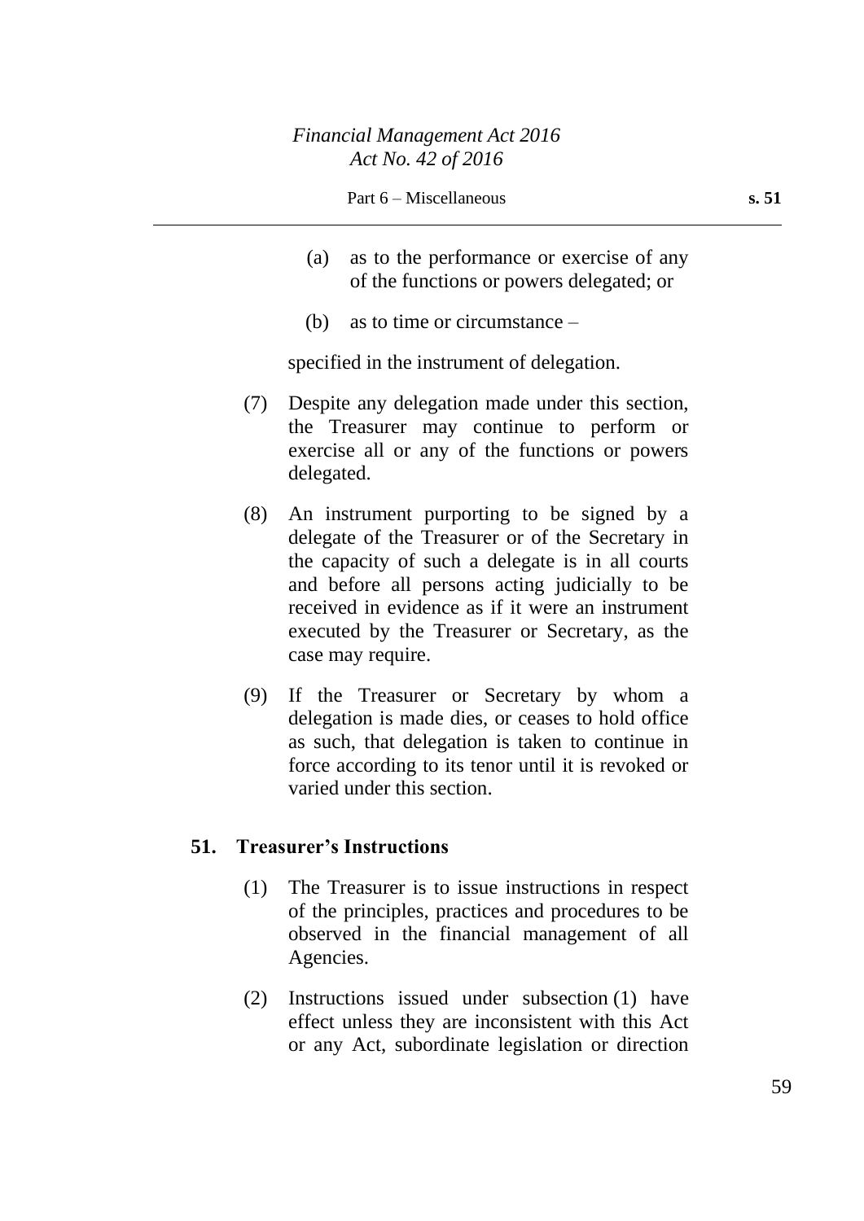(a) as to the performance or exercise of any of the functions or powers delegated; or

(b) as to time or circumstance –

specified in the instrument of delegation.

(7) Despite any delegation made under this section, the Treasurer may continue to perform or exercise all or any of the functions or powers delegated.

(8) An instrument purporting to be signed by a delegate of the Treasurer or of the Secretary in the capacity of such a delegate is in all courts and before all persons acting judicially to be received in evidence as if it were an instrument executed by the Treasurer or Secretary, as the case may require.

(9) If the Treasurer or Secretary by whom a delegation is made dies, or ceases to hold office as such, that delegation is taken to continue in force according to its tenor until it is revoked or varied under this section.

### 51. Treasurer's Instructions

(1) The Treasurer is to issue instructions in respect of the principles, practices and procedures to be observed in the financial management of all Agencies.

(2) Instructions issued under subsection (1) have effect unless they are inconsistent with this Act or any Act, subordinate legislation or direction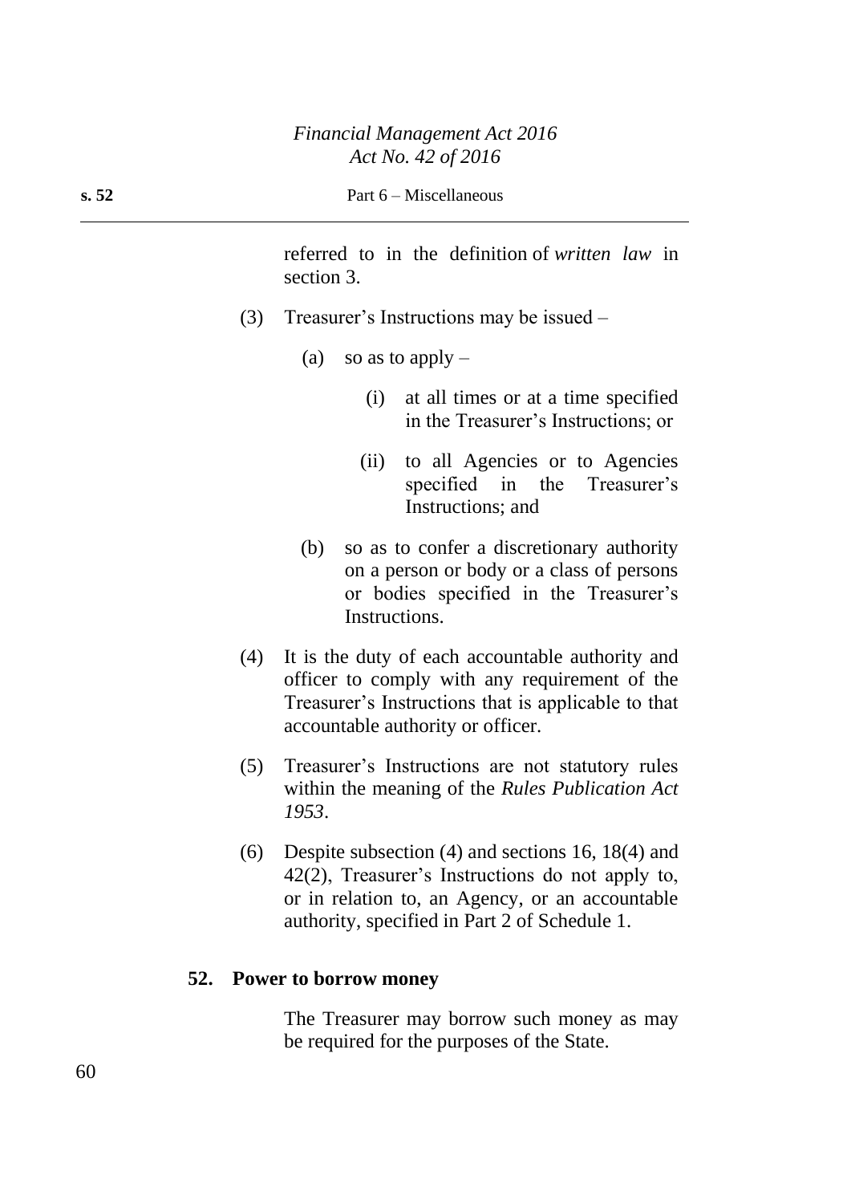referred to in the definition of *written law* in section 3.

(3) Treasurer's Instructions may be issued –

(a) so as to apply –

(i) at all times or at a time specified in the Treasurer's Instructions; or

(ii) to all Agencies or to Agencies specified in the Treasurer's Instructions; and

(b) so as to confer a discretionary authority on a person or body or a class of persons or bodies specified in the Treasurer's Instructions.

(4) It is the duty of each accountable authority and officer to comply with any requirement of the Treasurer's Instructions that is applicable to that accountable authority or officer.

(5) Treasurer's Instructions are not statutory rules within the meaning of the *Rules Publication Act 1953*.

(6) Despite subsection (4) and sections 16, 18(4) and 42(2), Treasurer's Instructions do not apply to, or in relation to, an Agency, or an accountable authority, specified in Part 2 of Schedule 1.

## 52. Power to borrow money

The Treasurer may borrow such money as may be required for the purposes of the State.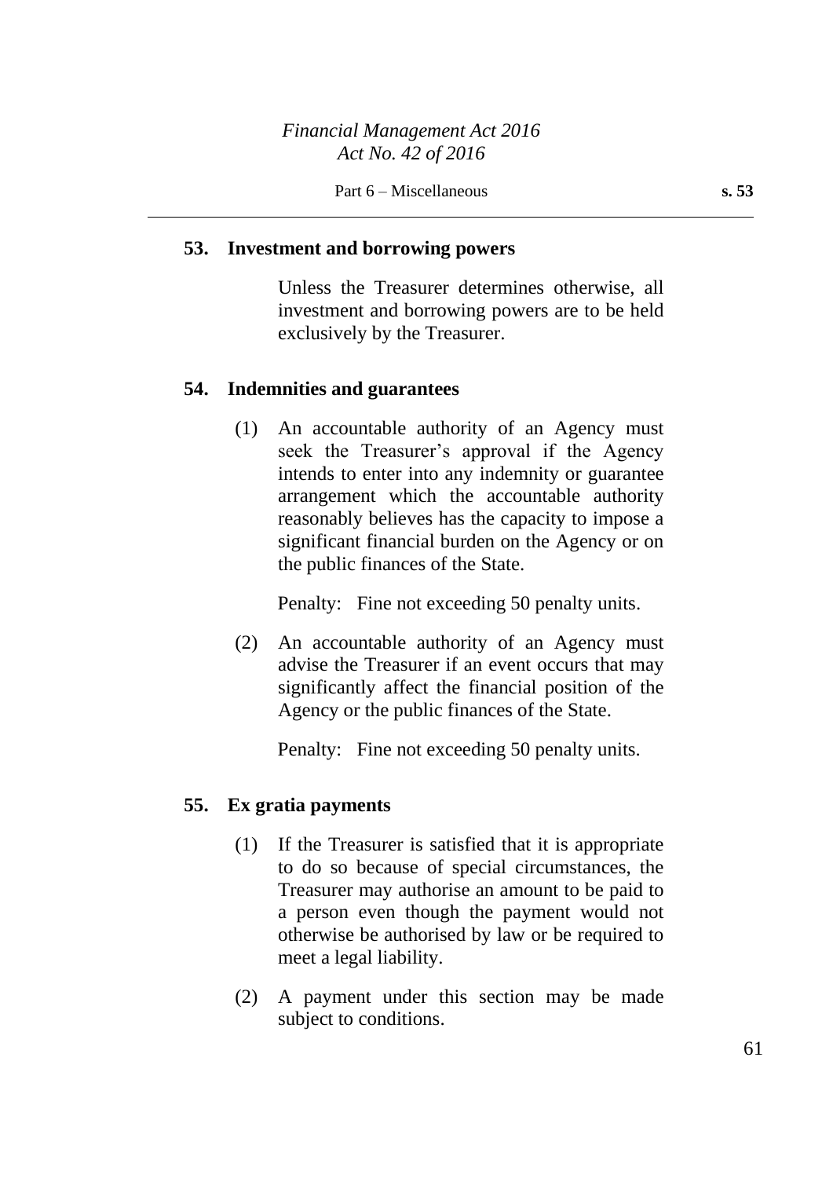## 53. Investment and borrowing powers

Unless the Treasurer determines otherwise, all investment and borrowing powers are to be held exclusively by the Treasurer.

## 54. Indemnities and guarantees

(1) An accountable authority of an Agency must seek the Treasurer's approval if the Agency intends to enter into any indemnity or guarantee arrangement which the accountable authority reasonably believes has the capacity to impose a significant financial burden on the Agency or on the public finances of the State.

Penalty: Fine not exceeding 50 penalty units.

(2) An accountable authority of an Agency must advise the Treasurer if an event occurs that may significantly affect the financial position of the Agency or the public finances of the State.

Penalty: Fine not exceeding 50 penalty units.

## 55. Ex gratia payments

(1) If the Treasurer is satisfied that it is appropriate to do so because of special circumstances, the Treasurer may authorise an amount to be paid to a person even though the payment would not otherwise be authorised by law or be required to meet a legal liability.

(2) A payment under this section may be made subject to conditions.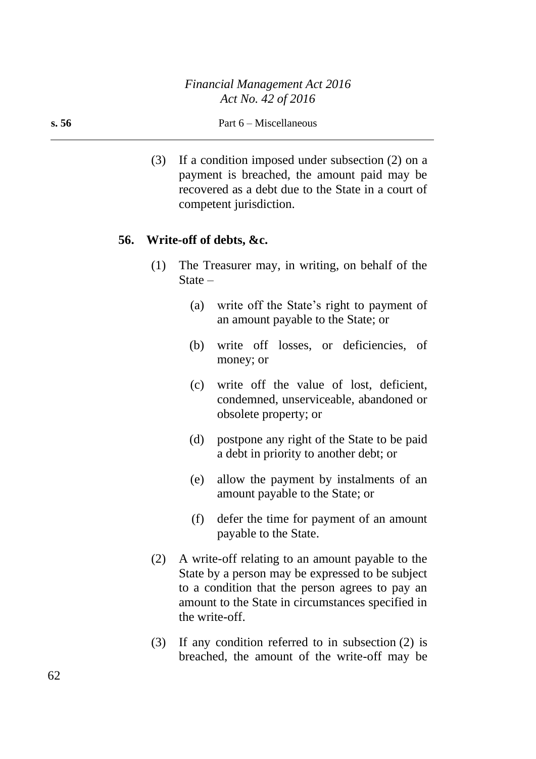(3) If a condition imposed under subsection (2) on a payment is breached, the amount paid may be recovered as a debt due to the State in a court of competent jurisdiction.

### 56. Write-off of debts, &c.

(1) The Treasurer may, in writing, on behalf of the State –

- (a) write off the State's right to payment of an amount payable to the State; or
- (b) write off losses, or deficiencies, of money; or
- (c) write off the value of lost, deficient, condemned, unserviceable, abandoned or obsolete property; or
- (d) postpone any right of the State to be paid a debt in priority to another debt; or
- (e) allow the payment by instalments of an amount payable to the State; or
- (f) defer the time for payment of an amount payable to the State.

(2) A write-off relating to an amount payable to the State by a person may be expressed to be subject to a condition that the person agrees to pay an amount to the State in circumstances specified in the write-off.

(3) If any condition referred to in subsection (2) is breached, the amount of the write-off may be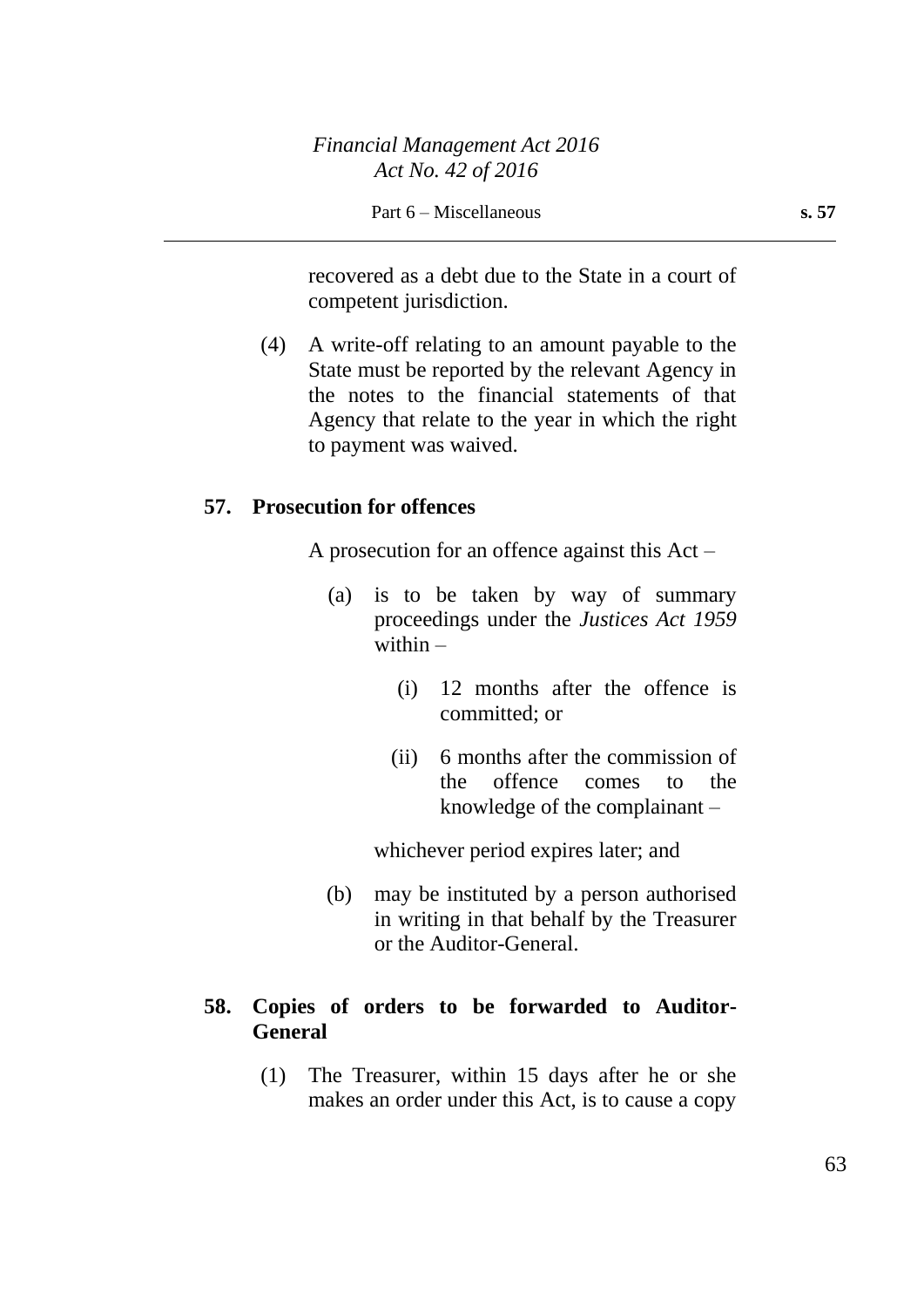recovered as a debt due to the State in a court of competent jurisdiction.

(4) A write-off relating to an amount payable to the State must be reported by the relevant Agency in the notes to the financial statements of that Agency that relate to the year in which the right to payment was waived.

**57. Prosecution for offences**

A prosecution for an offence against this Act –

(a) is to be taken by way of summary proceedings under the *Justices Act 1959* within –

(i) 12 months after the offence is committed; or

(ii) 6 months after the commission of the offence comes to the knowledge of the complainant –

whichever period expires later; and

(b) may be instituted by a person authorised in writing in that behalf by the Treasurer or the Auditor-General.

**58. Copies of orders to be forwarded to Auditor-General**

(1) The Treasurer, within 15 days after he or she makes an order under this Act, is to cause a copy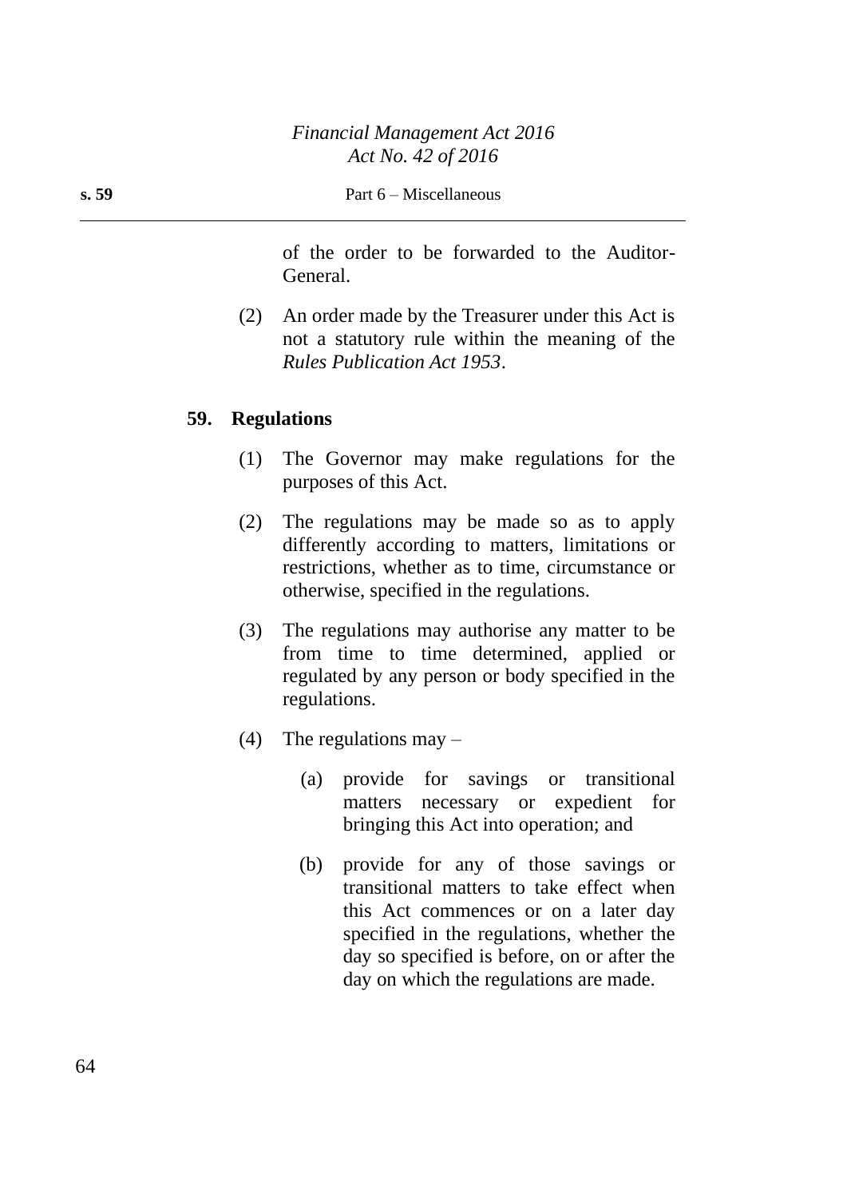of the order to be forwarded to the Auditor-General.

(2) An order made by the Treasurer under this Act is not a statutory rule within the meaning of the *Rules Publication Act 1953*.

### 59. Regulations

(1) The Governor may make regulations for the purposes of this Act.

(2) The regulations may be made so as to apply differently according to matters, limitations or restrictions, whether as to time, circumstance or otherwise, specified in the regulations.

(3) The regulations may authorise any matter to be from time to time determined, applied or regulated by any person or body specified in the regulations.

(4) The regulations may –

(a) provide for savings or transitional matters necessary or expedient for bringing this Act into operation; and

(b) provide for any of those savings or transitional matters to take effect when this Act commences or on a later day specified in the regulations, whether the day so specified is before, on or after the day on which the regulations are made.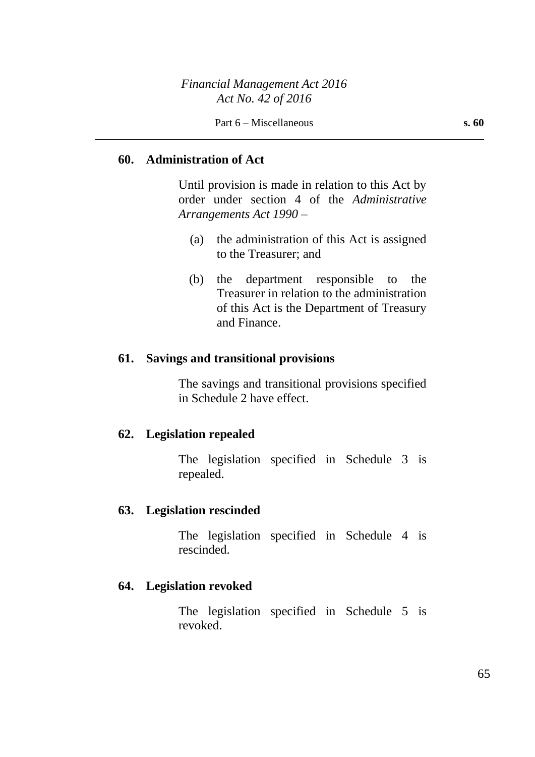## 60. Administration of Act

Until provision is made in relation to this Act by order under section 4 of the *Administrative Arrangements Act 1990* –

(a) the administration of this Act is assigned to the Treasurer; and

(b) the department responsible to the Treasurer in relation to the administration of this Act is the Department of Treasury and Finance.

## 61. Savings and transitional provisions

The savings and transitional provisions specified in Schedule 2 have effect.

## 62. Legislation repealed

The legislation specified in Schedule 3 is repealed.

## 63. Legislation rescinded

The legislation specified in Schedule 4 is rescinded.

## 64. Legislation revoked

The legislation specified in Schedule 5 is revoked.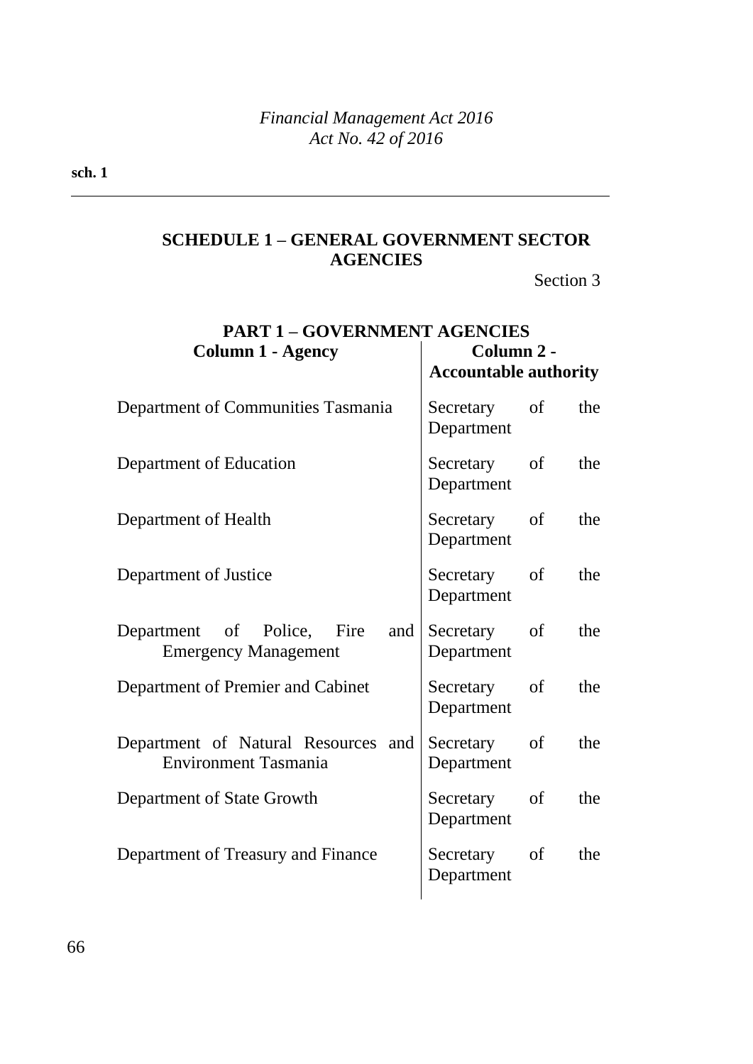## SCHEDULE 1 – GENERAL GOVERNMENT SECTOR AGENCIES

Section 3

### PART 1 – GOVERNMENT AGENCIES

| Column 1 - Agency | Column 2 - Accountable authority |
| --- | --- |
| Department of Communities Tasmania | Secretary of the Department |
| Department of Education | Secretary of the Department |
| Department of Health | Secretary of the Department |
| Department of Justice | Secretary of the Department |
| Department of Police, Fire and Emergency Management | Secretary of the Department |
| Department of Premier and Cabinet | Secretary of the Department |
| Department of Natural Resources and Environment Tasmania | Secretary of the Department |
| Department of State Growth | Secretary of the Department |
| Department of Treasury and Finance | Secretary of the Department |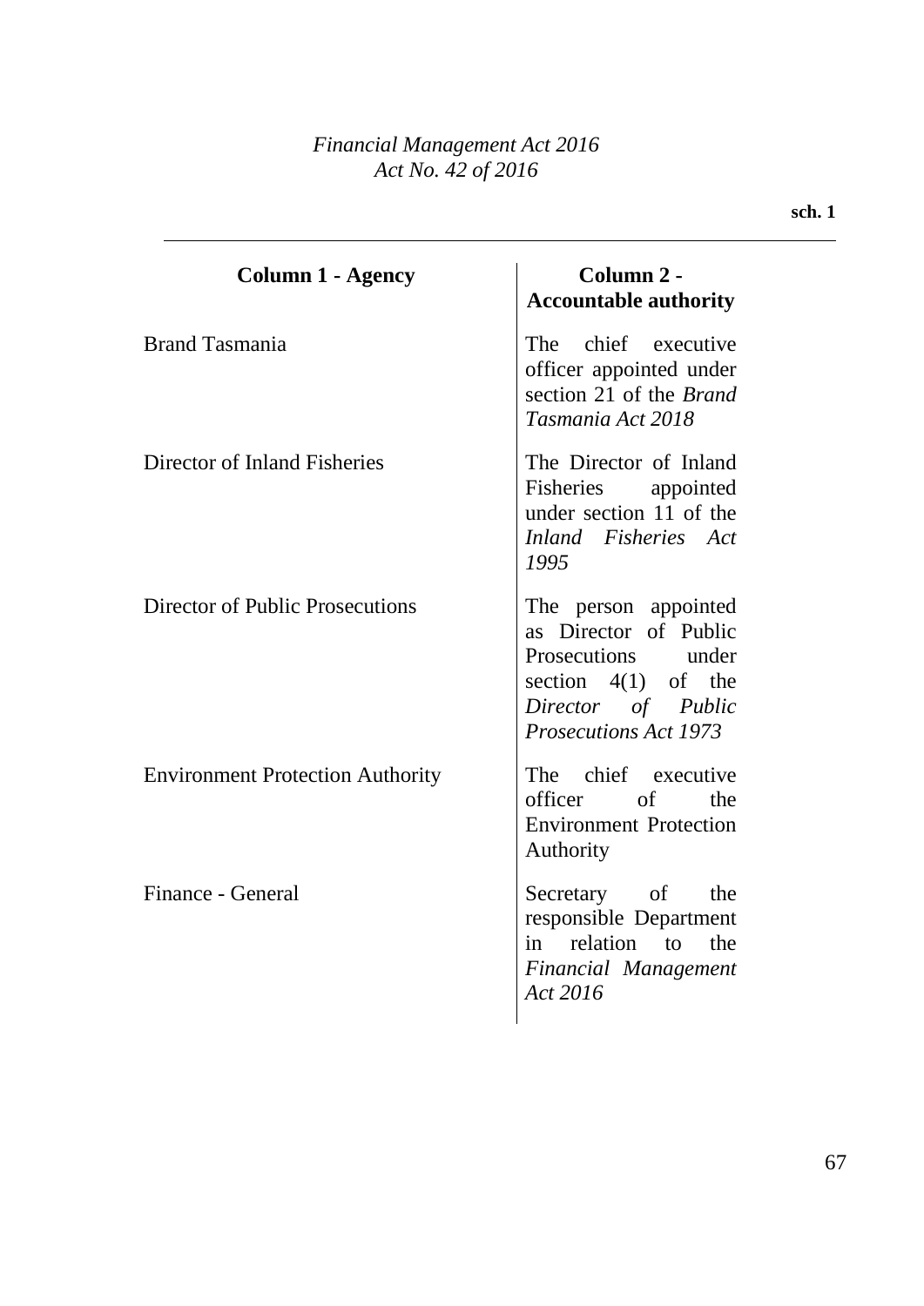| Column 1 - Agency | Column 2 - Accountable authority |
|---|---|
| Brand Tasmania | The chief executive officer appointed under section 21 of the *Brand Tasmania Act 2018* |
| Director of Inland Fisheries | The Director of Inland Fisheries appointed under section 11 of the *Inland Fisheries Act 1995* |
| Director of Public Prosecutions | The person appointed as Director of Public Prosecutions under section 4(1) of the *Director of Public Prosecutions Act 1973* |
| Environment Protection Authority | The chief executive officer of the Environment Protection Authority |
| Finance - General | Secretary of the responsible Department in relation to the *Financial Management Act 2016* |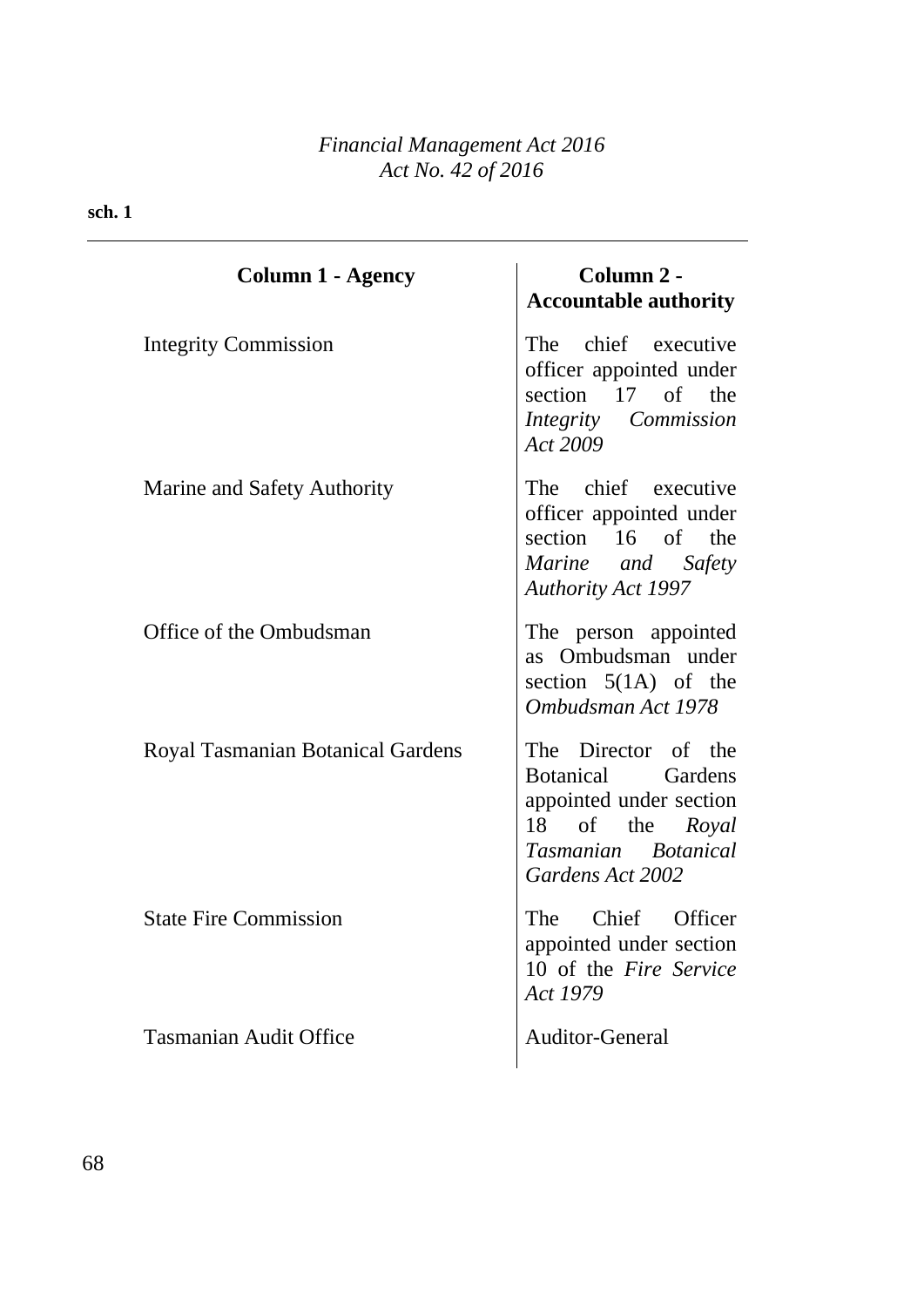| Column 1 - Agency | Column 2 - Accountable authority |
| --- | --- |
| Integrity Commission | The chief executive officer appointed under section 17 of the *Integrity Commission Act 2009* |
| Marine and Safety Authority | The chief executive officer appointed under section 16 of the *Marine and Safety Authority Act 1997* |
| Office of the Ombudsman | The person appointed as Ombudsman under section 5(1A) of the *Ombudsman Act 1978* |
| Royal Tasmanian Botanical Gardens | The Director of the Botanical Gardens appointed under section 18 of the *Royal Tasmanian Botanical Gardens Act 2002* |
| State Fire Commission | The Chief Officer appointed under section 10 of the *Fire Service Act 1979* |
| Tasmanian Audit Office | Auditor-General |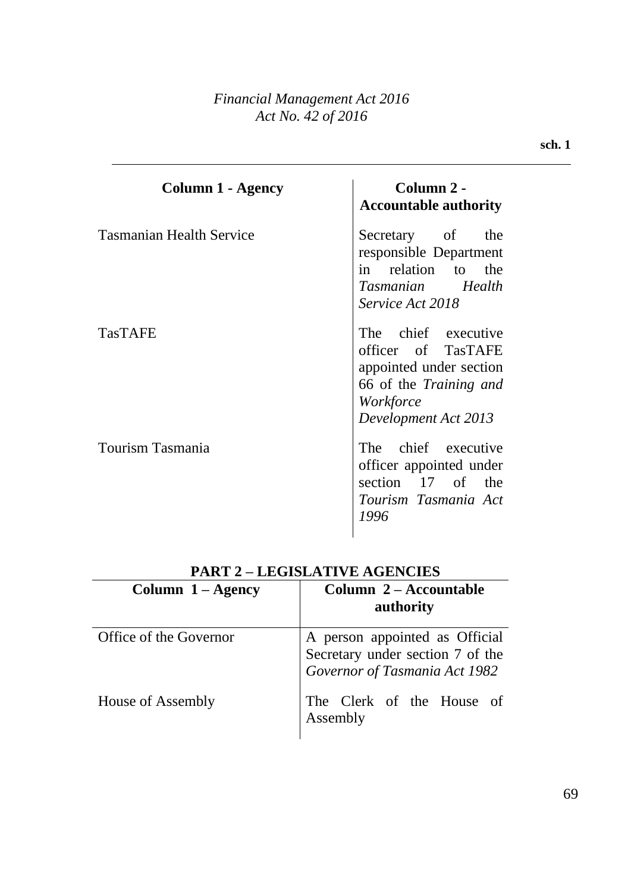| Column 1 - Agency | Column 2 - Accountable authority |
| --- | --- |
| Tasmanian Health Service | Secretary of the responsible Department in relation to the *Tasmanian Health Service Act 2018* |
| TasTAFE | The chief executive officer of TasTAFE appointed under section 66 of the *Training and Workforce Development Act 2013* |
| Tourism Tasmania | The chief executive officer appointed under section 17 of the *Tourism Tasmania Act 1996* |

## PART 2 – LEGISLATIVE AGENCIES

| Column 1 – Agency | Column 2 – Accountable authority |
| --- | --- |
| Office of the Governor | A person appointed as Official Secretary under section 7 of the *Governor of Tasmania Act 1982* |
| House of Assembly | The Clerk of the House of Assembly |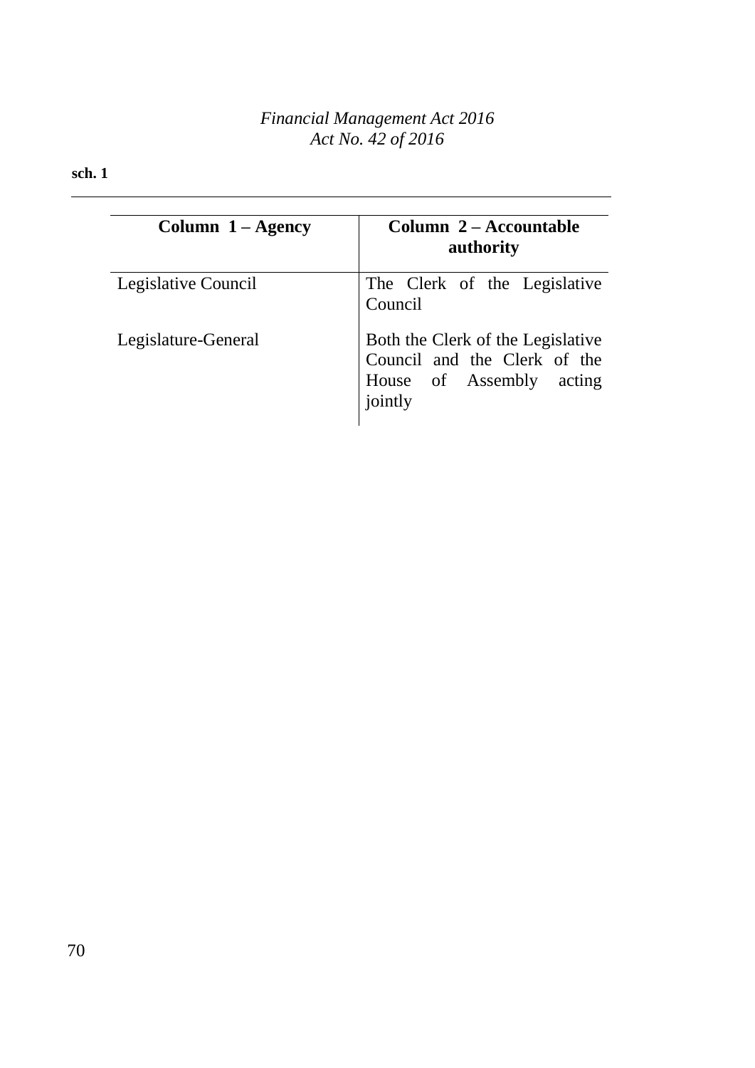| Column 1 – Agency | Column 2 – Accountable authority |
|---|---|
| Legislative Council | The Clerk of the Legislative Council |
| Legislature-General | Both the Clerk of the Legislative Council and the Clerk of the House of Assembly acting jointly |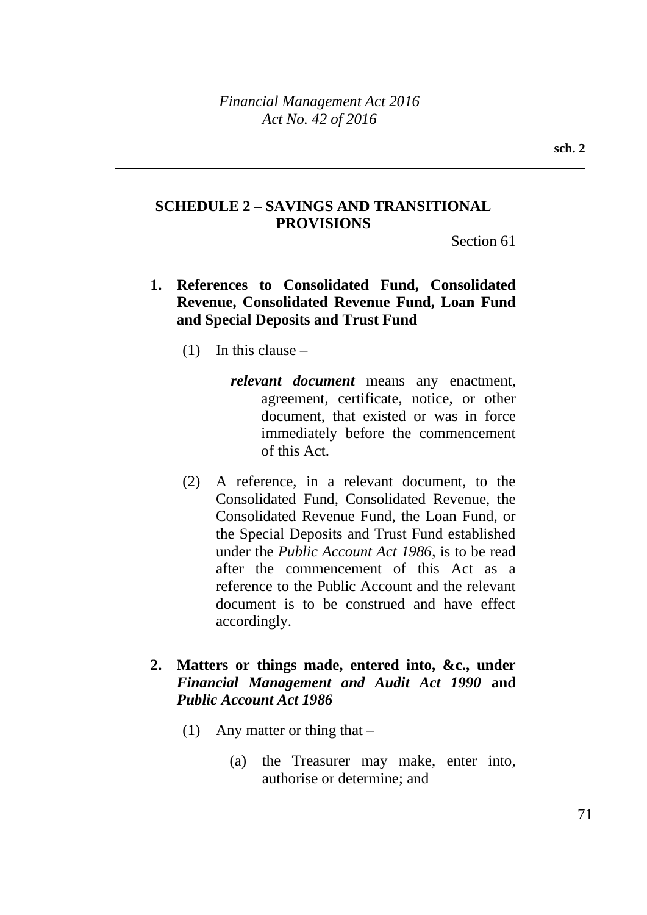## SCHEDULE 2 – SAVINGS AND TRANSITIONAL PROVISIONS

Section 61

### 1. References to Consolidated Fund, Consolidated Revenue, Consolidated Revenue Fund, Loan Fund and Special Deposits and Trust Fund

(1) In this clause –

***relevant document*** means any enactment, agreement, certificate, notice, or other document, that existed or was in force immediately before the commencement of this Act.

(2) A reference, in a relevant document, to the Consolidated Fund, Consolidated Revenue, the Consolidated Revenue Fund, the Loan Fund, or the Special Deposits and Trust Fund established under the *Public Account Act 1986*, is to be read after the commencement of this Act as a reference to the Public Account and the relevant document is to be construed and have effect accordingly.

### 2. Matters or things made, entered into, &c., under *Financial Management and Audit Act 1990* and *Public Account Act 1986*

(1) Any matter or thing that –

(a) the Treasurer may make, enter into, authorise or determine; and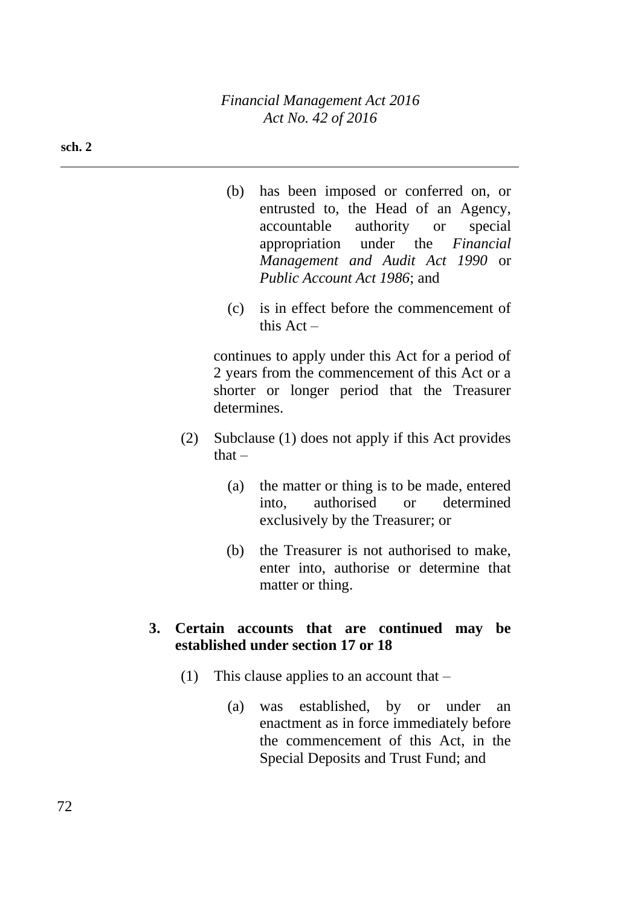(b) has been imposed or conferred on, or entrusted to, the Head of an Agency, accountable authority or special appropriation under the *Financial Management and Audit Act 1990* or *Public Account Act 1986*; and

(c) is in effect before the commencement of this Act –

continues to apply under this Act for a period of 2 years from the commencement of this Act or a shorter or longer period that the Treasurer determines.

(2) Subclause (1) does not apply if this Act provides that –

(a) the matter or thing is to be made, entered into, authorised or determined exclusively by the Treasurer; or

(b) the Treasurer is not authorised to make, enter into, authorise or determine that matter or thing.

**3. Certain accounts that are continued may be established under section 17 or 18**

(1) This clause applies to an account that –

(a) was established, by or under an enactment as in force immediately before the commencement of this Act, in the Special Deposits and Trust Fund; and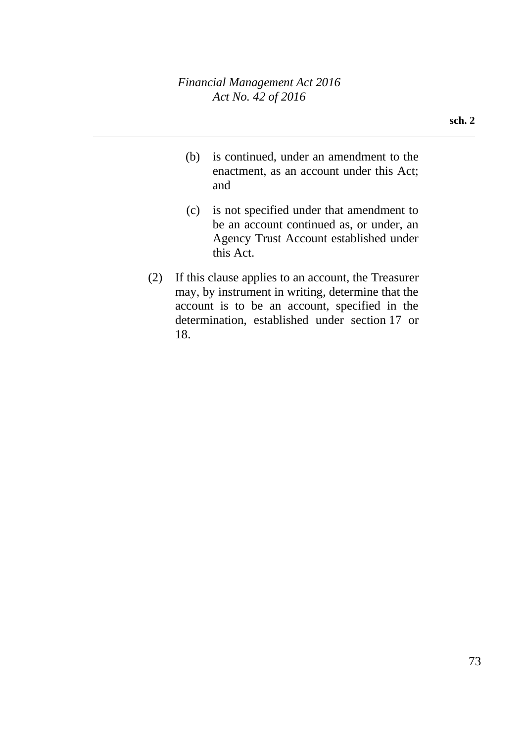(b) is continued, under an amendment to the enactment, as an account under this Act; and

(c) is not specified under that amendment to be an account continued as, or under, an Agency Trust Account established under this Act.

(2) If this clause applies to an account, the Treasurer may, by instrument in writing, determine that the account is to be an account, specified in the determination, established under section 17 or 18.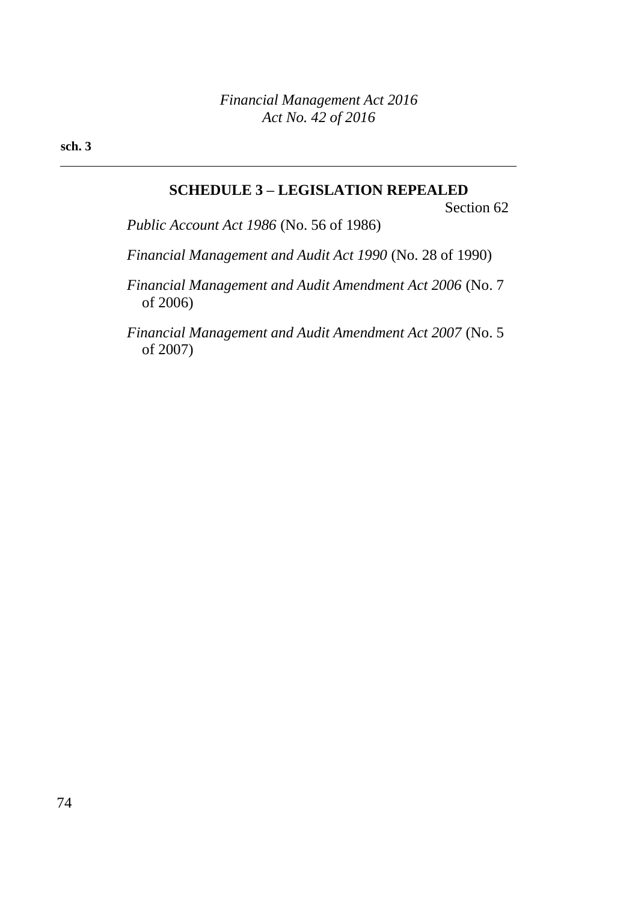## SCHEDULE 3 – LEGISLATION REPEALED

Section 62

*Public Account Act 1986* (No. 56 of 1986)

*Financial Management and Audit Act 1990* (No. 28 of 1990)

*Financial Management and Audit Amendment Act 2006* (No. 7 of 2006)

*Financial Management and Audit Amendment Act 2007* (No. 5 of 2007)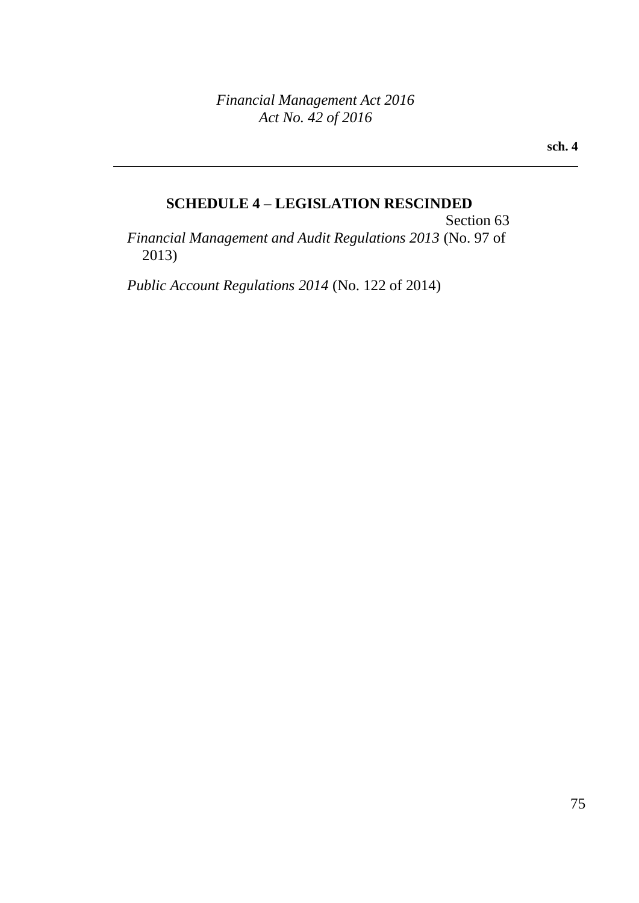## SCHEDULE 4 – LEGISLATION RESCINDED

Section 63

*Financial Management and Audit Regulations 2013* (No. 97 of 2013)

*Public Account Regulations 2014* (No. 122 of 2014)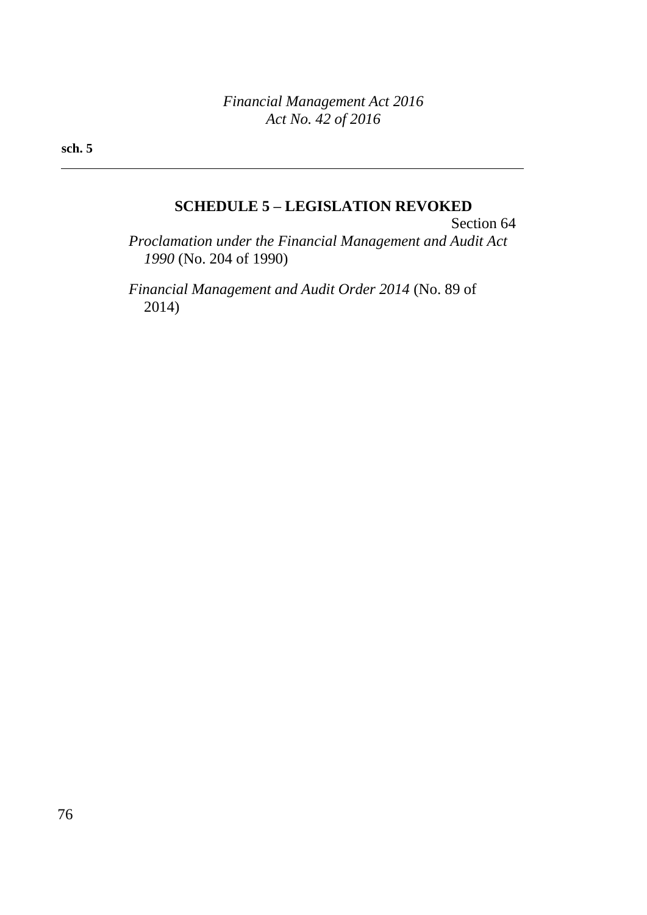## SCHEDULE 5 – LEGISLATION REVOKED

Section 64

*Proclamation under the Financial Management and Audit Act 1990* (No. 204 of 1990)

*Financial Management and Audit Order 2014* (No. 89 of 2014)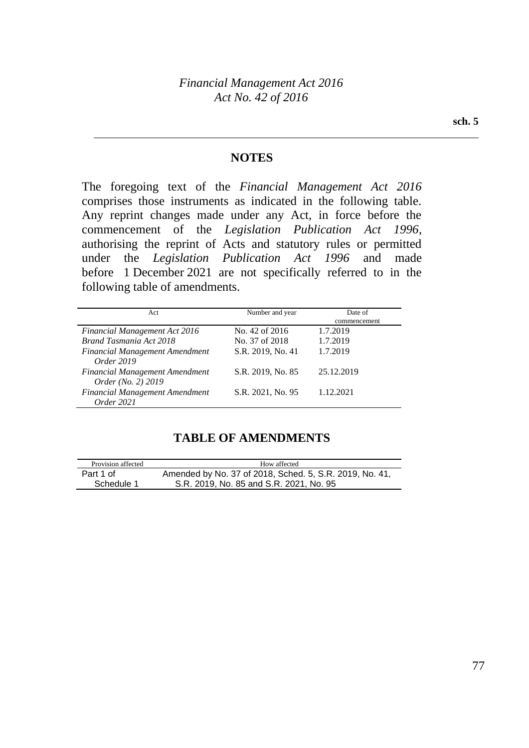## NOTES

The foregoing text of the *Financial Management Act 2016* comprises those instruments as indicated in the following table. Any reprint changes made under any Act, in force before the commencement of the *Legislation Publication Act 1996*, authorising the reprint of Acts and statutory rules or permitted under the *Legislation Publication Act 1996* and made before 1 December 2021 are not specifically referred to in the following table of amendments.

| Act | Number and year | Date of commencement |
|---|---|---|
| *Financial Management Act 2016* | No. 42 of 2016 | 1.7.2019 |
| *Brand Tasmania Act 2018* | No. 37 of 2018 | 1.7.2019 |
| *Financial Management Amendment Order 2019* | S.R. 2019, No. 41 | 1.7.2019 |
| *Financial Management Amendment Order (No. 2) 2019* | S.R. 2019, No. 85 | 25.12.2019 |
| *Financial Management Amendment Order 2021* | S.R. 2021, No. 95 | 1.12.2021 |

## TABLE OF AMENDMENTS

| Provision affected | How affected |
|---|---|
| Part 1 of Schedule 1 | Amended by No. 37 of 2018, Sched. 5, S.R. 2019, No. 41, S.R. 2019, No. 85 and S.R. 2021, No. 95 |